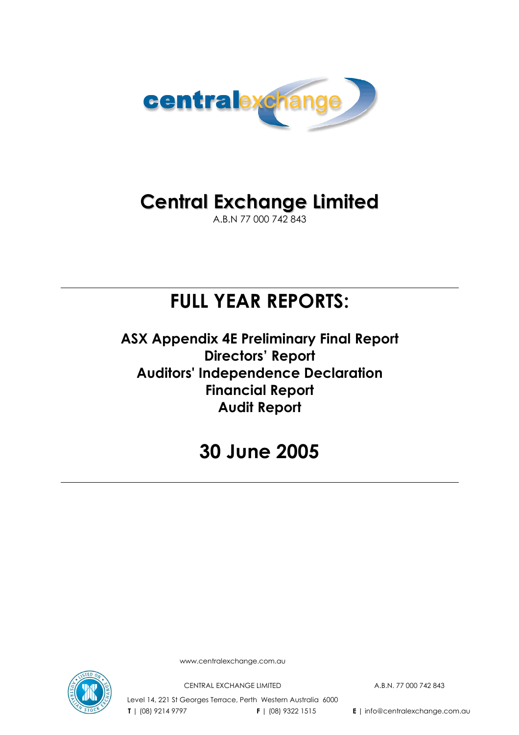centralexchange

# Central Exchange Limited

A.B.N 77 000 742 843

---

# FULL YEAR REPORTS:

## ASX Appendix 4E Preliminary Final Report
## Directors' Report
## Auditors' Independence Declaration
## Financial Report
## Audit Report

# 30 June 2005

---

www.centralexchange.com.au

CENTRAL EXCHANGE LIMITED A.B.N. 77 000 742 843

Level 14, 221 St Georges Terrace, Perth Western Australia 6000

**T** | (08) 9214 9797 **F** | (08) 9322 1515 **E** | info@centralexchange.com.au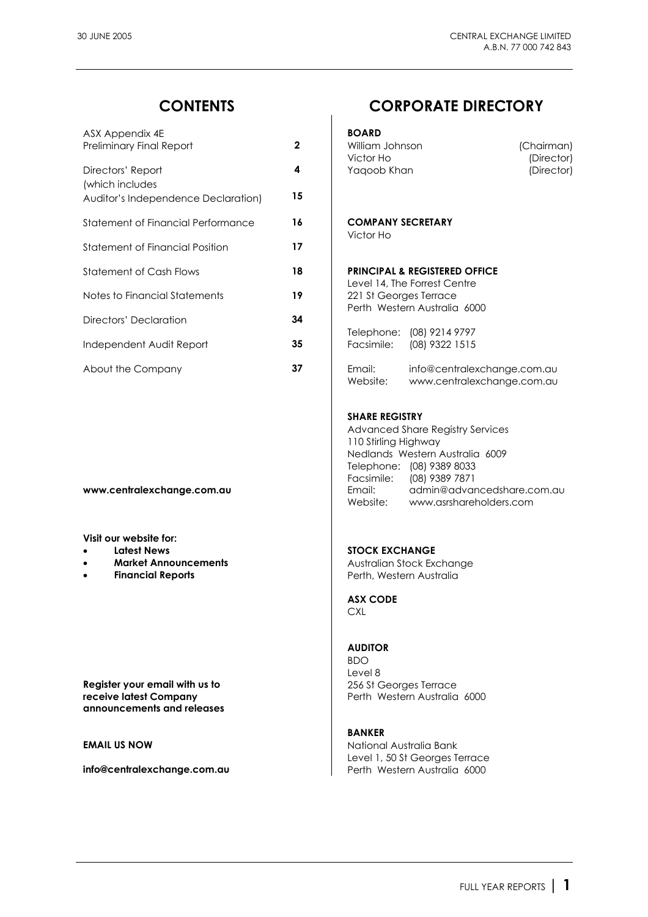## CONTENTS

| | |
|---|---|
| ASX Appendix 4E Preliminary Final Report | 2 |
| Directors' Report (which includes Auditor's Independence Declaration) | 4 / 15 |
| Statement of Financial Performance | 16 |
| Statement of Financial Position | 17 |
| Statement of Cash Flows | 18 |
| Notes to Financial Statements | 19 |
| Directors' Declaration | 34 |
| Independent Audit Report | 35 |
| About the Company | 37 |

**www.centralexchange.com.au**

**Visit our website for:**

- **Latest News**
- **Market Announcements**
- **Financial Reports**

**Register your email with us to receive latest Company announcements and releases**

**EMAIL US NOW**

**info@centralexchange.com.au**

## CORPORATE DIRECTORY

**BOARD**

| | |
|---|---|
| William Johnson | (Chairman) |
| Victor Ho | (Director) |
| Yaqoob Khan | (Director) |

**COMPANY SECRETARY**

Victor Ho

**PRINCIPAL & REGISTERED OFFICE**

Level 14, The Forrest Centre
221 St Georges Terrace
Perth Western Australia 6000

Telephone: (08) 9214 9797
Facsimile: (08) 9322 1515

Email: info@centralexchange.com.au
Website: www.centralexchange.com.au

**SHARE REGISTRY**

Advanced Share Registry Services
110 Stirling Highway
Nedlands Western Australia 6009
Telephone: (08) 9389 8033
Facsimile: (08) 9389 7871
Email: admin@advancedshare.com.au
Website: www.asrshareholders.com

**STOCK EXCHANGE**

Australian Stock Exchange
Perth, Western Australia

**ASX CODE**

CXL

**AUDITOR**

BDO
Level 8
256 St Georges Terrace
Perth Western Australia 6000

**BANKER**

National Australia Bank
Level 1, 50 St Georges Terrace
Perth Western Australia 6000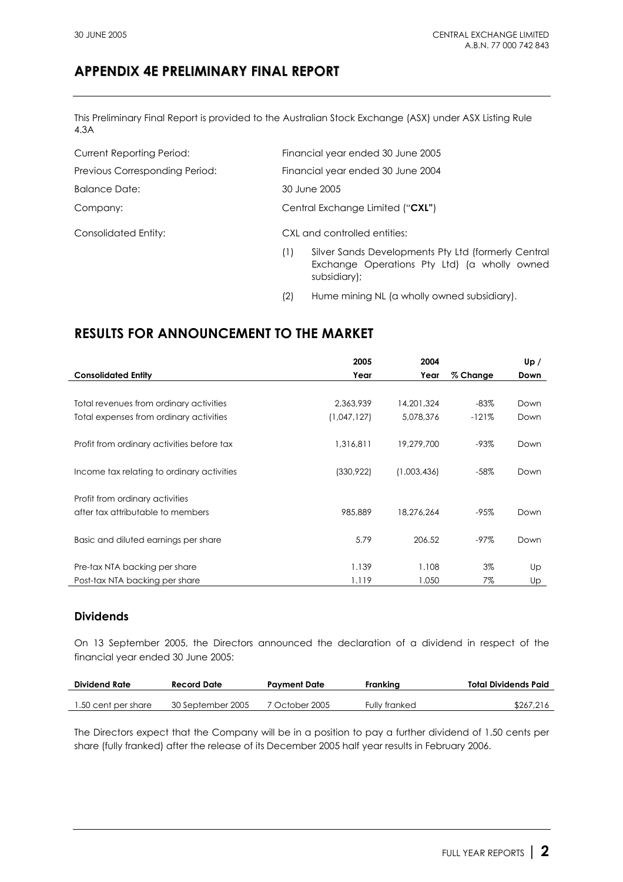# APPENDIX 4E PRELIMINARY FINAL REPORT

This Preliminary Final Report is provided to the Australian Stock Exchange (ASX) under ASX Listing Rule 4.3A

| | |
|---|---|
| Current Reporting Period: | Financial year ended 30 June 2005 |
| Previous Corresponding Period: | Financial year ended 30 June 2004 |
| Balance Date: | 30 June 2005 |
| Company: | Central Exchange Limited ("**CXL**") |
| Consolidated Entity: | CXL and controlled entities: |

(1) Silver Sands Developments Pty Ltd (formerly Central Exchange Operations Pty Ltd) (a wholly owned subsidiary);

(2) Hume mining NL (a wholly owned subsidiary).

## RESULTS FOR ANNOUNCEMENT TO THE MARKET

| Consolidated Entity | 2005 Year | 2004 Year | % Change | Up / Down |
|---|---|---|---|---|
| Total revenues from ordinary activities | 2,363,939 | 14,201,324 | -83% | Down |
| Total expenses from ordinary activities | (1,047,127) | 5,078,376 | -121% | Down |
| Profit from ordinary activities before tax | 1,316,811 | 19,279,700 | -93% | Down |
| Income tax relating to ordinary activities | (330,922) | (1,003,436) | -58% | Down |
| Profit from ordinary activities after tax attributable to members | 985,889 | 18,276,264 | -95% | Down |
| Basic and diluted earnings per share | 5.79 | 206.52 | -97% | Down |
| Pre-tax NTA backing per share | 1.139 | 1.108 | 3% | Up |
| Post-tax NTA backing per share | 1.119 | 1.050 | 7% | Up |

### Dividends

On 13 September 2005, the Directors announced the declaration of a dividend in respect of the financial year ended 30 June 2005:

| Dividend Rate | Record Date | Payment Date | Franking | Total Dividends Paid |
|---|---|---|---|---|
| 1.50 cent per share | 30 September 2005 | 7 October 2005 | Fully franked | $267,216 |

The Directors expect that the Company will be in a position to pay a further dividend of 1.50 cents per share (fully franked) after the release of its December 2005 half year results in February 2006.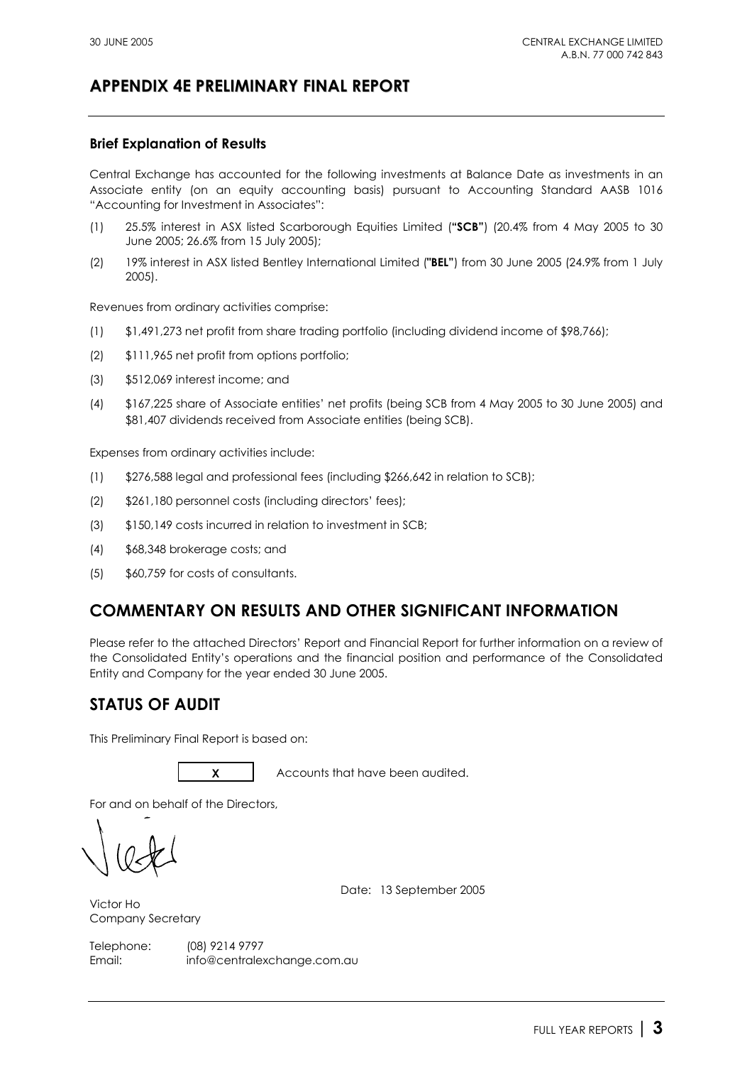# APPENDIX 4E PRELIMINARY FINAL REPORT

### Brief Explanation of Results

Central Exchange has accounted for the following investments at Balance Date as investments in an Associate entity (on an equity accounting basis) pursuant to Accounting Standard AASB 1016 "Accounting for Investment in Associates":

(1) 25.5% interest in ASX listed Scarborough Equities Limited (**"SCB"**) (20.4% from 4 May 2005 to 30 June 2005; 26.6% from 15 July 2005);

(2) 19% interest in ASX listed Bentley International Limited (**"BEL"**) from 30 June 2005 (24.9% from 1 July 2005).

Revenues from ordinary activities comprise:

(1) $1,491,273 net profit from share trading portfolio (including dividend income of $98,766);

(2) $111,965 net profit from options portfolio;

(3) $512,069 interest income; and

(4) $167,225 share of Associate entities' net profits (being SCB from 4 May 2005 to 30 June 2005) and $81,407 dividends received from Associate entities (being SCB).

Expenses from ordinary activities include:

(1) $276,588 legal and professional fees (including $266,642 in relation to SCB);

(2) $261,180 personnel costs (including directors' fees);

(3) $150,149 costs incurred in relation to investment in SCB;

(4) $68,348 brokerage costs; and

(5) $60,759 for costs of consultants.

## COMMENTARY ON RESULTS AND OTHER SIGNIFICANT INFORMATION

Please refer to the attached Directors' Report and Financial Report for further information on a review of the Consolidated Entity's operations and the financial position and performance of the Consolidated Entity and Company for the year ended 30 June 2005.

## STATUS OF AUDIT

This Preliminary Final Report is based on:

[X] Accounts that have been audited.

For and on behalf of the Directors,

Date: 13 September 2005

Victor Ho
Company Secretary

Telephone: (08) 9214 9797
Email: info@centralexchange.com.au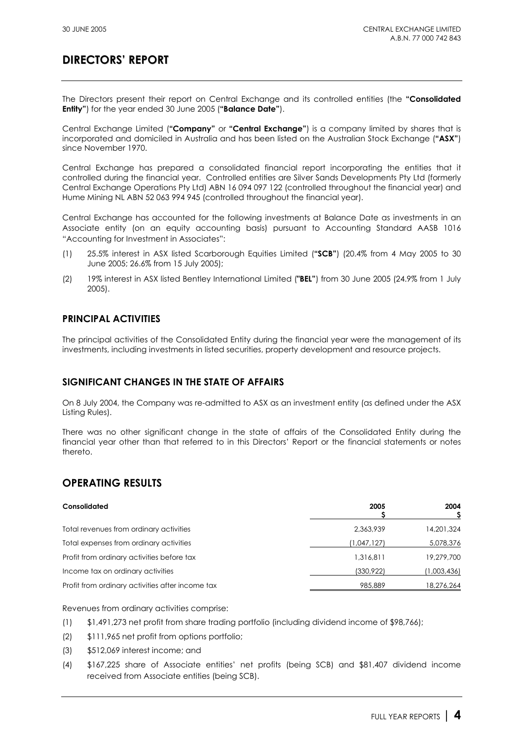## DIRECTORS' REPORT

The Directors present their report on Central Exchange and its controlled entities (the **"Consolidated Entity"**) for the year ended 30 June 2005 (**"Balance Date"**).

Central Exchange Limited (**"Company"** or **"Central Exchange"**) is a company limited by shares that is incorporated and domiciled in Australia and has been listed on the Australian Stock Exchange (**"ASX"**) since November 1970.

Central Exchange has prepared a consolidated financial report incorporating the entities that it controlled during the financial year. Controlled entities are Silver Sands Developments Pty Ltd (formerly Central Exchange Operations Pty Ltd) ABN 16 094 097 122 (controlled throughout the financial year) and Hume Mining NL ABN 52 063 994 945 (controlled throughout the financial year).

Central Exchange has accounted for the following investments at Balance Date as investments in an Associate entity (on an equity accounting basis) pursuant to Accounting Standard AASB 1016 "Accounting for Investment in Associates":

(1) 25.5% interest in ASX listed Scarborough Equities Limited (**"SCB"**) (20.4% from 4 May 2005 to 30 June 2005; 26.6% from 15 July 2005);

(2) 19% interest in ASX listed Bentley International Limited (**"BEL"**) from 30 June 2005 (24.9% from 1 July 2005).

### PRINCIPAL ACTIVITIES

The principal activities of the Consolidated Entity during the financial year were the management of its investments, including investments in listed securities, property development and resource projects.

### SIGNIFICANT CHANGES IN THE STATE OF AFFAIRS

On 8 July 2004, the Company was re-admitted to ASX as an investment entity (as defined under the ASX Listing Rules).

There was no other significant change in the state of affairs of the Consolidated Entity during the financial year other than that referred to in this Directors' Report or the financial statements or notes thereto.

## OPERATING RESULTS

| Consolidated | 2005 $ | 2004 $ |
|---|---|---|
| Total revenues from ordinary activities | 2,363,939 | 14,201,324 |
| Total expenses from ordinary activities | (1,047,127) | 5,078,376 |
| Profit from ordinary activities before tax | 1,316,811 | 19,279,700 |
| Income tax on ordinary activities | (330,922) | (1,003,436) |
| Profit from ordinary activities after income tax | 985,889 | 18,276,264 |

Revenues from ordinary activities comprise:

(1) $1,491,273 net profit from share trading portfolio (including dividend income of $98,766);

(2) $111,965 net profit from options portfolio;

(3) $512,069 interest income; and

(4) $167,225 share of Associate entities' net profits (being SCB) and $81,407 dividend income received from Associate entities (being SCB).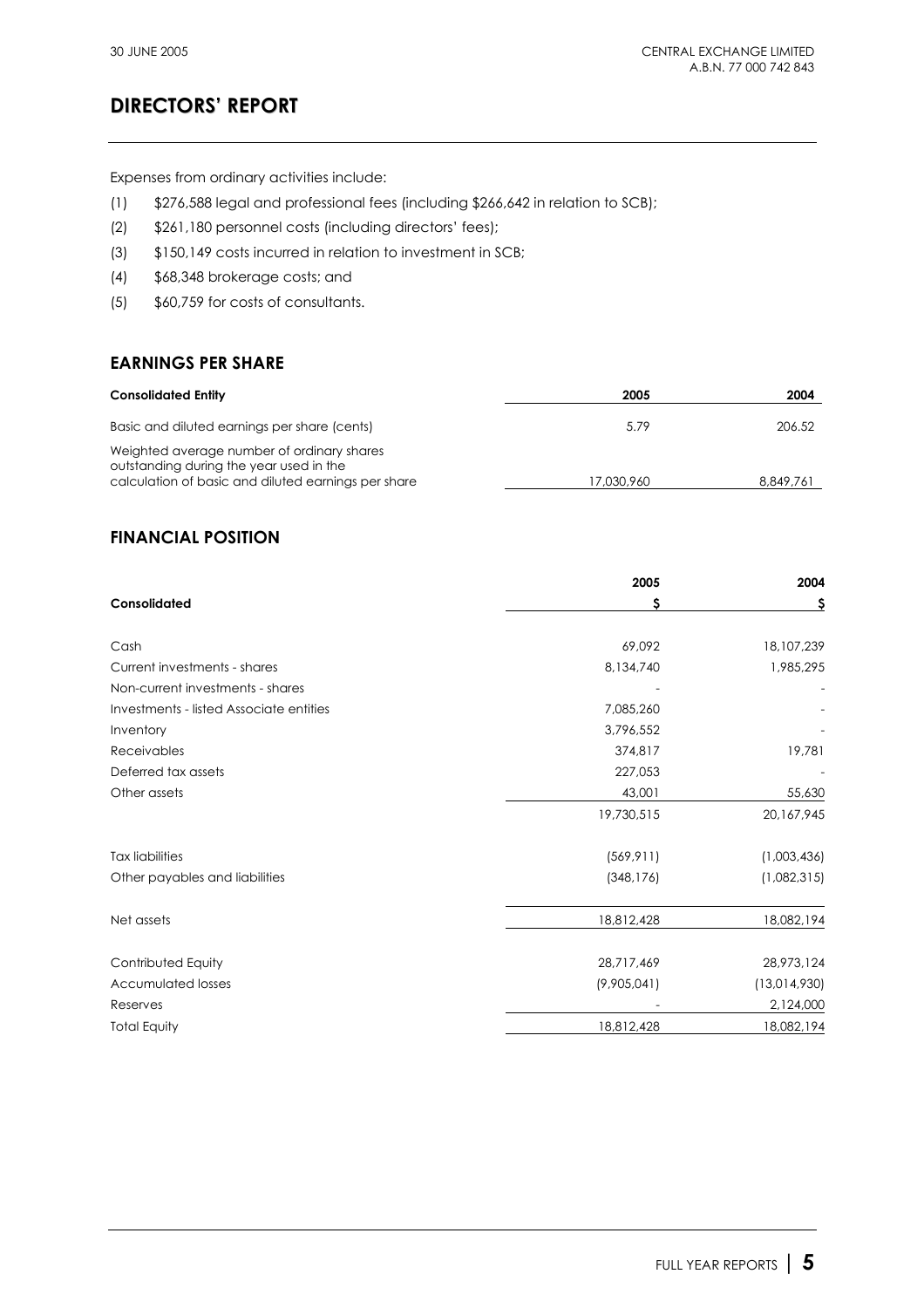# DIRECTORS' REPORT

Expenses from ordinary activities include:

(1) $276,588 legal and professional fees (including $266,642 in relation to SCB);

(2) $261,180 personnel costs (including directors' fees);

(3) $150,149 costs incurred in relation to investment in SCB;

(4) $68,348 brokerage costs; and

(5) $60,759 for costs of consultants.

## EARNINGS PER SHARE

| Consolidated Entity | 2005 | 2004 |
|---|---|---|
| Basic and diluted earnings per share (cents) | 5.79 | 206.52 |
| Weighted average number of ordinary shares outstanding during the year used in the calculation of basic and diluted earnings per share | 17,030,960 | 8,849,761 |

## FINANCIAL POSITION

| Consolidated | 2005<br>$ | 2004<br>$ |
|---|---|---|
| Cash | 69,092 | 18,107,239 |
| Current investments - shares | 8,134,740 | 1,985,295 |
| Non-current investments - shares | - | - |
| Investments - listed Associate entities | 7,085,260 | - |
| Inventory | 3,796,552 | - |
| Receivables | 374,817 | 19,781 |
| Deferred tax assets | 227,053 | - |
| Other assets | 43,001 | 55,630 |
| | 19,730,515 | 20,167,945 |
| Tax liabilities | (569,911) | (1,003,436) |
| Other payables and liabilities | (348,176) | (1,082,315) |
| Net assets | 18,812,428 | 18,082,194 |
| Contributed Equity | 28,717,469 | 28,973,124 |
| Accumulated losses | (9,905,041) | (13,014,930) |
| Reserves | - | 2,124,000 |
| Total Equity | 18,812,428 | 18,082,194 |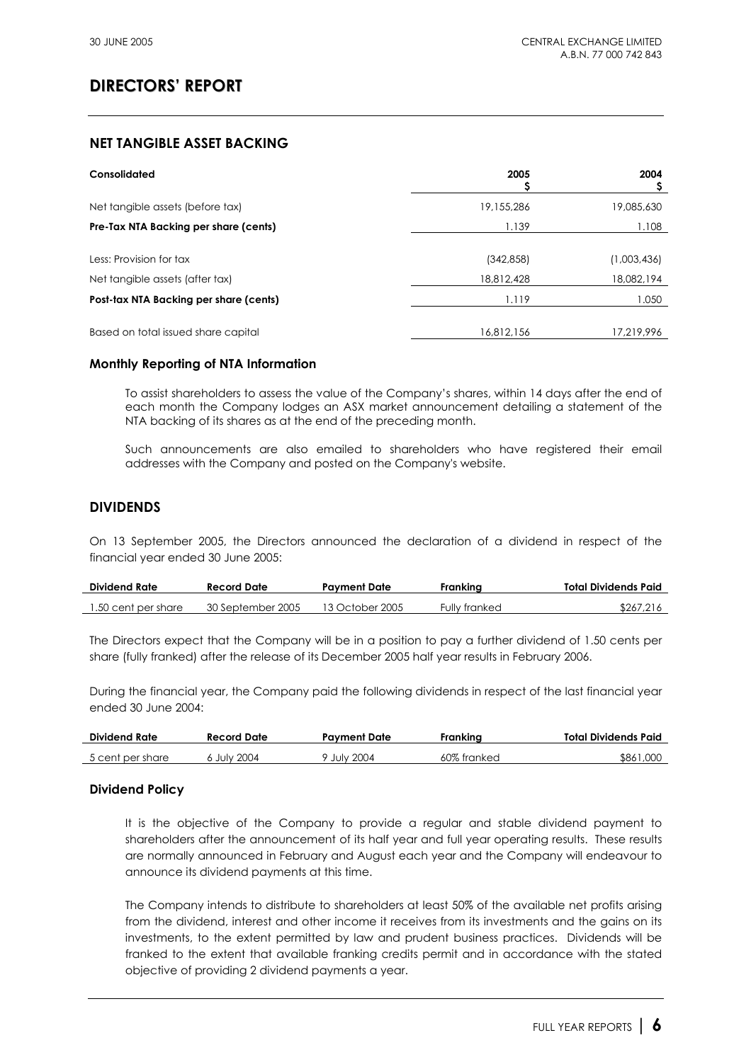# DIRECTORS' REPORT

## NET TANGIBLE ASSET BACKING

| Consolidated | 2005 $ | 2004 $ |
|---|---|---|
| Net tangible assets (before tax) | 19,155,286 | 19,085,630 |
| **Pre-Tax NTA Backing per share (cents)** | 1.139 | 1.108 |
| Less: Provision for tax | (342,858) | (1,003,436) |
| Net tangible assets (after tax) | 18,812,428 | 18,082,194 |
| **Post-tax NTA Backing per share (cents)** | 1.119 | 1.050 |
| Based on total issued share capital | 16,812,156 | 17,219,996 |

### Monthly Reporting of NTA Information

To assist shareholders to assess the value of the Company's shares, within 14 days after the end of each month the Company lodges an ASX market announcement detailing a statement of the NTA backing of its shares as at the end of the preceding month.

Such announcements are also emailed to shareholders who have registered their email addresses with the Company and posted on the Company's website.

## DIVIDENDS

On 13 September 2005, the Directors announced the declaration of a dividend in respect of the financial year ended 30 June 2005:

| Dividend Rate | Record Date | Payment Date | Franking | Total Dividends Paid |
|---|---|---|---|---|
| 1.50 cent per share | 30 September 2005 | 13 October 2005 | Fully franked | $267,216 |

The Directors expect that the Company will be in a position to pay a further dividend of 1.50 cents per share (fully franked) after the release of its December 2005 half year results in February 2006.

During the financial year, the Company paid the following dividends in respect of the last financial year ended 30 June 2004:

| Dividend Rate | Record Date | Payment Date | Franking | Total Dividends Paid |
|---|---|---|---|---|
| 5 cent per share | 6 July 2004 | 9 July 2004 | 60% franked | $861,000 |

### Dividend Policy

It is the objective of the Company to provide a regular and stable dividend payment to shareholders after the announcement of its half year and full year operating results. These results are normally announced in February and August each year and the Company will endeavour to announce its dividend payments at this time.

The Company intends to distribute to shareholders at least 50% of the available net profits arising from the dividend, interest and other income it receives from its investments and the gains on its investments, to the extent permitted by law and prudent business practices. Dividends will be franked to the extent that available franking credits permit and in accordance with the stated objective of providing 2 dividend payments a year.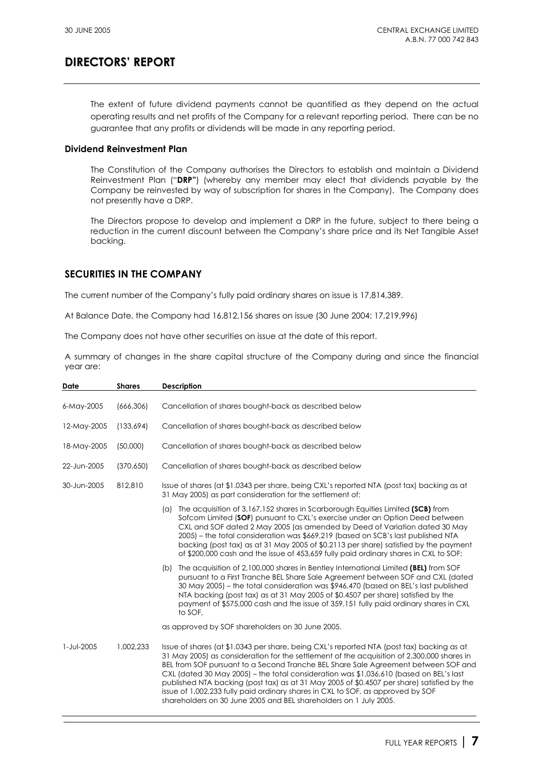# DIRECTORS' REPORT

The extent of future dividend payments cannot be quantified as they depend on the actual operating results and net profits of the Company for a relevant reporting period. There can be no guarantee that any profits or dividends will be made in any reporting period.

### Dividend Reinvestment Plan

The Constitution of the Company authorises the Directors to establish and maintain a Dividend Reinvestment Plan ("**DRP**") (whereby any member may elect that dividends payable by the Company be reinvested by way of subscription for shares in the Company). The Company does not presently have a DRP.

The Directors propose to develop and implement a DRP in the future, subject to there being a reduction in the current discount between the Company's share price and its Net Tangible Asset backing.

## SECURITIES IN THE COMPANY

The current number of the Company's fully paid ordinary shares on issue is 17,814,389.

At Balance Date, the Company had 16,812,156 shares on issue (30 June 2004: 17,219,996)

The Company does not have other securities on issue at the date of this report.

A summary of changes in the share capital structure of the Company during and since the financial year are:

| Date | Shares | Description |
|---|---|---|
| 6-May-2005 | (666,306) | Cancellation of shares bought-back as described below |
| 12-May-2005 | (133,694) | Cancellation of shares bought-back as described below |
| 18-May-2005 | (50,000) | Cancellation of shares bought-back as described below |
| 22-Jun-2005 | (370,650) | Cancellation of shares bought-back as described below |
| 30-Jun-2005 | 812,810 | Issue of shares (at $1.0343 per share, being CXL's reported NTA (post tax) backing as at 31 May 2005) as part consideration for the settlement of:<br>(a) The acquisition of 3,167,152 shares in Scarborough Equities Limited **(SCB)** from Sofcom Limited (**SOF**) pursuant to CXL's exercise under an Option Deed between CXL and SOF dated 2 May 2005 (as amended by Deed of Variation dated 30 May 2005) – the total consideration was $669,219 (based on SCB's last published NTA backing (post tax) as at 31 May 2005 of $0.2113 per share) satisfied by the payment of $200,000 cash and the issue of 453,659 fully paid ordinary shares in CXL to SOF;<br>(b) The acquisition of 2,100,000 shares in Bentley International Limited **(BEL)** from SOF pursuant to a First Tranche BEL Share Sale Agreement between SOF and CXL (dated 30 May 2005) – the total consideration was $946,470 (based on BEL's last published NTA backing (post tax) as at 31 May 2005 of $0.4507 per share) satisfied by the payment of $575,000 cash and the issue of 359,151 fully paid ordinary shares in CXL to SOF,<br>as approved by SOF shareholders on 30 June 2005. |
| 1-Jul-2005 | 1,002,233 | Issue of shares (at $1.0343 per share, being CXL's reported NTA (post tax) backing as at 31 May 2005) as consideration for the settlement of the acquisition of 2,300,000 shares in BEL from SOF pursuant to a Second Tranche BEL Share Sale Agreement between SOF and CXL (dated 30 May 2005) – the total consideration was $1,036,610 (based on BEL's last published NTA backing (post tax) as at 31 May 2005 of $0.4507 per share) satisfied by the issue of 1,002,233 fully paid ordinary shares in CXL to SOF, as approved by SOF shareholders on 30 June 2005 and BEL shareholders on 1 July 2005. |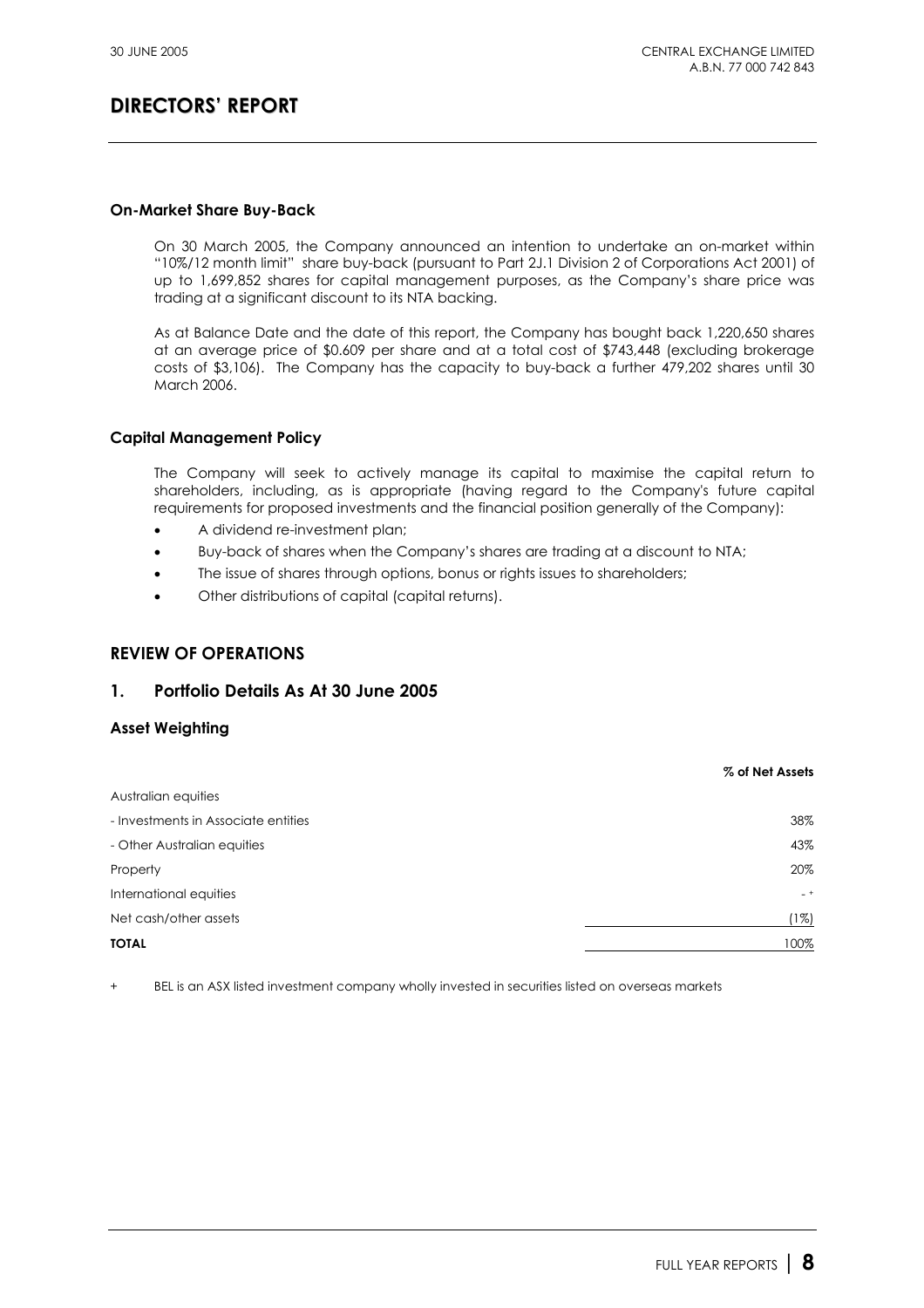# DIRECTORS' REPORT

### On-Market Share Buy-Back

On 30 March 2005, the Company announced an intention to undertake an on-market within "10%/12 month limit" share buy-back (pursuant to Part 2J.1 Division 2 of Corporations Act 2001) of up to 1,699,852 shares for capital management purposes, as the Company's share price was trading at a significant discount to its NTA backing.

As at Balance Date and the date of this report, the Company has bought back 1,220,650 shares at an average price of $0.609 per share and at a total cost of $743,448 (excluding brokerage costs of $3,106). The Company has the capacity to buy-back a further 479,202 shares until 30 March 2006.

### Capital Management Policy

The Company will seek to actively manage its capital to maximise the capital return to shareholders, including, as is appropriate (having regard to the Company's future capital requirements for proposed investments and the financial position generally of the Company):

- A dividend re-investment plan;
- Buy-back of shares when the Company's shares are trading at a discount to NTA;
- The issue of shares through options, bonus or rights issues to shareholders;
- Other distributions of capital (capital returns).

## REVIEW OF OPERATIONS

## 1. Portfolio Details As At 30 June 2005

### Asset Weighting

| | % of Net Assets |
|---|---|
| Australian equities | |
| - Investments in Associate entities | 38% |
| - Other Australian equities | 43% |
| Property | 20% |
| International equities | - + |
| Net cash/other assets | (1%) |
| **TOTAL** | 100% |

+ BEL is an ASX listed investment company wholly invested in securities listed on overseas markets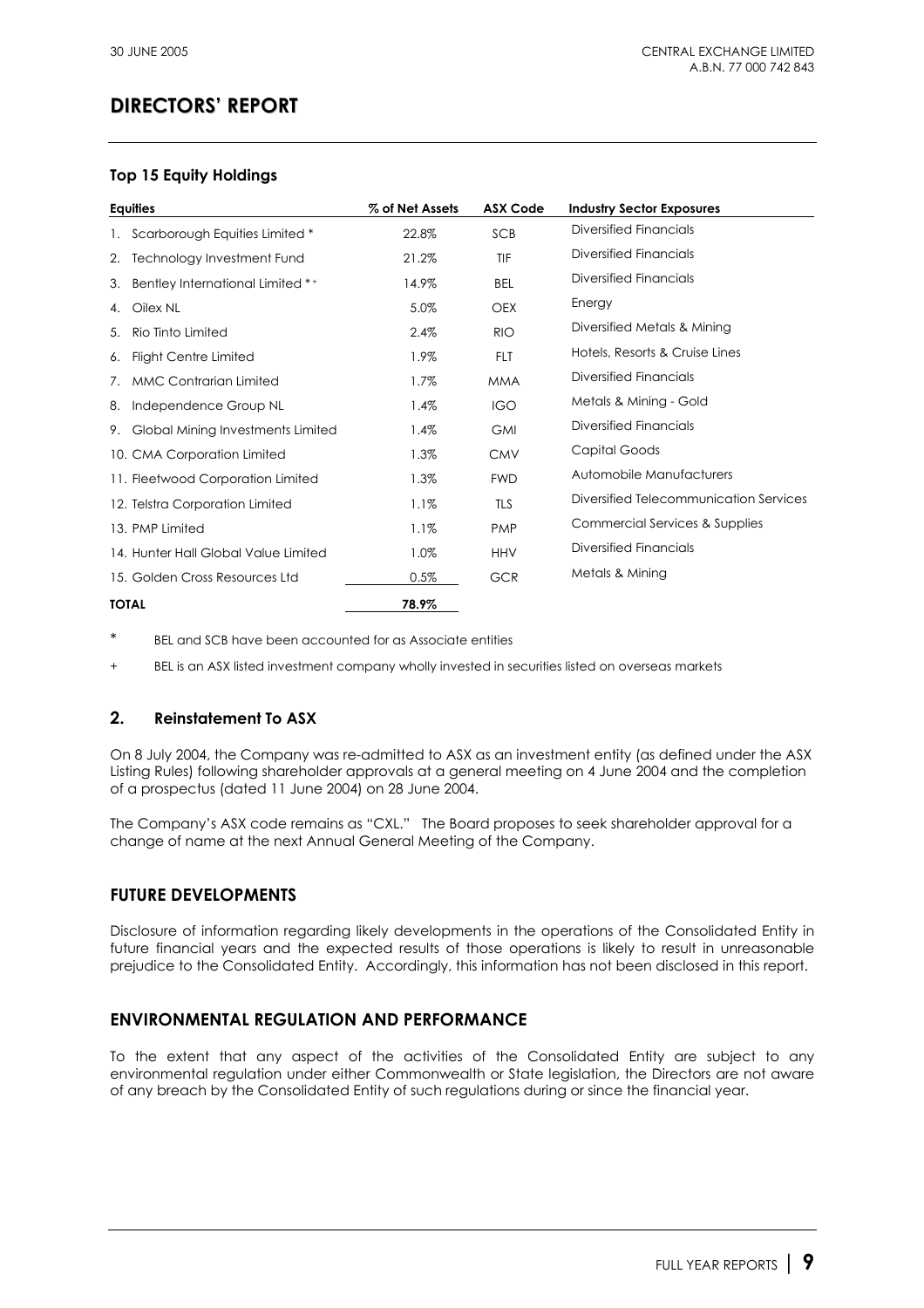# DIRECTORS' REPORT

### Top 15 Equity Holdings

| Equities | % of Net Assets | ASX Code | Industry Sector Exposures |
|---|---|---|---|
| 1. Scarborough Equities Limited * | 22.8% | SCB | Diversified Financials |
| 2. Technology Investment Fund | 21.2% | TIF | Diversified Financials |
| 3. Bentley International Limited *+ | 14.9% | BEL | Diversified Financials |
| 4. Oilex NL | 5.0% | OEX | Energy |
| 5. Rio Tinto Limited | 2.4% | RIO | Diversified Metals & Mining |
| 6. Flight Centre Limited | 1.9% | FLT | Hotels, Resorts & Cruise Lines |
| 7. MMC Contrarian Limited | 1.7% | MMA | Diversified Financials |
| 8. Independence Group NL | 1.4% | IGO | Metals & Mining - Gold |
| 9. Global Mining Investments Limited | 1.4% | GMI | Diversified Financials |
| 10. CMA Corporation Limited | 1.3% | CMV | Capital Goods |
| 11. Fleetwood Corporation Limited | 1.3% | FWD | Automobile Manufacturers |
| 12. Telstra Corporation Limited | 1.1% | TLS | Diversified Telecommunication Services |
| 13. PMP Limited | 1.1% | PMP | Commercial Services & Supplies |
| 14. Hunter Hall Global Value Limited | 1.0% | HHV | Diversified Financials |
| 15. Golden Cross Resources Ltd | 0.5% | GCR | Metals & Mining |
| **TOTAL** | **78.9%** | | |

\* BEL and SCB have been accounted for as Associate entities

\+ BEL is an ASX listed investment company wholly invested in securities listed on overseas markets

## 2. Reinstatement To ASX

On 8 July 2004, the Company was re-admitted to ASX as an investment entity (as defined under the ASX Listing Rules) following shareholder approvals at a general meeting on 4 June 2004 and the completion of a prospectus (dated 11 June 2004) on 28 June 2004.

The Company's ASX code remains as "CXL." The Board proposes to seek shareholder approval for a change of name at the next Annual General Meeting of the Company.

## FUTURE DEVELOPMENTS

Disclosure of information regarding likely developments in the operations of the Consolidated Entity in future financial years and the expected results of those operations is likely to result in unreasonable prejudice to the Consolidated Entity. Accordingly, this information has not been disclosed in this report.

## ENVIRONMENTAL REGULATION AND PERFORMANCE

To the extent that any aspect of the activities of the Consolidated Entity are subject to any environmental regulation under either Commonwealth or State legislation, the Directors are not aware of any breach by the Consolidated Entity of such regulations during or since the financial year.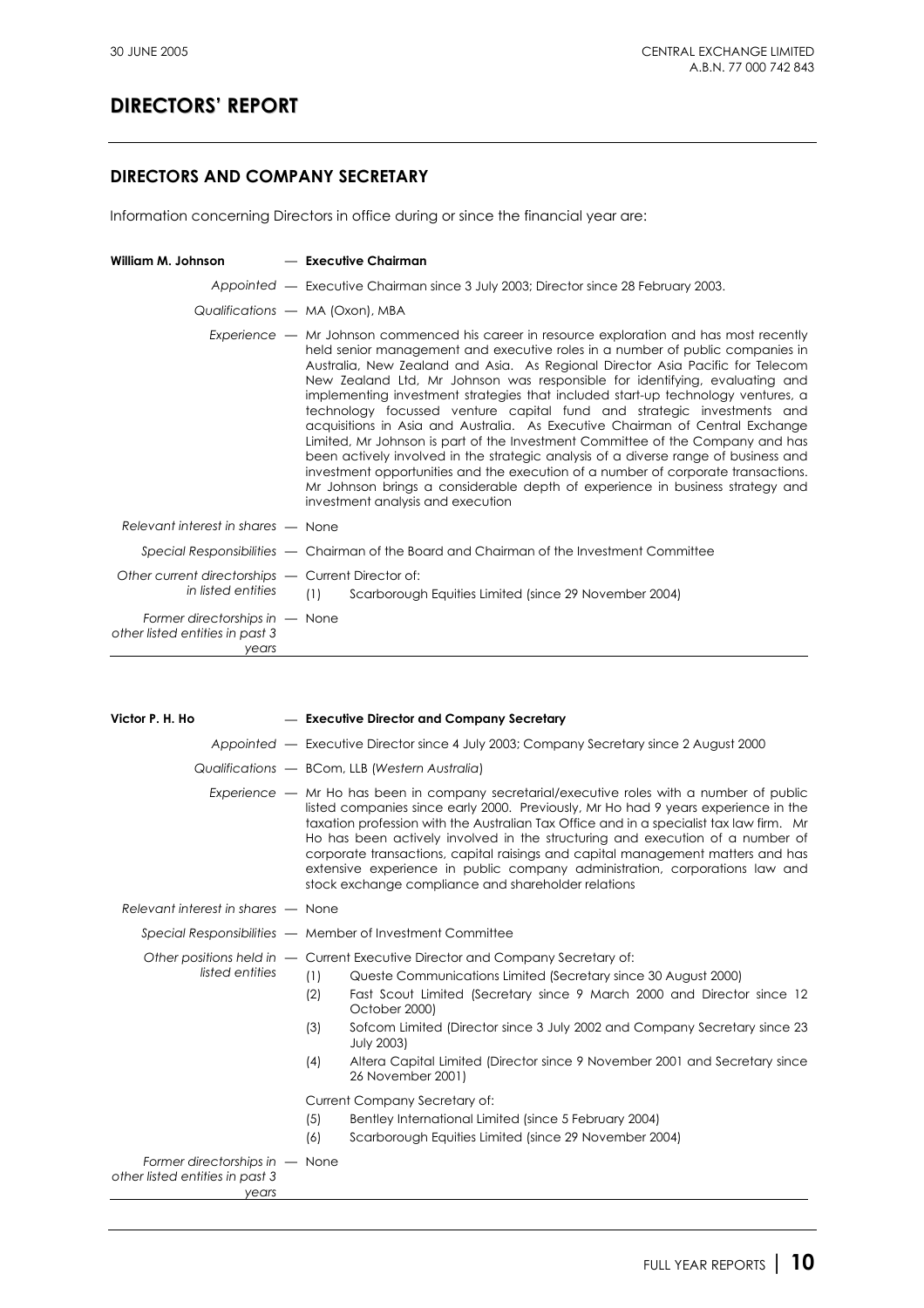# DIRECTORS' REPORT

## DIRECTORS AND COMPANY SECRETARY

Information concerning Directors in office during or since the financial year are:

**William M. Johnson** — **Executive Chairman**

*Appointed* — Executive Chairman since 3 July 2003; Director since 28 February 2003.

*Qualifications* — MA (Oxon), MBA

*Experience* — Mr Johnson commenced his career in resource exploration and has most recently held senior management and executive roles in a number of public companies in Australia, New Zealand and Asia. As Regional Director Asia Pacific for Telecom New Zealand Ltd, Mr Johnson was responsible for identifying, evaluating and implementing investment strategies that included start-up technology ventures, a technology focussed venture capital fund and strategic investments and acquisitions in Asia and Australia. As Executive Chairman of Central Exchange Limited, Mr Johnson is part of the Investment Committee of the Company and has been actively involved in the strategic analysis of a diverse range of business and investment opportunities and the execution of a number of corporate transactions. Mr Johnson brings a considerable depth of experience in business strategy and investment analysis and execution

*Relevant interest in shares* — None

*Special Responsibilities* — Chairman of the Board and Chairman of the Investment Committee

*Other current directorships in listed entities* — Current Director of:

(1) Scarborough Equities Limited (since 29 November 2004)

*Former directorships in other listed entities in past 3 years* — None

---

**Victor P. H. Ho** — **Executive Director and Company Secretary**

*Appointed* — Executive Director since 4 July 2003; Company Secretary since 2 August 2000

*Qualifications* — BCom, LLB (*Western Australia*)

*Experience* — Mr Ho has been in company secretarial/executive roles with a number of public listed companies since early 2000. Previously, Mr Ho had 9 years experience in the taxation profession with the Australian Tax Office and in a specialist tax law firm. Mr Ho has been actively involved in the structuring and execution of a number of corporate transactions, capital raisings and capital management matters and has extensive experience in public company administration, corporations law and stock exchange compliance and shareholder relations

*Relevant interest in shares* — None

*Special Responsibilities* — Member of Investment Committee

*Other positions held in listed entities* — Current Executive Director and Company Secretary of:

(1) Queste Communications Limited (Secretary since 30 August 2000)

(2) Fast Scout Limited (Secretary since 9 March 2000 and Director since 12 October 2000)

(3) Sofcom Limited (Director since 3 July 2002 and Company Secretary since 23 July 2003)

(4) Altera Capital Limited (Director since 9 November 2001 and Secretary since 26 November 2001)

Current Company Secretary of:

(5) Bentley International Limited (since 5 February 2004)

(6) Scarborough Equities Limited (since 29 November 2004)

*Former directorships in other listed entities in past 3 years* — None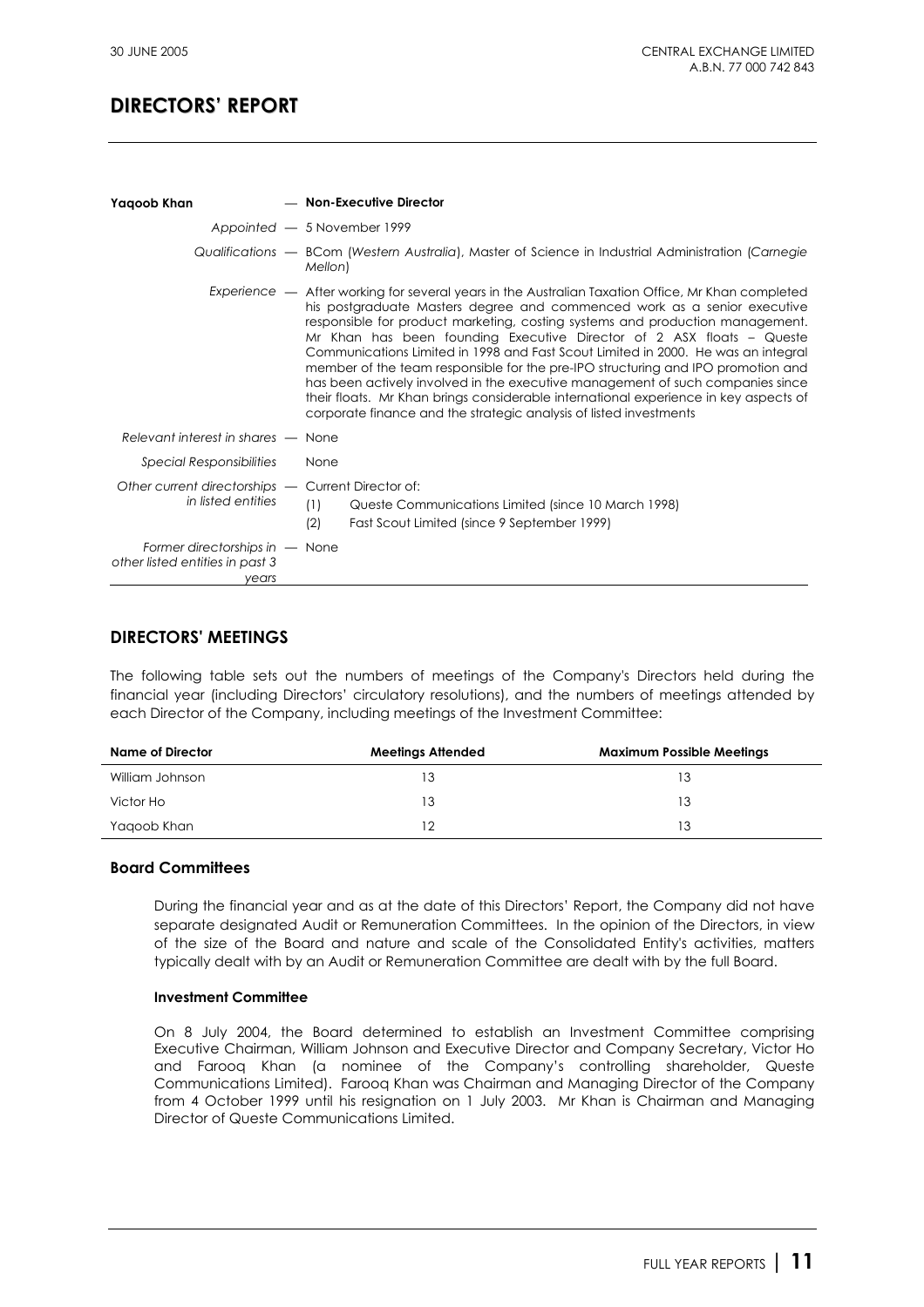# DIRECTORS' REPORT

| | |
|---|---|
| **Yaqoob Khan** | — **Non-Executive Director** |
| *Appointed* | — 5 November 1999 |
| *Qualifications* | — BCom (*Western Australia*), Master of Science in Industrial Administration (*Carnegie Mellon*) |
| *Experience* | — After working for several years in the Australian Taxation Office, Mr Khan completed his postgraduate Masters degree and commenced work as a senior executive responsible for product marketing, costing systems and production management. Mr Khan has been founding Executive Director of 2 ASX floats – Queste Communications Limited in 1998 and Fast Scout Limited in 2000. He was an integral member of the team responsible for the pre-IPO structuring and IPO promotion and has been actively involved in the executive management of such companies since their floats. Mr Khan brings considerable international experience in key aspects of corporate finance and the strategic analysis of listed investments |
| *Relevant interest in shares* | — None |
| *Special Responsibilities* | None |
| *Other current directorships in listed entities* | — Current Director of: (1) Queste Communications Limited (since 10 March 1998) (2) Fast Scout Limited (since 9 September 1999) |
| *Former directorships in other listed entities in past 3 years* | — None |

## DIRECTORS' MEETINGS

The following table sets out the numbers of meetings of the Company's Directors held during the financial year (including Directors' circulatory resolutions), and the numbers of meetings attended by each Director of the Company, including meetings of the Investment Committee:

| Name of Director | Meetings Attended | Maximum Possible Meetings |
|---|---|---|
| William Johnson | 13 | 13 |
| Victor Ho | 13 | 13 |
| Yaqoob Khan | 12 | 13 |

### Board Committees

During the financial year and as at the date of this Directors' Report, the Company did not have separate designated Audit or Remuneration Committees. In the opinion of the Directors, in view of the size of the Board and nature and scale of the Consolidated Entity's activities, matters typically dealt with by an Audit or Remuneration Committee are dealt with by the full Board.

#### Investment Committee

On 8 July 2004, the Board determined to establish an Investment Committee comprising Executive Chairman, William Johnson and Executive Director and Company Secretary, Victor Ho and Farooq Khan (a nominee of the Company's controlling shareholder, Queste Communications Limited). Farooq Khan was Chairman and Managing Director of the Company from 4 October 1999 until his resignation on 1 July 2003. Mr Khan is Chairman and Managing Director of Queste Communications Limited.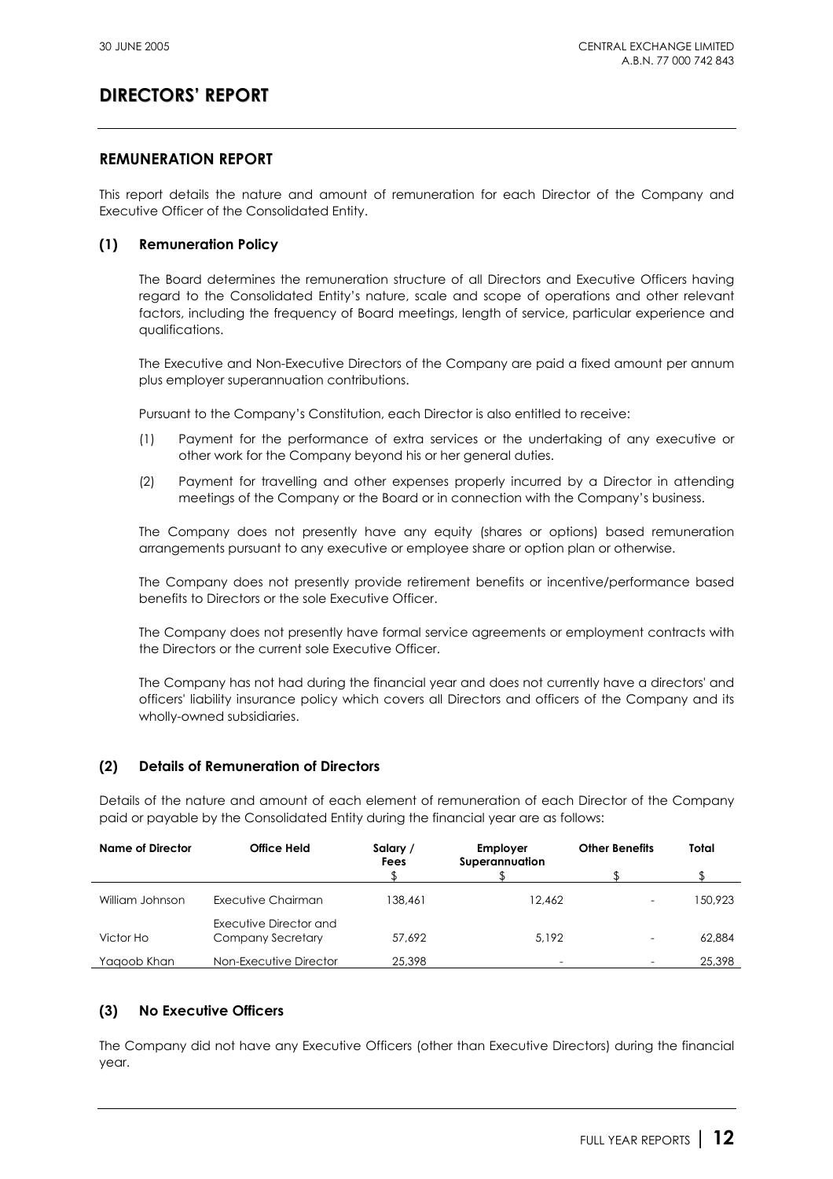# DIRECTORS' REPORT

## REMUNERATION REPORT

This report details the nature and amount of remuneration for each Director of the Company and Executive Officer of the Consolidated Entity.

### (1) Remuneration Policy

The Board determines the remuneration structure of all Directors and Executive Officers having regard to the Consolidated Entity's nature, scale and scope of operations and other relevant factors, including the frequency of Board meetings, length of service, particular experience and qualifications.

The Executive and Non-Executive Directors of the Company are paid a fixed amount per annum plus employer superannuation contributions.

Pursuant to the Company's Constitution, each Director is also entitled to receive:

(1) Payment for the performance of extra services or the undertaking of any executive or other work for the Company beyond his or her general duties.

(2) Payment for travelling and other expenses properly incurred by a Director in attending meetings of the Company or the Board or in connection with the Company's business.

The Company does not presently have any equity (shares or options) based remuneration arrangements pursuant to any executive or employee share or option plan or otherwise.

The Company does not presently provide retirement benefits or incentive/performance based benefits to Directors or the sole Executive Officer.

The Company does not presently have formal service agreements or employment contracts with the Directors or the current sole Executive Officer.

The Company has not had during the financial year and does not currently have a directors' and officers' liability insurance policy which covers all Directors and officers of the Company and its wholly-owned subsidiaries.

### (2) Details of Remuneration of Directors

Details of the nature and amount of each element of remuneration of each Director of the Company paid or payable by the Consolidated Entity during the financial year are as follows:

| Name of Director | Office Held | Salary / Fees | Employer Superannuation | Other Benefits | Total |
|---|---|---|---|---|---|
| | | $ | $ | $ | $ |
| William Johnson | Executive Chairman | 138,461 | 12,462 | - | 150,923 |
| Victor Ho | Executive Director and Company Secretary | 57,692 | 5,192 | - | 62,884 |
| Yaqoob Khan | Non-Executive Director | 25,398 | - | - | 25,398 |

### (3) No Executive Officers

The Company did not have any Executive Officers (other than Executive Directors) during the financial year.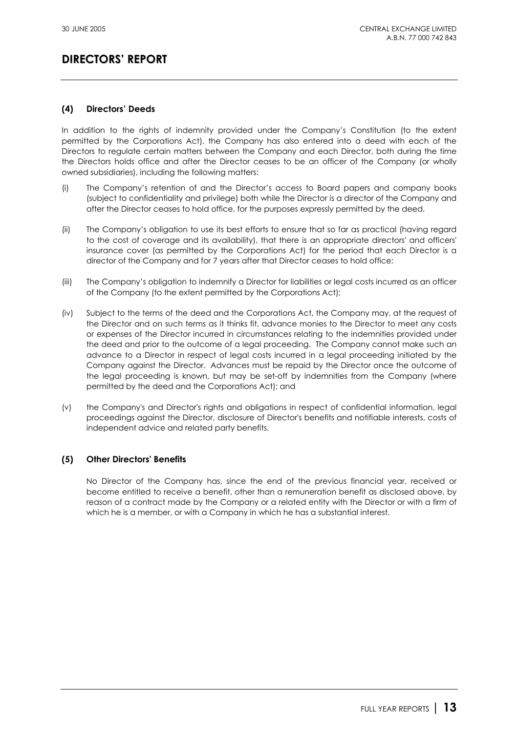# DIRECTORS' REPORT

### (4) Directors' Deeds

In addition to the rights of indemnity provided under the Company's Constitution (to the extent permitted by the Corporations Act), the Company has also entered into a deed with each of the Directors to regulate certain matters between the Company and each Director, both during the time the Directors holds office and after the Director ceases to be an officer of the Company (or wholly owned subsidiaries), including the following matters:

(i) The Company's retention of and the Director's access to Board papers and company books (subject to confidentiality and privilege) both while the Director is a director of the Company and after the Director ceases to hold office, for the purposes expressly permitted by the deed.

(ii) The Company's obligation to use its best efforts to ensure that so far as practical (having regard to the cost of coverage and its availability), that there is an appropriate directors' and officers' insurance cover (as permitted by the Corporations Act) for the period that each Director is a director of the Company and for 7 years after that Director ceases to hold office;

(iii) The Company's obligation to indemnify a Director for liabilities or legal costs incurred as an officer of the Company (to the extent permitted by the Corporations Act);

(iv) Subject to the terms of the deed and the Corporations Act, the Company may, at the request of the Director and on such terms as it thinks fit, advance monies to the Director to meet any costs or expenses of the Director incurred in circumstances relating to the indemnities provided under the deed and prior to the outcome of a legal proceeding. The Company cannot make such an advance to a Director in respect of legal costs incurred in a legal proceeding initiated by the Company against the Director. Advances must be repaid by the Director once the outcome of the legal proceeding is known, but may be set-off by indemnities from the Company (where permitted by the deed and the Corporations Act); and

(v) the Company's and Director's rights and obligations in respect of confidential information, legal proceedings against the Director, disclosure of Director's benefits and notifiable interests, costs of independent advice and related party benefits.

### (5) Other Directors' Benefits

No Director of the Company has, since the end of the previous financial year, received or become entitled to receive a benefit, other than a remuneration benefit as disclosed above, by reason of a contract made by the Company or a related entity with the Director or with a firm of which he is a member, or with a Company in which he has a substantial interest.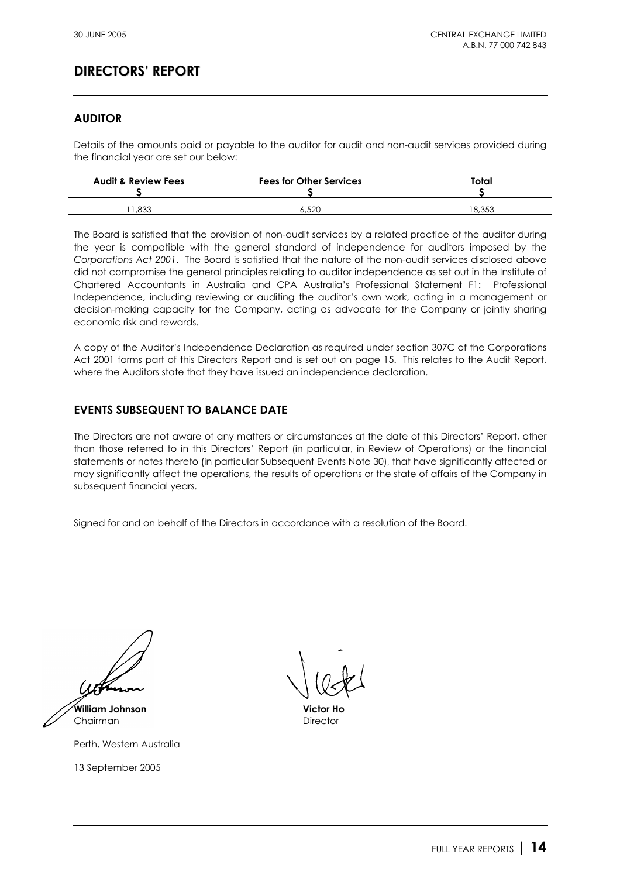## DIRECTORS' REPORT

### AUDITOR

Details of the amounts paid or payable to the auditor for audit and non-audit services provided during the financial year are set our below:

| Audit & Review Fees $ | Fees for Other Services $ | Total $ |
|---|---|---|
| 11,833 | 6,520 | 18,353 |

The Board is satisfied that the provision of non-audit services by a related practice of the auditor during the year is compatible with the general standard of independence for auditors imposed by the *Corporations Act 2001*. The Board is satisfied that the nature of the non-audit services disclosed above did not compromise the general principles relating to auditor independence as set out in the Institute of Chartered Accountants in Australia and CPA Australia's Professional Statement F1: Professional Independence, including reviewing or auditing the auditor's own work, acting in a management or decision-making capacity for the Company, acting as advocate for the Company or jointly sharing economic risk and rewards.

A copy of the Auditor's Independence Declaration as required under section 307C of the Corporations Act 2001 forms part of this Directors Report and is set out on page 15. This relates to the Audit Report, where the Auditors state that they have issued an independence declaration.

### EVENTS SUBSEQUENT TO BALANCE DATE

The Directors are not aware of any matters or circumstances at the date of this Directors' Report, other than those referred to in this Directors' Report (in particular, in Review of Operations) or the financial statements or notes thereto (in particular Subsequent Events Note 30), that have significantly affected or may significantly affect the operations, the results of operations or the state of affairs of the Company in subsequent financial years.

Signed for and on behalf of the Directors in accordance with a resolution of the Board.

**William Johnson**
Chairman

**Victor Ho**
Director

Perth, Western Australia

13 September 2005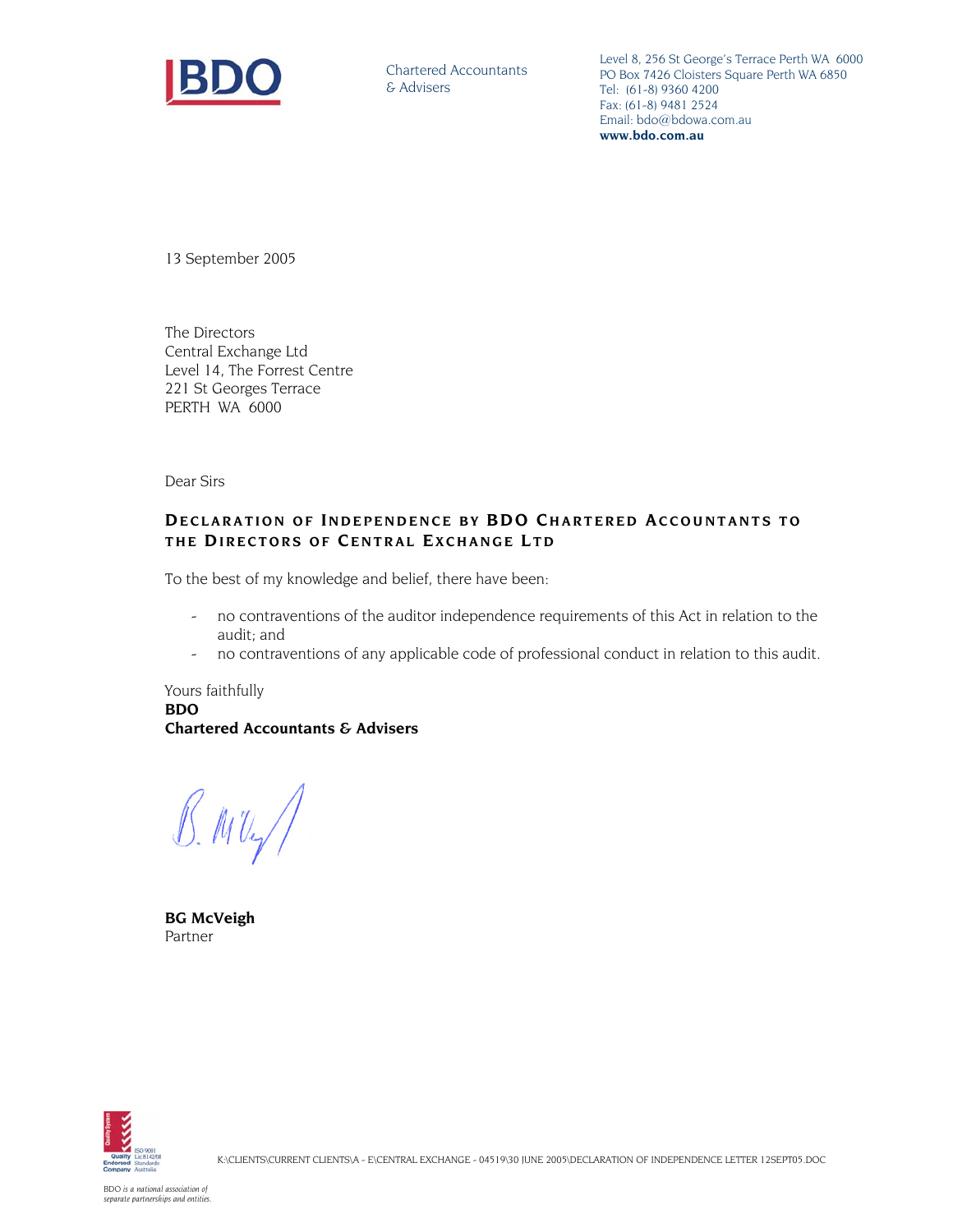BDO

Chartered Accountants & Advisers

Level 8, 256 St George's Terrace Perth WA 6000
PO Box 7426 Cloisters Square Perth WA 6850
Tel: (61-8) 9360 4200
Fax: (61-8) 9481 2524
Email: bdo@bdowa.com.au
**www.bdo.com.au**

13 September 2005

The Directors
Central Exchange Ltd
Level 14, The Forrest Centre
221 St Georges Terrace
PERTH WA 6000

Dear Sirs

## DECLARATION OF INDEPENDENCE BY BDO CHARTERED ACCOUNTANTS TO THE DIRECTORS OF CENTRAL EXCHANGE LTD

To the best of my knowledge and belief, there have been:

- no contraventions of the auditor independence requirements of this Act in relation to the audit; and
- no contraventions of any applicable code of professional conduct in relation to this audit.

Yours faithfully
**BDO**
**Chartered Accountants & Advisers**

**BG McVeigh**
Partner

K:\CLIENTS\CURRENT CLIENTS\A - E\CENTRAL EXCHANGE - 04519\30 JUNE 2005\DECLARATION OF INDEPENDENCE LETTER 12SEPT05.DOC

*BDO is a national association of separate partnerships and entities.*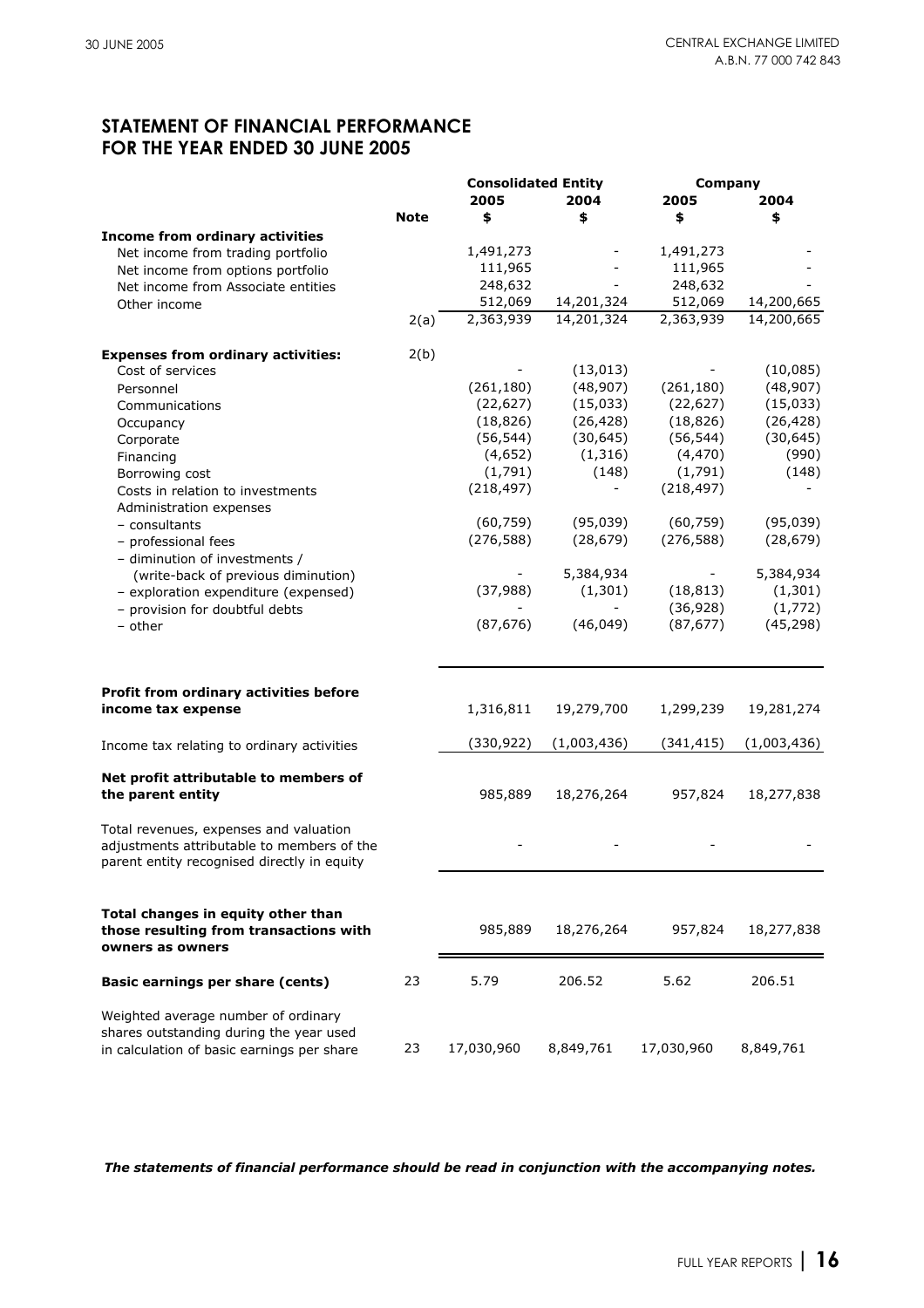## STATEMENT OF FINANCIAL PERFORMANCE FOR THE YEAR ENDED 30 JUNE 2005

| | Note | Consolidated Entity | | Company | |
|---|---|---|---|---|---|
| | | 2005 | 2004 | 2005 | 2004 |
| | | $ | $ | $ | $ |
| **Income from ordinary activities** | | | | | |
| Net income from trading portfolio | | 1,491,273 | - | 1,491,273 | - |
| Net income from options portfolio | | 111,965 | - | 111,965 | - |
| Net income from Associate entities | | 248,632 | - | 248,632 | - |
| Other income | | 512,069 | 14,201,324 | 512,069 | 14,200,665 |
| | 2(a) | 2,363,939 | 14,201,324 | 2,363,939 | 14,200,665 |
| **Expenses from ordinary activities:** | 2(b) | | | | |
| Cost of services | | - | (13,013) | - | (10,085) |
| Personnel | | (261,180) | (48,907) | (261,180) | (48,907) |
| Communications | | (22,627) | (15,033) | (22,627) | (15,033) |
| Occupancy | | (18,826) | (26,428) | (18,826) | (26,428) |
| Corporate | | (56,544) | (30,645) | (56,544) | (30,645) |
| Financing | | (4,652) | (1,316) | (4,470) | (990) |
| Borrowing cost | | (1,791) | (148) | (1,791) | (148) |
| Costs in relation to investments | | (218,497) | - | (218,497) | - |
| Administration expenses | | | | | |
| – consultants | | (60,759) | (95,039) | (60,759) | (95,039) |
| – professional fees | | (276,588) | (28,679) | (276,588) | (28,679) |
| – diminution of investments / (write-back of previous diminution) | | - | 5,384,934 | - | 5,384,934 |
| – exploration expenditure (expensed) | | (37,988) | (1,301) | (18,813) | (1,301) |
| – provision for doubtful debts | | - | - | (36,928) | (1,772) |
| – other | | (87,676) | (46,049) | (87,677) | (45,298) |
| **Profit from ordinary activities before income tax expense** | | 1,316,811 | 19,279,700 | 1,299,239 | 19,281,274 |
| Income tax relating to ordinary activities | | (330,922) | (1,003,436) | (341,415) | (1,003,436) |
| **Net profit attributable to members of the parent entity** | | 985,889 | 18,276,264 | 957,824 | 18,277,838 |
| Total revenues, expenses and valuation adjustments attributable to members of the parent entity recognised directly in equity | | - | - | - | - |
| **Total changes in equity other than those resulting from transactions with owners as owners** | | 985,889 | 18,276,264 | 957,824 | 18,277,838 |
| **Basic earnings per share (cents)** | 23 | 5.79 | 206.52 | 5.62 | 206.51 |
| Weighted average number of ordinary shares outstanding during the year used in calculation of basic earnings per share | 23 | 17,030,960 | 8,849,761 | 17,030,960 | 8,849,761 |

***The statements of financial performance should be read in conjunction with the accompanying notes.***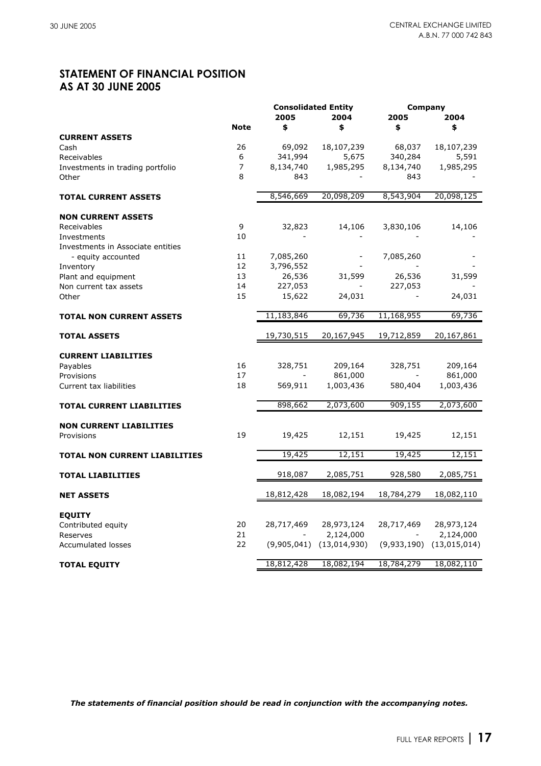## STATEMENT OF FINANCIAL POSITION
## AS AT 30 JUNE 2005

| | Note | Consolidated Entity 2005 $ | Consolidated Entity 2004 $ | Company 2005 $ | Company 2004 $ |
|---|---|---|---|---|---|
| **CURRENT ASSETS** | | | | | |
| Cash | 26 | 69,092 | 18,107,239 | 68,037 | 18,107,239 |
| Receivables | 6 | 341,994 | 5,675 | 340,284 | 5,591 |
| Investments in trading portfolio | 7 | 8,134,740 | 1,985,295 | 8,134,740 | 1,985,295 |
| Other | 8 | 843 | - | 843 | - |
| **TOTAL CURRENT ASSETS** | | 8,546,669 | 20,098,209 | 8,543,904 | 20,098,125 |
| **NON CURRENT ASSETS** | | | | | |
| Receivables | 9 | 32,823 | 14,106 | 3,830,106 | 14,106 |
| Investments | 10 | - | - | - | - |
| Investments in Associate entities - equity accounted | 11 | 7,085,260 | - | 7,085,260 | - |
| Inventory | 12 | 3,796,552 | - | - | - |
| Plant and equipment | 13 | 26,536 | 31,599 | 26,536 | 31,599 |
| Non current tax assets | 14 | 227,053 | - | 227,053 | - |
| Other | 15 | 15,622 | 24,031 | - | 24,031 |
| **TOTAL NON CURRENT ASSETS** | | 11,183,846 | 69,736 | 11,168,955 | 69,736 |
| **TOTAL ASSETS** | | 19,730,515 | 20,167,945 | 19,712,859 | 20,167,861 |
| **CURRENT LIABILITIES** | | | | | |
| Payables | 16 | 328,751 | 209,164 | 328,751 | 209,164 |
| Provisions | 17 | - | 861,000 | - | 861,000 |
| Current tax liabilities | 18 | 569,911 | 1,003,436 | 580,404 | 1,003,436 |
| **TOTAL CURRENT LIABILITIES** | | 898,662 | 2,073,600 | 909,155 | 2,073,600 |
| **NON CURRENT LIABILITIES** | | | | | |
| Provisions | 19 | 19,425 | 12,151 | 19,425 | 12,151 |
| **TOTAL NON CURRENT LIABILITIES** | | 19,425 | 12,151 | 19,425 | 12,151 |
| **TOTAL LIABILITIES** | | 918,087 | 2,085,751 | 928,580 | 2,085,751 |
| **NET ASSETS** | | 18,812,428 | 18,082,194 | 18,784,279 | 18,082,110 |
| **EQUITY** | | | | | |
| Contributed equity | 20 | 28,717,469 | 28,973,124 | 28,717,469 | 28,973,124 |
| Reserves | 21 | - | 2,124,000 | - | 2,124,000 |
| Accumulated losses | 22 | (9,905,041) | (13,014,930) | (9,933,190) | (13,015,014) |
| **TOTAL EQUITY** | | 18,812,428 | 18,082,194 | 18,784,279 | 18,082,110 |

***The statements of financial position should be read in conjunction with the accompanying notes.***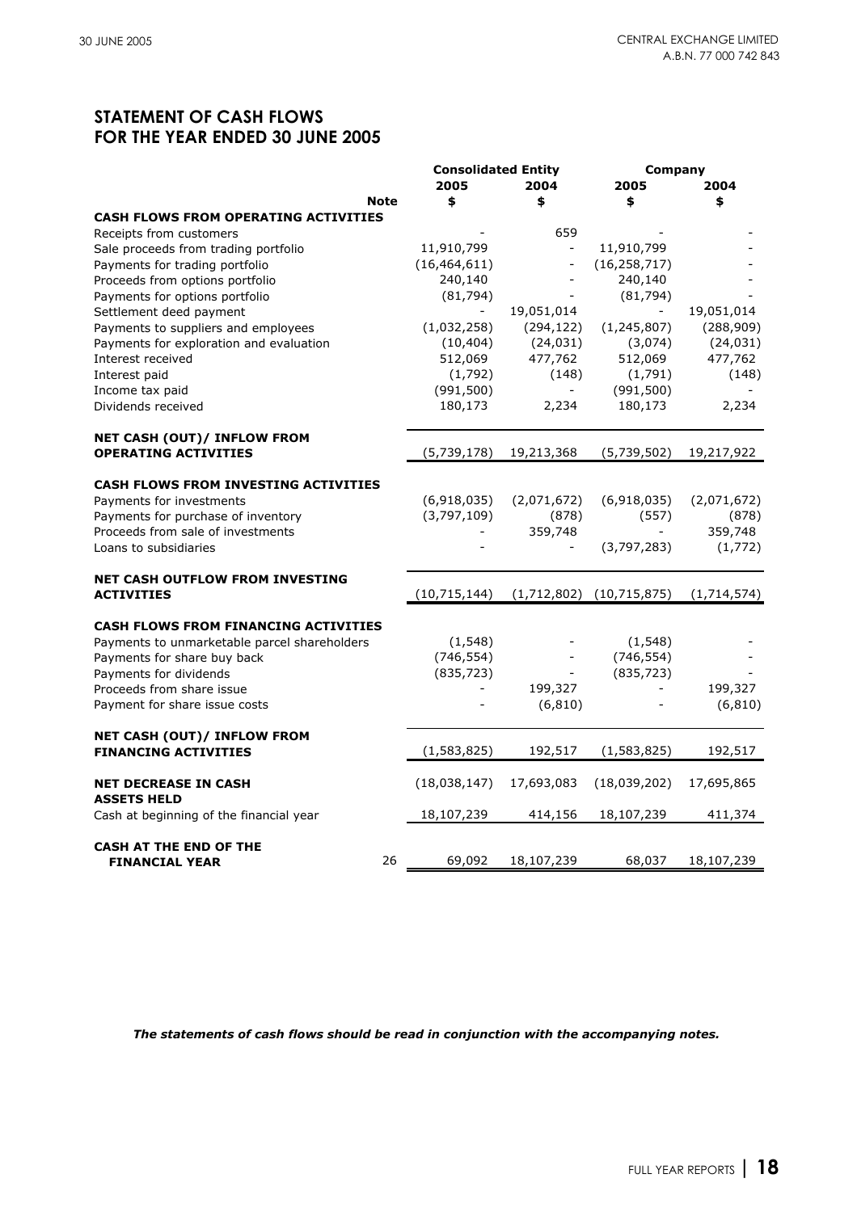## STATEMENT OF CASH FLOWS
## FOR THE YEAR ENDED 30 JUNE 2005

| | | Consolidated Entity | | Company | |
|---|---|---|---|---|---|
| | | 2005 | 2004 | 2005 | 2004 |
| | Note | $ | $ | $ | $ |
| **CASH FLOWS FROM OPERATING ACTIVITIES** | | | | | |
| Receipts from customers | | - | 659 | - | - |
| Sale proceeds from trading portfolio | | 11,910,799 | - | 11,910,799 | - |
| Payments for trading portfolio | | (16,464,611) | - | (16,258,717) | - |
| Proceeds from options portfolio | | 240,140 | - | 240,140 | - |
| Payments for options portfolio | | (81,794) | - | (81,794) | - |
| Settlement deed payment | | - | 19,051,014 | - | 19,051,014 |
| Payments to suppliers and employees | | (1,032,258) | (294,122) | (1,245,807) | (288,909) |
| Payments for exploration and evaluation | | (10,404) | (24,031) | (3,074) | (24,031) |
| Interest received | | 512,069 | 477,762 | 512,069 | 477,762 |
| Interest paid | | (1,792) | (148) | (1,791) | (148) |
| Income tax paid | | (991,500) | - | (991,500) | - |
| Dividends received | | 180,173 | 2,234 | 180,173 | 2,234 |
| **NET CASH (OUT)/ INFLOW FROM OPERATING ACTIVITIES** | | (5,739,178) | 19,213,368 | (5,739,502) | 19,217,922 |
| **CASH FLOWS FROM INVESTING ACTIVITIES** | | | | | |
| Payments for investments | | (6,918,035) | (2,071,672) | (6,918,035) | (2,071,672) |
| Payments for purchase of inventory | | (3,797,109) | (878) | (557) | (878) |
| Proceeds from sale of investments | | - | 359,748 | - | 359,748 |
| Loans to subsidiaries | | - | - | (3,797,283) | (1,772) |
| **NET CASH OUTFLOW FROM INVESTING ACTIVITIES** | | (10,715,144) | (1,712,802) | (10,715,875) | (1,714,574) |
| **CASH FLOWS FROM FINANCING ACTIVITIES** | | | | | |
| Payments to unmarketable parcel shareholders | | (1,548) | - | (1,548) | - |
| Payments for share buy back | | (746,554) | - | (746,554) | - |
| Payments for dividends | | (835,723) | - | (835,723) | - |
| Proceeds from share issue | | - | 199,327 | - | 199,327 |
| Payment for share issue costs | | - | (6,810) | - | (6,810) |
| **NET CASH (OUT)/ INFLOW FROM FINANCING ACTIVITIES** | | (1,583,825) | 192,517 | (1,583,825) | 192,517 |
| **NET DECREASE IN CASH ASSETS HELD** | | (18,038,147) | 17,693,083 | (18,039,202) | 17,695,865 |
| Cash at beginning of the financial year | | 18,107,239 | 414,156 | 18,107,239 | 411,374 |
| **CASH AT THE END OF THE FINANCIAL YEAR** | 26 | 69,092 | 18,107,239 | 68,037 | 18,107,239 |

***The statements of cash flows should be read in conjunction with the accompanying notes.***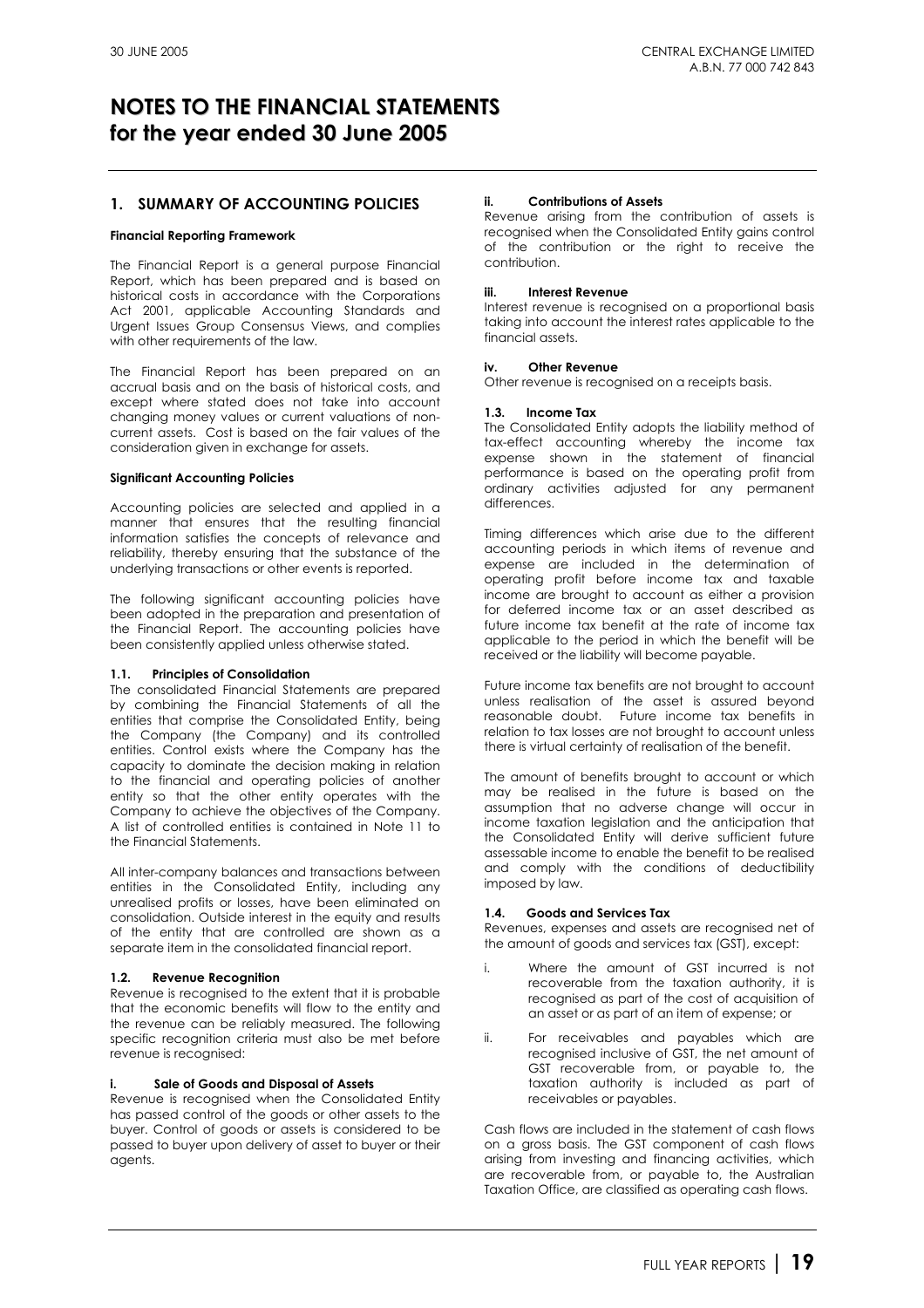# NOTES TO THE FINANCIAL STATEMENTS for the year ended 30 June 2005

## 1. SUMMARY OF ACCOUNTING POLICIES

**Financial Reporting Framework**

The Financial Report is a general purpose Financial Report, which has been prepared and is based on historical costs in accordance with the Corporations Act 2001, applicable Accounting Standards and Urgent Issues Group Consensus Views, and complies with other requirements of the law.

The Financial Report has been prepared on an accrual basis and on the basis of historical costs, and except where stated does not take into account changing money values or current valuations of non-current assets. Cost is based on the fair values of the consideration given in exchange for assets.

**Significant Accounting Policies**

Accounting policies are selected and applied in a manner that ensures that the resulting financial information satisfies the concepts of relevance and reliability, thereby ensuring that the substance of the underlying transactions or other events is reported.

The following significant accounting policies have been adopted in the preparation and presentation of the Financial Report. The accounting policies have been consistently applied unless otherwise stated.

### 1.1. Principles of Consolidation

The consolidated Financial Statements are prepared by combining the Financial Statements of all the entities that comprise the Consolidated Entity, being the Company (the Company) and its controlled entities. Control exists where the Company has the capacity to dominate the decision making in relation to the financial and operating policies of another entity so that the other entity operates with the Company to achieve the objectives of the Company. A list of controlled entities is contained in Note 11 to the Financial Statements.

All inter-company balances and transactions between entities in the Consolidated Entity, including any unrealised profits or losses, have been eliminated on consolidation. Outside interest in the equity and results of the entity that are controlled are shown as a separate item in the consolidated financial report.

### 1.2. Revenue Recognition

Revenue is recognised to the extent that it is probable that the economic benefits will flow to the entity and the revenue can be reliably measured. The following specific recognition criteria must also be met before revenue is recognised:

**i. Sale of Goods and Disposal of Assets**

Revenue is recognised when the Consolidated Entity has passed control of the goods or other assets to the buyer. Control of goods or assets is considered to be passed to buyer upon delivery of asset to buyer or their agents.

**ii. Contributions of Assets**

Revenue arising from the contribution of assets is recognised when the Consolidated Entity gains control of the contribution or the right to receive the contribution.

**iii. Interest Revenue**

Interest revenue is recognised on a proportional basis taking into account the interest rates applicable to the financial assets.

**iv. Other Revenue**

Other revenue is recognised on a receipts basis.

### 1.3. Income Tax

The Consolidated Entity adopts the liability method of tax-effect accounting whereby the income tax expense shown in the statement of financial performance is based on the operating profit from ordinary activities adjusted for any permanent differences.

Timing differences which arise due to the different accounting periods in which items of revenue and expense are included in the determination of operating profit before income tax and taxable income are brought to account as either a provision for deferred income tax or an asset described as future income tax benefit at the rate of income tax applicable to the period in which the benefit will be received or the liability will become payable.

Future income tax benefits are not brought to account unless realisation of the asset is assured beyond reasonable doubt. Future income tax benefits in relation to tax losses are not brought to account unless there is virtual certainty of realisation of the benefit.

The amount of benefits brought to account or which may be realised in the future is based on the assumption that no adverse change will occur in income taxation legislation and the anticipation that the Consolidated Entity will derive sufficient future assessable income to enable the benefit to be realised and comply with the conditions of deductibility imposed by law.

### 1.4. Goods and Services Tax

Revenues, expenses and assets are recognised net of the amount of goods and services tax (GST), except:

i. Where the amount of GST incurred is not recoverable from the taxation authority, it is recognised as part of the cost of acquisition of an asset or as part of an item of expense; or

ii. For receivables and payables which are recognised inclusive of GST, the net amount of GST recoverable from, or payable to, the taxation authority is included as part of receivables or payables.

Cash flows are included in the statement of cash flows on a gross basis. The GST component of cash flows arising from investing and financing activities, which are recoverable from, or payable to, the Australian Taxation Office, are classified as operating cash flows.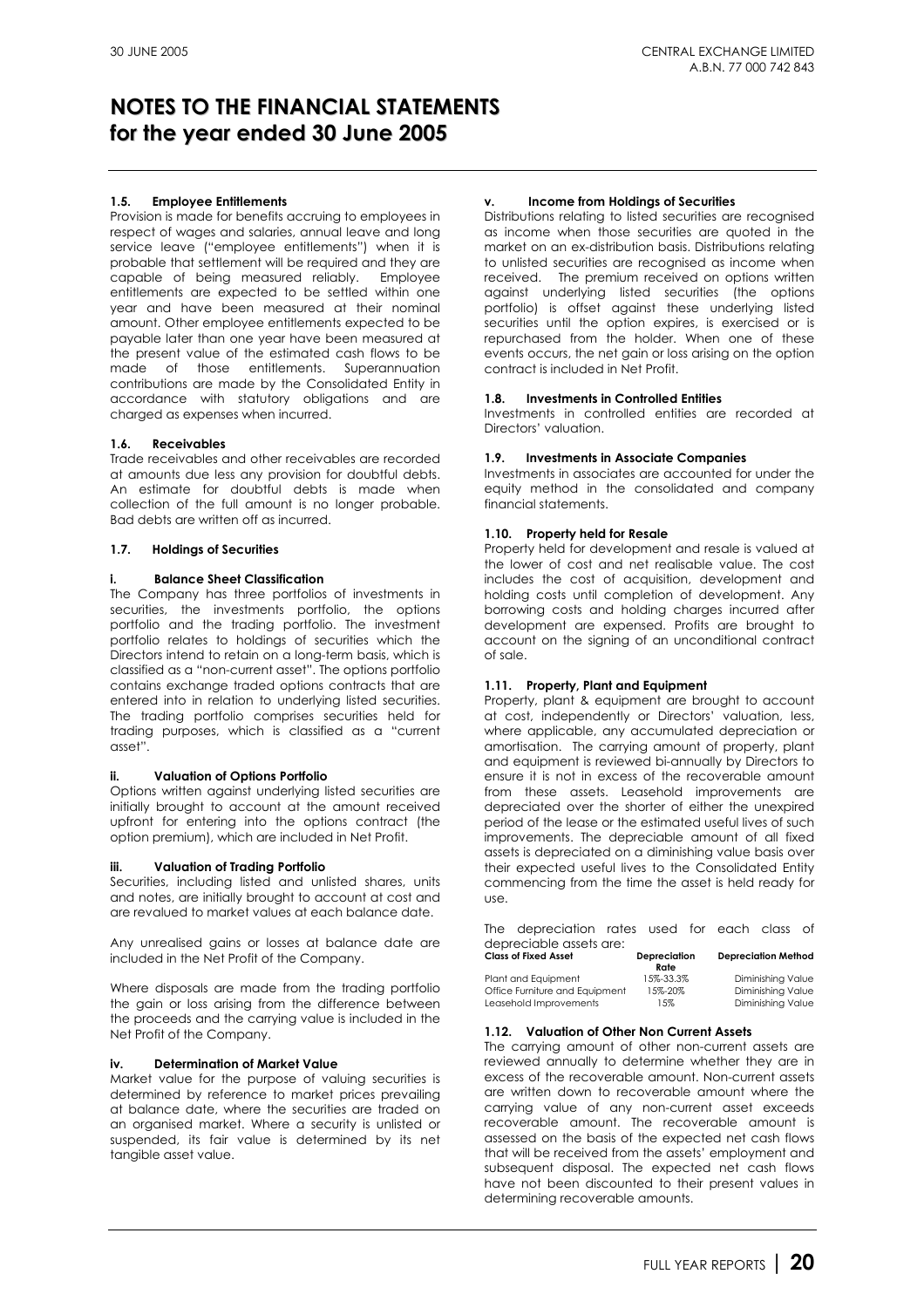# NOTES TO THE FINANCIAL STATEMENTS for the year ended 30 June 2005

### 1.5. Employee Entitlements

Provision is made for benefits accruing to employees in respect of wages and salaries, annual leave and long service leave ("employee entitlements") when it is probable that settlement will be required and they are capable of being measured reliably. Employee entitlements are expected to be settled within one year and have been measured at their nominal amount. Other employee entitlements expected to be payable later than one year have been measured at the present value of the estimated cash flows to be made of those entitlements. Superannuation contributions are made by the Consolidated Entity in accordance with statutory obligations and are charged as expenses when incurred.

### 1.6. Receivables

Trade receivables and other receivables are recorded at amounts due less any provision for doubtful debts. An estimate for doubtful debts is made when collection of the full amount is no longer probable. Bad debts are written off as incurred.

### 1.7. Holdings of Securities

#### i. Balance Sheet Classification

The Company has three portfolios of investments in securities, the investments portfolio, the options portfolio and the trading portfolio. The investment portfolio relates to holdings of securities which the Directors intend to retain on a long-term basis, which is classified as a "non-current asset". The options portfolio contains exchange traded options contracts that are entered into in relation to underlying listed securities. The trading portfolio comprises securities held for trading purposes, which is classified as a "current asset".

#### ii. Valuation of Options Portfolio

Options written against underlying listed securities are initially brought to account at the amount received upfront for entering into the options contract (the option premium), which are included in Net Profit.

#### iii. Valuation of Trading Portfolio

Securities, including listed and unlisted shares, units and notes, are initially brought to account at cost and are revalued to market values at each balance date.

Any unrealised gains or losses at balance date are included in the Net Profit of the Company.

Where disposals are made from the trading portfolio the gain or loss arising from the difference between the proceeds and the carrying value is included in the Net Profit of the Company.

#### iv. Determination of Market Value

Market value for the purpose of valuing securities is determined by reference to market prices prevailing at balance date, where the securities are traded on an organised market. Where a security is unlisted or suspended, its fair value is determined by its net tangible asset value.

#### v. Income from Holdings of Securities

Distributions relating to listed securities are recognised as income when those securities are quoted in the market on an ex-distribution basis. Distributions relating to unlisted securities are recognised as income when received. The premium received on options written against underlying listed securities (the options portfolio) is offset against these underlying listed securities until the option expires, is exercised or is repurchased from the holder. When one of these events occurs, the net gain or loss arising on the option contract is included in Net Profit.

### 1.8. Investments in Controlled Entities

Investments in controlled entities are recorded at Directors' valuation.

### 1.9. Investments in Associate Companies

Investments in associates are accounted for under the equity method in the consolidated and company financial statements.

### 1.10. Property held for Resale

Property held for development and resale is valued at the lower of cost and net realisable value. The cost includes the cost of acquisition, development and holding costs until completion of development. Any borrowing costs and holding charges incurred after development are expensed. Profits are brought to account on the signing of an unconditional contract of sale.

### 1.11. Property, Plant and Equipment

Property, plant & equipment are brought to account at cost, independently or Directors' valuation, less, where applicable, any accumulated depreciation or amortisation. The carrying amount of property, plant and equipment is reviewed bi-annually by Directors to ensure it is not in excess of the recoverable amount from these assets. Leasehold improvements are depreciated over the shorter of either the unexpired period of the lease or the estimated useful lives of such improvements. The depreciable amount of all fixed assets is depreciated on a diminishing value basis over their expected useful lives to the Consolidated Entity commencing from the time the asset is held ready for use.

The depreciation rates used for each class of depreciable assets are:

| Class of Fixed Asset | Depreciation Rate | Depreciation Method |
|---|---|---|
| Plant and Equipment | 15%-33.3% | Diminishing Value |
| Office Furniture and Equipment | 15%-20% | Diminishing Value |
| Leasehold Improvements | 15% | Diminishing Value |

### 1.12. Valuation of Other Non Current Assets

The carrying amount of other non-current assets are reviewed annually to determine whether they are in excess of the recoverable amount. Non-current assets are written down to recoverable amount where the carrying value of any non-current asset exceeds recoverable amount. The recoverable amount is assessed on the basis of the expected net cash flows that will be received from the assets' employment and subsequent disposal. The expected net cash flows have not been discounted to their present values in determining recoverable amounts.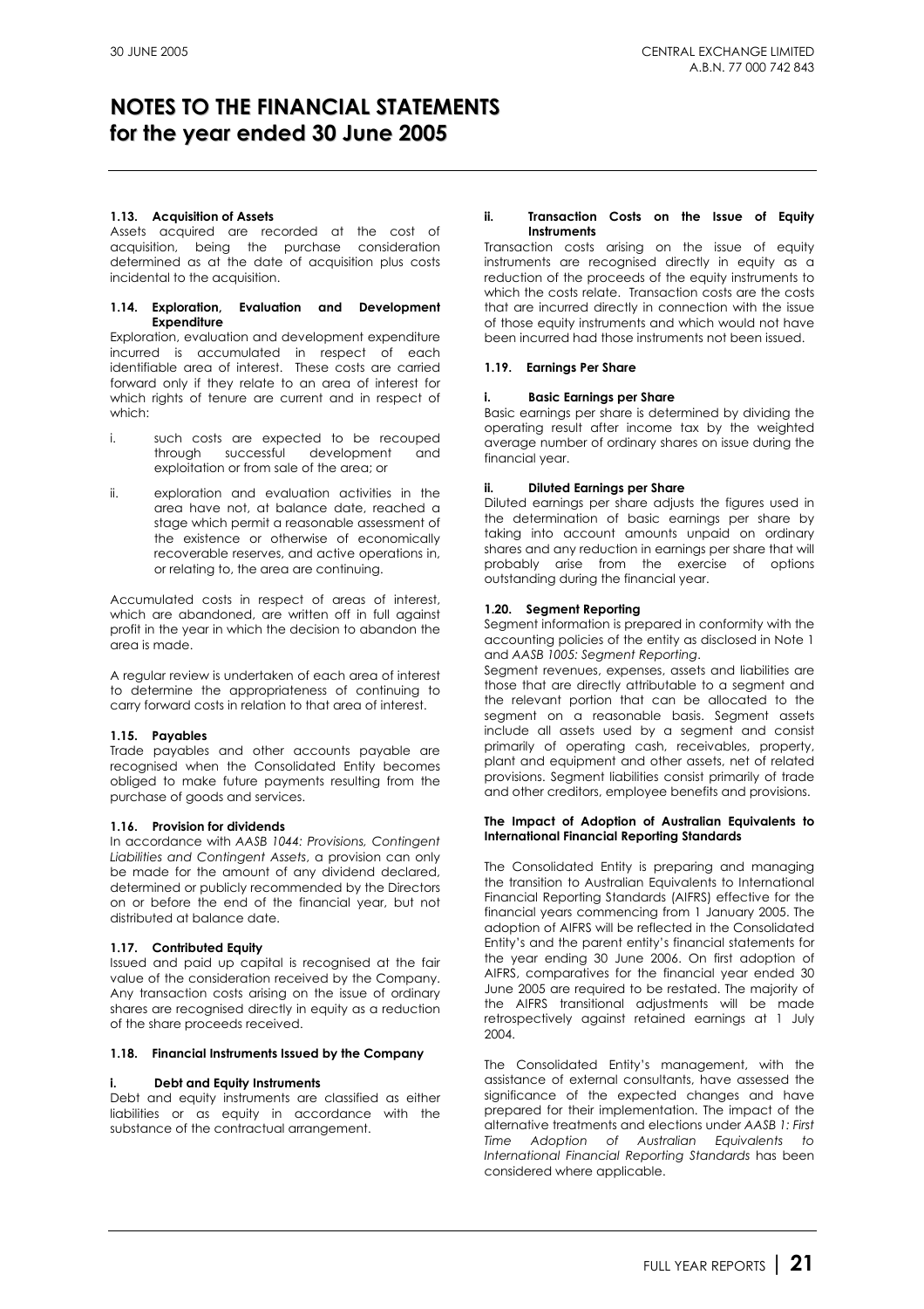# NOTES TO THE FINANCIAL STATEMENTS for the year ended 30 June 2005

### 1.13. Acquisition of Assets

Assets acquired are recorded at the cost of acquisition, being the purchase consideration determined as at the date of acquisition plus costs incidental to the acquisition.

### 1.14. Exploration, Evaluation and Development Expenditure

Exploration, evaluation and development expenditure incurred is accumulated in respect of each identifiable area of interest. These costs are carried forward only if they relate to an area of interest for which rights of tenure are current and in respect of which:

i. such costs are expected to be recouped through successful development and exploitation or from sale of the area; or

ii. exploration and evaluation activities in the area have not, at balance date, reached a stage which permit a reasonable assessment of the existence or otherwise of economically recoverable reserves, and active operations in, or relating to, the area are continuing.

Accumulated costs in respect of areas of interest, which are abandoned, are written off in full against profit in the year in which the decision to abandon the area is made.

A regular review is undertaken of each area of interest to determine the appropriateness of continuing to carry forward costs in relation to that area of interest.

### 1.15. Payables

Trade payables and other accounts payable are recognised when the Consolidated Entity becomes obliged to make future payments resulting from the purchase of goods and services.

### 1.16. Provision for dividends

In accordance with *AASB 1044: Provisions, Contingent Liabilities and Contingent Assets*, a provision can only be made for the amount of any dividend declared, determined or publicly recommended by the Directors on or before the end of the financial year, but not distributed at balance date.

### 1.17. Contributed Equity

Issued and paid up capital is recognised at the fair value of the consideration received by the Company. Any transaction costs arising on the issue of ordinary shares are recognised directly in equity as a reduction of the share proceeds received.

### 1.18. Financial Instruments Issued by the Company

#### i. Debt and Equity Instruments

Debt and equity instruments are classified as either liabilities or as equity in accordance with the substance of the contractual arrangement.

#### ii. Transaction Costs on the Issue of Equity Instruments

Transaction costs arising on the issue of equity instruments are recognised directly in equity as a reduction of the proceeds of the equity instruments to which the costs relate. Transaction costs are the costs that are incurred directly in connection with the issue of those equity instruments and which would not have been incurred had those instruments not been issued.

### 1.19. Earnings Per Share

#### i. Basic Earnings per Share

Basic earnings per share is determined by dividing the operating result after income tax by the weighted average number of ordinary shares on issue during the financial year.

#### ii. Diluted Earnings per Share

Diluted earnings per share adjusts the figures used in the determination of basic earnings per share by taking into account amounts unpaid on ordinary shares and any reduction in earnings per share that will probably arise from the exercise of options outstanding during the financial year.

### 1.20. Segment Reporting

Segment information is prepared in conformity with the accounting policies of the entity as disclosed in Note 1 and *AASB 1005: Segment Reporting*.

Segment revenues, expenses, assets and liabilities are those that are directly attributable to a segment and the relevant portion that can be allocated to the segment on a reasonable basis. Segment assets include all assets used by a segment and consist primarily of operating cash, receivables, property, plant and equipment and other assets, net of related provisions. Segment liabilities consist primarily of trade and other creditors, employee benefits and provisions.

### The Impact of Adoption of Australian Equivalents to International Financial Reporting Standards

The Consolidated Entity is preparing and managing the transition to Australian Equivalents to International Financial Reporting Standards (AIFRS) effective for the financial years commencing from 1 January 2005. The adoption of AIFRS will be reflected in the Consolidated Entity's and the parent entity's financial statements for the year ending 30 June 2006. On first adoption of AIFRS, comparatives for the financial year ended 30 June 2005 are required to be restated. The majority of the AIFRS transitional adjustments will be made retrospectively against retained earnings at 1 July 2004.

The Consolidated Entity's management, with the assistance of external consultants, have assessed the significance of the expected changes and have prepared for their implementation. The impact of the alternative treatments and elections under *AASB 1: First Time Adoption of Australian Equivalents to International Financial Reporting Standards* has been considered where applicable.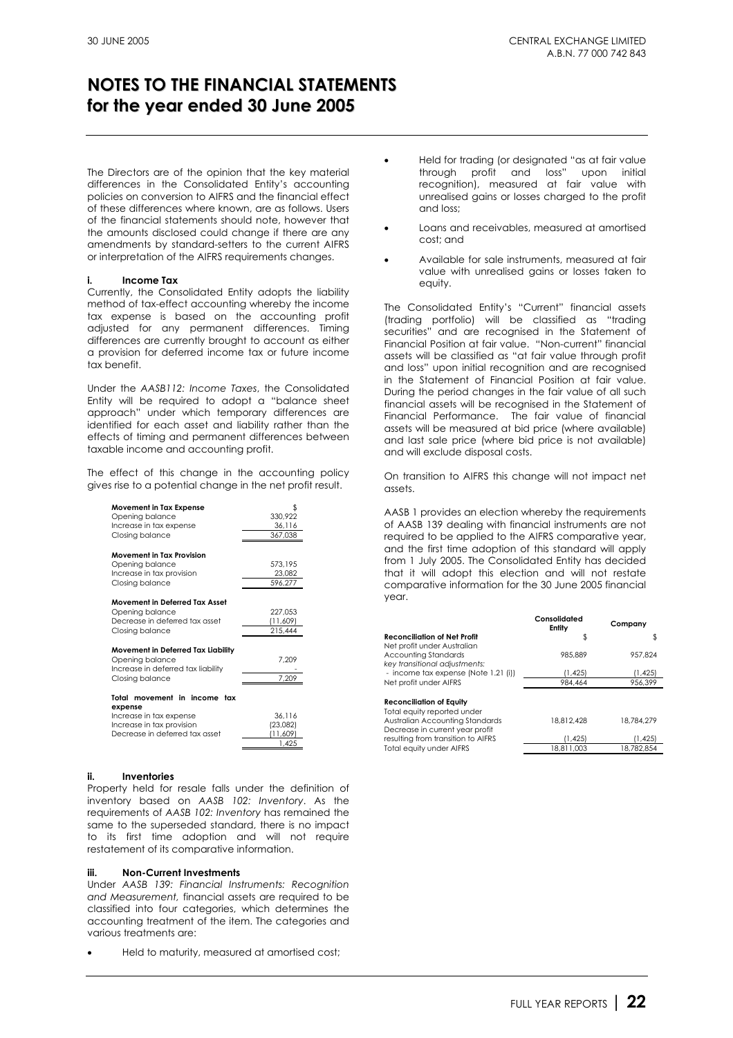# NOTES TO THE FINANCIAL STATEMENTS for the year ended 30 June 2005

The Directors are of the opinion that the key material differences in the Consolidated Entity's accounting policies on conversion to AIFRS and the financial effect of these differences where known, are as follows. Users of the financial statements should note, however that the amounts disclosed could change if there are any amendments by standard-setters to the current AIFRS or interpretation of the AIFRS requirements changes.

#### i. Income Tax

Currently, the Consolidated Entity adopts the liability method of tax-effect accounting whereby the income tax expense is based on the accounting profit adjusted for any permanent differences. Timing differences are currently brought to account as either a provision for deferred income tax or future income tax benefit.

Under the *AASB112: Income Taxes*, the Consolidated Entity will be required to adopt a "balance sheet approach" under which temporary differences are identified for each asset and liability rather than the effects of timing and permanent differences between taxable income and accounting profit.

The effect of this change in the accounting policy gives rise to a potential change in the net profit result.

| | $ |
|---|---|
| **Movement in Tax Expense** | |
| Opening balance | 330,922 |
| Increase in tax expense | 36,116 |
| Closing balance | 367,038 |
| **Movement in Tax Provision** | |
| Opening balance | 573,195 |
| Increase in tax provision | 23,082 |
| Closing balance | 596,277 |
| **Movement in Deferred Tax Asset** | |
| Opening balance | 227,053 |
| Decrease in deferred tax asset | (11,609) |
| Closing balance | 215,444 |
| **Movement in Deferred Tax Liability** | |
| Opening balance | 7,209 |
| Increase in deferred tax liability | - |
| Closing balance | 7,209 |
| **Total movement in income tax expense** | |
| Increase in tax expense | 36,116 |
| Increase in tax provision | (23,082) |
| Decrease in deferred tax asset | (11,609) |
| | 1,425 |

#### ii. Inventories

Property held for resale falls under the definition of inventory based on *AASB 102: Inventory*. As the requirements of *AASB 102: Inventory* has remained the same to the superseded standard, there is no impact to its first time adoption and will not require restatement of its comparative information.

#### iii. Non-Current Investments

Under *AASB 139: Financial Instruments: Recognition and Measurement*, financial assets are required to be classified into four categories, which determines the accounting treatment of the item. The categories and various treatments are:

- Held to maturity, measured at amortised cost;
- Held for trading (or designated "as at fair value through profit and loss" upon initial recognition), measured at fair value with unrealised gains or losses charged to the profit and loss;
- Loans and receivables, measured at amortised cost; and
- Available for sale instruments, measured at fair value with unrealised gains or losses taken to equity.

The Consolidated Entity's "Current" financial assets (trading portfolio) will be classified as "trading securities" and are recognised in the Statement of Financial Position at fair value. "Non-current" financial assets will be classified as "at fair value through profit and loss" upon initial recognition and are recognised in the Statement of Financial Position at fair value. During the period changes in the fair value of all such financial assets will be recognised in the Statement of Financial Performance. The fair value of financial assets will be measured at bid price (where available) and last sale price (where bid price is not available) and will exclude disposal costs.

On transition to AIFRS this change will not impact net assets.

AASB 1 provides an election whereby the requirements of AASB 139 dealing with financial instruments are not required to be applied to the AIFRS comparative year, and the first time adoption of this standard will apply from 1 July 2005. The Consolidated Entity has decided that it will adopt this election and will not restate comparative information for the 30 June 2005 financial year.

| | Consolidated Entity | Company |
|---|---|---|
| **Reconciliation of Net Profit** | $ | $ |
| Net profit under Australian Accounting Standards | 985,889 | 957,824 |
| *key transitional adjustments:* | | |
| - income tax expense (Note 1.21 (i)) | (1,425) | (1,425) |
| Net profit under AIFRS | 984,464 | 956,399 |
| **Reconciliation of Equity** | | |
| Total equity reported under Australian Accounting Standards | 18,812,428 | 18,784,279 |
| Decrease in current year profit resulting from transition to AIFRS | (1,425) | (1,425) |
| Total equity under AIFRS | 18,811,003 | 18,782,854 |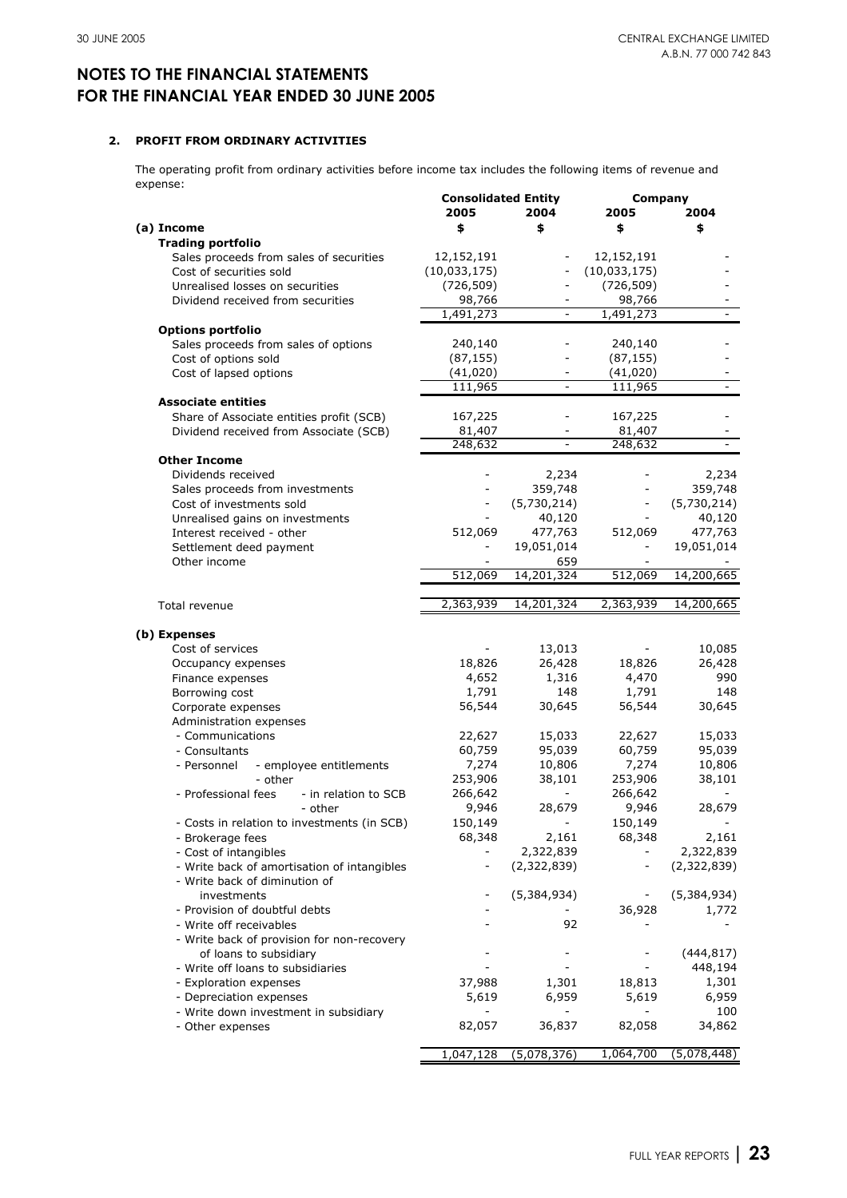# NOTES TO THE FINANCIAL STATEMENTS FOR THE FINANCIAL YEAR ENDED 30 JUNE 2005

## 2. PROFIT FROM ORDINARY ACTIVITIES

The operating profit from ordinary activities before income tax includes the following items of revenue and expense:

| | Consolidated Entity | | Company | |
|---|---|---|---|---|
| | 2005 | 2004 | 2005 | 2004 |
| **(a) Income** | $ | $ | $ | $ |
| **Trading portfolio** | | | | |
| Sales proceeds from sales of securities | 12,152,191 | - | 12,152,191 | - |
| Cost of securities sold | (10,033,175) | - | (10,033,175) | - |
| Unrealised losses on securities | (726,509) | - | (726,509) | - |
| Dividend received from securities | 98,766 | - | 98,766 | - |
| | 1,491,273 | - | 1,491,273 | - |
| **Options portfolio** | | | | |
| Sales proceeds from sales of options | 240,140 | - | 240,140 | - |
| Cost of options sold | (87,155) | - | (87,155) | - |
| Cost of lapsed options | (41,020) | - | (41,020) | - |
| | 111,965 | - | 111,965 | - |
| **Associate entities** | | | | |
| Share of Associate entities profit (SCB) | 167,225 | - | 167,225 | - |
| Dividend received from Associate (SCB) | 81,407 | - | 81,407 | - |
| | 248,632 | - | 248,632 | - |
| **Other Income** | | | | |
| Dividends received | - | 2,234 | - | 2,234 |
| Sales proceeds from investments | - | 359,748 | - | 359,748 |
| Cost of investments sold | - | (5,730,214) | - | (5,730,214) |
| Unrealised gains on investments | - | 40,120 | - | 40,120 |
| Interest received - other | 512,069 | 477,763 | 512,069 | 477,763 |
| Settlement deed payment | - | 19,051,014 | - | 19,051,014 |
| Other income | - | 659 | - | - |
| | 512,069 | 14,201,324 | 512,069 | 14,200,665 |
| Total revenue | 2,363,939 | 14,201,324 | 2,363,939 | 14,200,665 |
| **(b) Expenses** | | | | |
| Cost of services | - | 13,013 | - | 10,085 |
| Occupancy expenses | 18,826 | 26,428 | 18,826 | 26,428 |
| Finance expenses | 4,652 | 1,316 | 4,470 | 990 |
| Borrowing cost | 1,791 | 148 | 1,791 | 148 |
| Corporate expenses | 56,544 | 30,645 | 56,544 | 30,645 |
| Administration expenses | | | | |
| - Communications | 22,627 | 15,033 | 22,627 | 15,033 |
| - Consultants | 60,759 | 95,039 | 60,759 | 95,039 |
| - Personnel - employee entitlements | 7,274 | 10,806 | 7,274 | 10,806 |
| - other | 253,906 | 38,101 | 253,906 | 38,101 |
| - Professional fees - in relation to SCB | 266,642 | - | 266,642 | - |
| - other | 9,946 | 28,679 | 9,946 | 28,679 |
| - Costs in relation to investments (in SCB) | 150,149 | - | 150,149 | - |
| - Brokerage fees | 68,348 | 2,161 | 68,348 | 2,161 |
| - Cost of intangibles | - | 2,322,839 | - | 2,322,839 |
| - Write back of amortisation of intangibles | - | (2,322,839) | - | (2,322,839) |
| - Write back of diminution of investments | - | (5,384,934) | - | (5,384,934) |
| - Provision of doubtful debts | - | - | 36,928 | 1,772 |
| - Write off receivables | - | 92 | - | - |
| - Write back of provision for non-recovery of loans to subsidiary | - | - | - | (444,817) |
| - Write off loans to subsidiaries | - | - | - | 448,194 |
| - Exploration expenses | 37,988 | 1,301 | 18,813 | 1,301 |
| - Depreciation expenses | 5,619 | 6,959 | 5,619 | 6,959 |
| - Write down investment in subsidiary | - | - | - | 100 |
| - Other expenses | 82,057 | 36,837 | 82,058 | 34,862 |
| | 1,047,128 | (5,078,376) | 1,064,700 | (5,078,448) |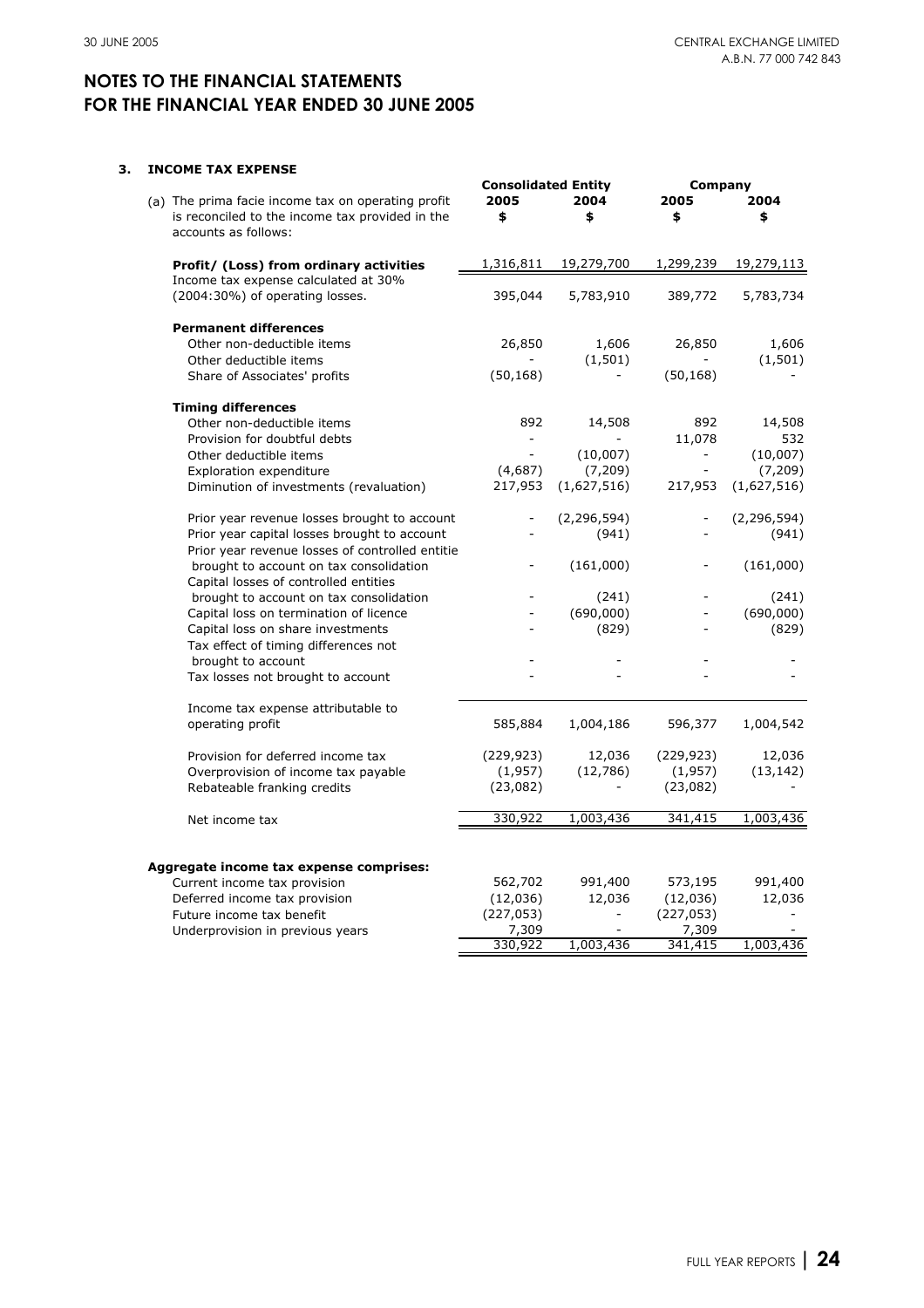# NOTES TO THE FINANCIAL STATEMENTS FOR THE FINANCIAL YEAR ENDED 30 JUNE 2005

## 3. INCOME TAX EXPENSE

| | Consolidated Entity | | Company | |
|---|---|---|---|---|
| (a) The prima facie income tax on operating profit is reconciled to the income tax provided in the accounts as follows: | 2005 $ | 2004 $ | 2005 $ | 2004 $ |
| **Profit/ (Loss) from ordinary activities** | 1,316,811 | 19,279,700 | 1,299,239 | 19,279,113 |
| Income tax expense calculated at 30% (2004:30%) of operating losses. | 395,044 | 5,783,910 | 389,772 | 5,783,734 |
| **Permanent differences** | | | | |
| Other non-deductible items | 26,850 | 1,606 | 26,850 | 1,606 |
| Other deductible items | - | (1,501) | - | (1,501) |
| Share of Associates' profits | (50,168) | - | (50,168) | - |
| **Timing differences** | | | | |
| Other non-deductible items | 892 | 14,508 | 892 | 14,508 |
| Provision for doubtful debts | - | - | 11,078 | 532 |
| Other deductible items | - | (10,007) | - | (10,007) |
| Exploration expenditure | (4,687) | (7,209) | - | (7,209) |
| Diminution of investments (revaluation) | 217,953 | (1,627,516) | 217,953 | (1,627,516) |
| Prior year revenue losses brought to account | - | (2,296,594) | - | (2,296,594) |
| Prior year capital losses brought to account | - | (941) | - | (941) |
| Prior year revenue losses of controlled entitie brought to account on tax consolidation | - | (161,000) | - | (161,000) |
| Capital losses of controlled entities brought to account on tax consolidation | - | (241) | - | (241) |
| Capital loss on termination of licence | - | (690,000) | - | (690,000) |
| Capital loss on share investments | - | (829) | - | (829) |
| Tax effect of timing differences not brought to account | - | - | - | - |
| Tax losses not brought to account | - | - | - | - |
| Income tax expense attributable to operating profit | 585,884 | 1,004,186 | 596,377 | 1,004,542 |
| Provision for deferred income tax | (229,923) | 12,036 | (229,923) | 12,036 |
| Overprovision of income tax payable | (1,957) | (12,786) | (1,957) | (13,142) |
| Rebateable franking credits | (23,082) | - | (23,082) | - |
| Net income tax | 330,922 | 1,003,436 | 341,415 | 1,003,436 |

| **Aggregate income tax expense comprises:** | | | | |
|---|---|---|---|---|
| Current income tax provision | 562,702 | 991,400 | 573,195 | 991,400 |
| Deferred income tax provision | (12,036) | 12,036 | (12,036) | 12,036 |
| Future income tax benefit | (227,053) | - | (227,053) | - |
| Underprovision in previous years | 7,309 | - | 7,309 | - |
| | 330,922 | 1,003,436 | 341,415 | 1,003,436 |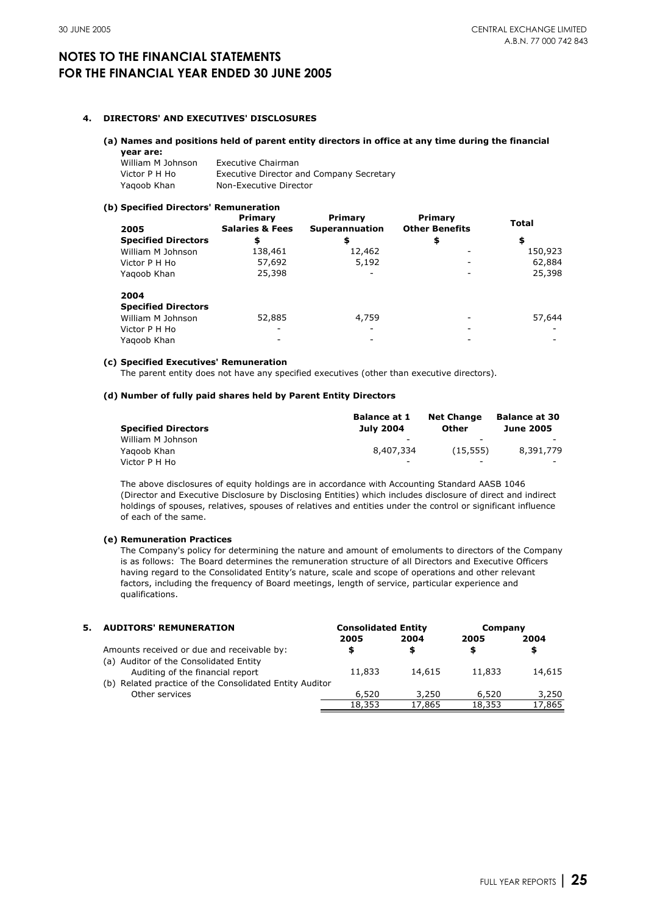# NOTES TO THE FINANCIAL STATEMENTS FOR THE FINANCIAL YEAR ENDED 30 JUNE 2005

## 4. DIRECTORS' AND EXECUTIVES' DISCLOSURES

### (a) Names and positions held of parent entity directors in office at any time during the financial year are:

| | |
|---|---|
| William M Johnson | Executive Chairman |
| Victor P H Ho | Executive Director and Company Secretary |
| Yaqoob Khan | Non-Executive Director |

### (b) Specified Directors' Remuneration

| 2005 | Primary Salaries & Fees | Primary Superannuation | Primary Other Benefits | Total |
|---|---|---|---|---|
| **Specified Directors** | **$** | **$** | **$** | **$** |
| William M Johnson | 138,461 | 12,462 | - | 150,923 |
| Victor P H Ho | 57,692 | 5,192 | - | 62,884 |
| Yaqoob Khan | 25,398 | - | - | 25,398 |
| | | | | |
| **2004** | | | | |
| **Specified Directors** | | | | |
| William M Johnson | 52,885 | 4,759 | - | 57,644 |
| Victor P H Ho | - | - | - | - |
| Yaqoob Khan | - | - | - | - |

### (c) Specified Executives' Remuneration

The parent entity does not have any specified executives (other than executive directors).

### (d) Number of fully paid shares held by Parent Entity Directors

| Specified Directors | Balance at 1 July 2004 | Net Change Other | Balance at 30 June 2005 |
|---|---|---|---|
| William M Johnson | - | - | - |
| Yaqoob Khan | 8,407,334 | (15,555) | 8,391,779 |
| Victor P H Ho | - | - | - |

The above disclosures of equity holdings are in accordance with Accounting Standard AASB 1046 (Director and Executive Disclosure by Disclosing Entities) which includes disclosure of direct and indirect holdings of spouses, relatives, spouses of relatives and entities under the control or significant influence of each of the same.

### (e) Remuneration Practices

The Company's policy for determining the nature and amount of emoluments to directors of the Company is as follows: The Board determines the remuneration structure of all Directors and Executive Officers having regard to the Consolidated Entity's nature, scale and scope of operations and other relevant factors, including the frequency of Board meetings, length of service, particular experience and qualifications.

## 5. AUDITORS' REMUNERATION

| | Consolidated Entity | | Company | |
|---|---|---|---|---|
| | **2005** | **2004** | **2005** | **2004** |
| Amounts received or due and receivable by: | **$** | **$** | **$** | **$** |
| (a) Auditor of the Consolidated Entity | | | | |
| Auditing of the financial report | 11,833 | 14,615 | 11,833 | 14,615 |
| (b) Related practice of the Consolidated Entity Auditor | | | | |
| Other services | 6,520 | 3,250 | 6,520 | 3,250 |
| | 18,353 | 17,865 | 18,353 | 17,865 |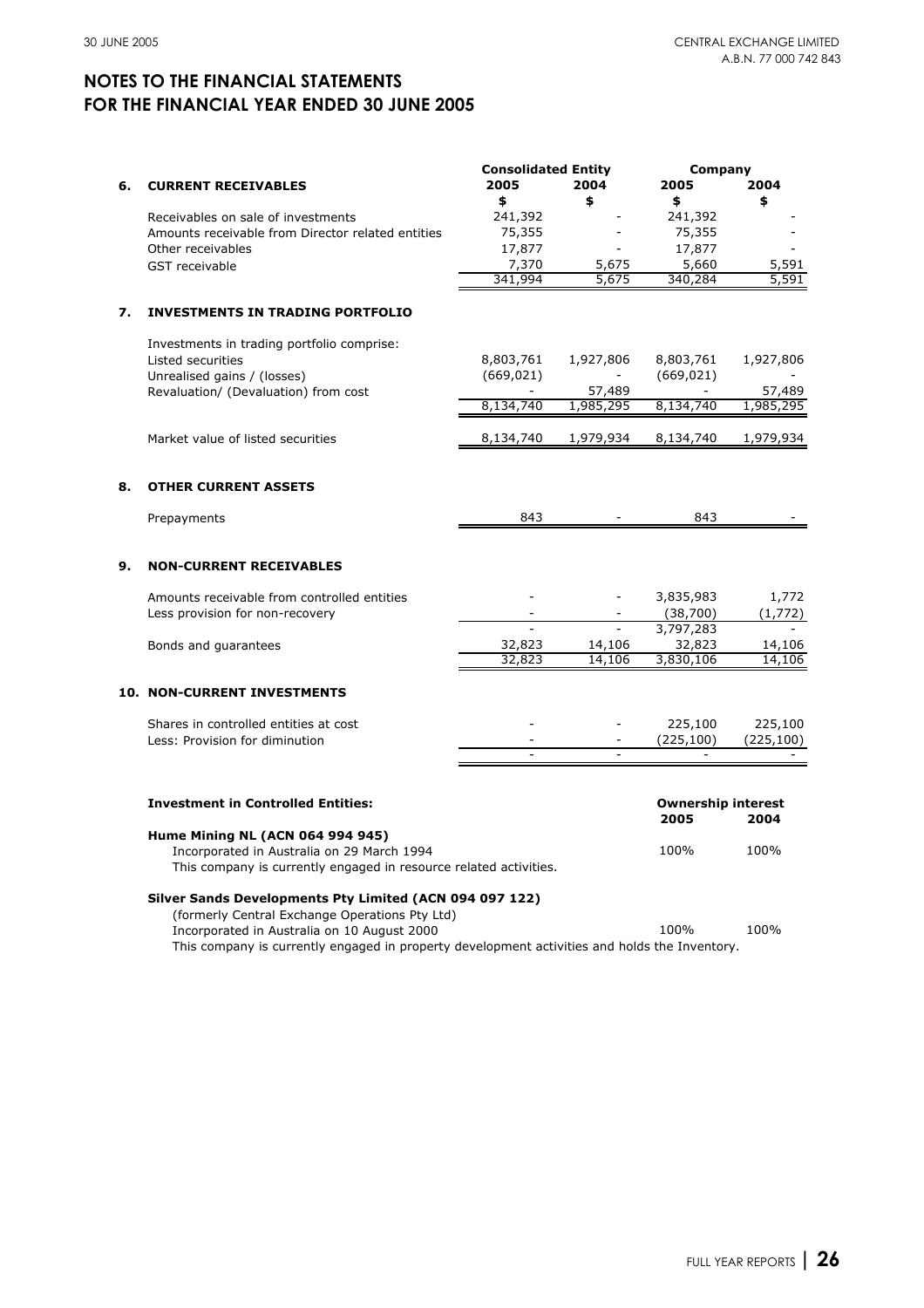# NOTES TO THE FINANCIAL STATEMENTS FOR THE FINANCIAL YEAR ENDED 30 JUNE 2005

| | | Consolidated Entity | | Company | |
|---|---|---|---|---|---|
| | | 2005 | 2004 | 2005 | 2004 |
| | | $ | $ | $ | $ |
| **6.** | **CURRENT RECEIVABLES** | | | | |
| | Receivables on sale of investments | 241,392 | - | 241,392 | - |
| | Amounts receivable from Director related entities | 75,355 | - | 75,355 | - |
| | Other receivables | 17,877 | - | 17,877 | - |
| | GST receivable | 7,370 | 5,675 | 5,660 | 5,591 |
| | | 341,994 | 5,675 | 340,284 | 5,591 |
| **7.** | **INVESTMENTS IN TRADING PORTFOLIO** | | | | |
| | Investments in trading portfolio comprise: | | | | |
| | Listed securities | 8,803,761 | 1,927,806 | 8,803,761 | 1,927,806 |
| | Unrealised gains / (losses) | (669,021) | - | (669,021) | - |
| | Revaluation/ (Devaluation) from cost | - | 57,489 | - | 57,489 |
| | | 8,134,740 | 1,985,295 | 8,134,740 | 1,985,295 |
| | Market value of listed securities | 8,134,740 | 1,979,934 | 8,134,740 | 1,979,934 |
| **8.** | **OTHER CURRENT ASSETS** | | | | |
| | Prepayments | 843 | - | 843 | - |
| **9.** | **NON-CURRENT RECEIVABLES** | | | | |
| | Amounts receivable from controlled entities | - | - | 3,835,983 | 1,772 |
| | Less provision for non-recovery | - | - | (38,700) | (1,772) |
| | | - | - | 3,797,283 | - |
| | Bonds and guarantees | 32,823 | 14,106 | 32,823 | 14,106 |
| | | 32,823 | 14,106 | 3,830,106 | 14,106 |
| **10.** | **NON-CURRENT INVESTMENTS** | | | | |
| | Shares in controlled entities at cost | - | - | 225,100 | 225,100 |
| | Less: Provision for diminution | - | - | (225,100) | (225,100) |
| | | - | - | - | - |

| **Investment in Controlled Entities:** | Ownership interest 2005 | Ownership interest 2004 |
|---|---|---|
| **Hume Mining NL (ACN 064 994 945)** | | |
| Incorporated in Australia on 29 March 1994 | 100% | 100% |
| This company is currently engaged in resource related activities. | | |
| **Silver Sands Developments Pty Limited (ACN 094 097 122)** | | |
| (formerly Central Exchange Operations Pty Ltd) | | |
| Incorporated in Australia on 10 August 2000 | 100% | 100% |
| This company is currently engaged in property development activities and holds the Inventory. | | |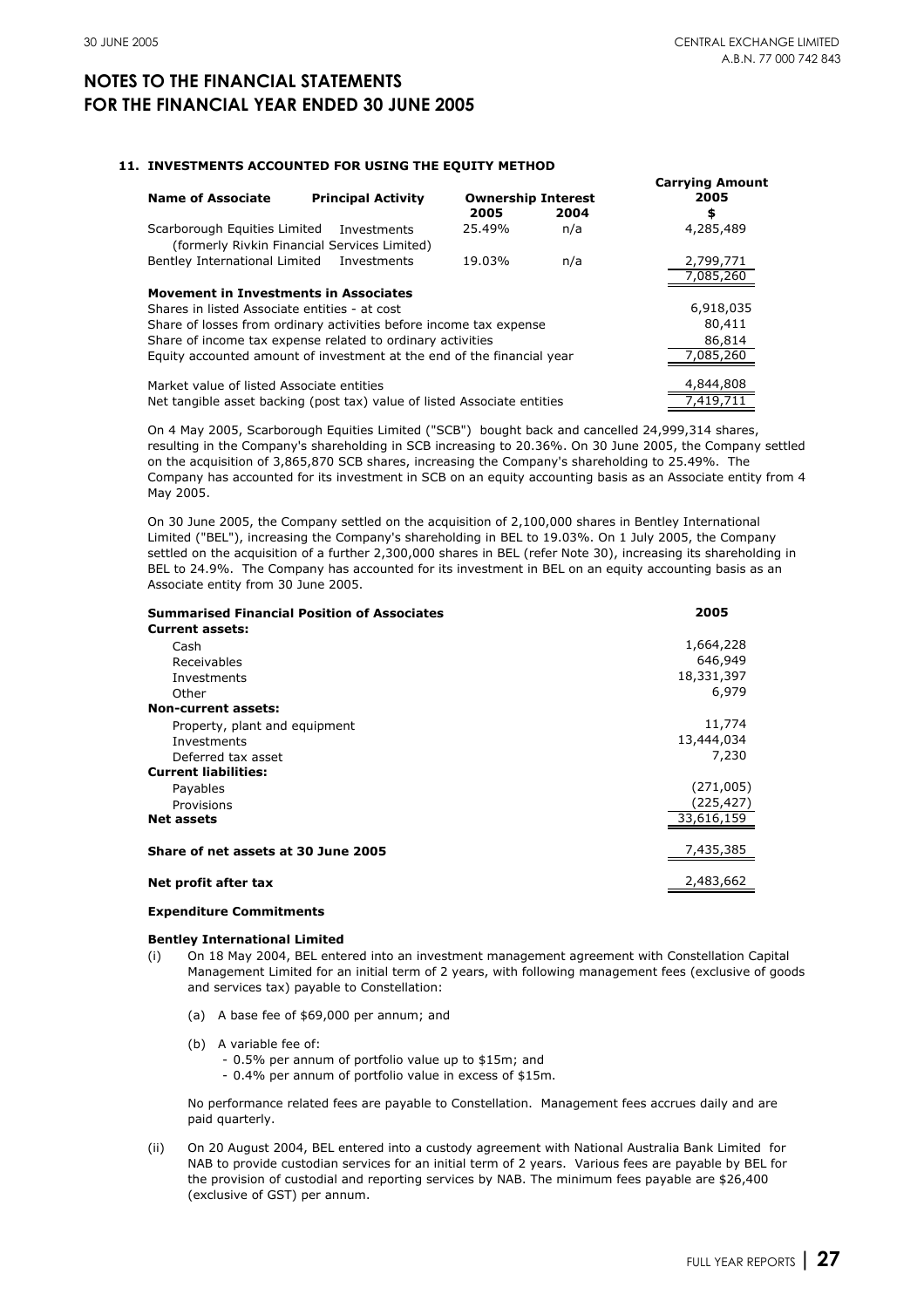# NOTES TO THE FINANCIAL STATEMENTS
# FOR THE FINANCIAL YEAR ENDED 30 JUNE 2005

### 11. INVESTMENTS ACCOUNTED FOR USING THE EQUITY METHOD

| Name of Associate | Principal Activity | Ownership Interest 2005 | Ownership Interest 2004 | Carrying Amount 2005 $ |
|---|---|---|---|---|
| Scarborough Equities Limited (formerly Rivkin Financial Services Limited) | Investments | 25.49% | n/a | 4,285,489 |
| Bentley International Limited | Investments | 19.03% | n/a | 2,799,771 |
| | | | | 7,085,260 |

**Movement in Investments in Associates**

| | $ |
|---|---|
| Shares in listed Associate entities - at cost | 6,918,035 |
| Share of losses from ordinary activities before income tax expense | 80,411 |
| Share of income tax expense related to ordinary activities | 86,814 |
| Equity accounted amount of investment at the end of the financial year | 7,085,260 |
| | |
| Market value of listed Associate entities | 4,844,808 |
| Net tangible asset backing (post tax) value of listed Associate entities | 7,419,711 |

On 4 May 2005, Scarborough Equities Limited ("SCB") bought back and cancelled 24,999,314 shares, resulting in the Company's shareholding in SCB increasing to 20.36%. On 30 June 2005, the Company settled on the acquisition of 3,865,870 SCB shares, increasing the Company's shareholding to 25.49%. The Company has accounted for its investment in SCB on an equity accounting basis as an Associate entity from 4 May 2005.

On 30 June 2005, the Company settled on the acquisition of 2,100,000 shares in Bentley International Limited ("BEL"), increasing the Company's shareholding in BEL to 19.03%. On 1 July 2005, the Company settled on the acquisition of a further 2,300,000 shares in BEL (refer Note 30), increasing its shareholding in BEL to 24.9%. The Company has accounted for its investment in BEL on an equity accounting basis as an Associate entity from 30 June 2005.

| Summarised Financial Position of Associates | 2005 |
|---|---|
| **Current assets:** | |
| Cash | 1,664,228 |
| Receivables | 646,949 |
| Investments | 18,331,397 |
| Other | 6,979 |
| **Non-current assets:** | |
| Property, plant and equipment | 11,774 |
| Investments | 13,444,034 |
| Deferred tax asset | 7,230 |
| **Current liabilities:** | |
| Payables | (271,005) |
| Provisions | (225,427) |
| **Net assets** | 33,616,159 |
| | |
| **Share of net assets at 30 June 2005** | 7,435,385 |
| | |
| **Net profit after tax** | 2,483,662 |

**Expenditure Commitments**

**Bentley International Limited**

(i) On 18 May 2004, BEL entered into an investment management agreement with Constellation Capital Management Limited for an initial term of 2 years, with following management fees (exclusive of goods and services tax) payable to Constellation:

(a) A base fee of $69,000 per annum; and

(b) A variable fee of:
- 0.5% per annum of portfolio value up to $15m; and
- 0.4% per annum of portfolio value in excess of $15m.

No performance related fees are payable to Constellation. Management fees accrues daily and are paid quarterly.

(ii) On 20 August 2004, BEL entered into a custody agreement with National Australia Bank Limited for NAB to provide custodian services for an initial term of 2 years. Various fees are payable by BEL for the provision of custodial and reporting services by NAB. The minimum fees payable are $26,400 (exclusive of GST) per annum.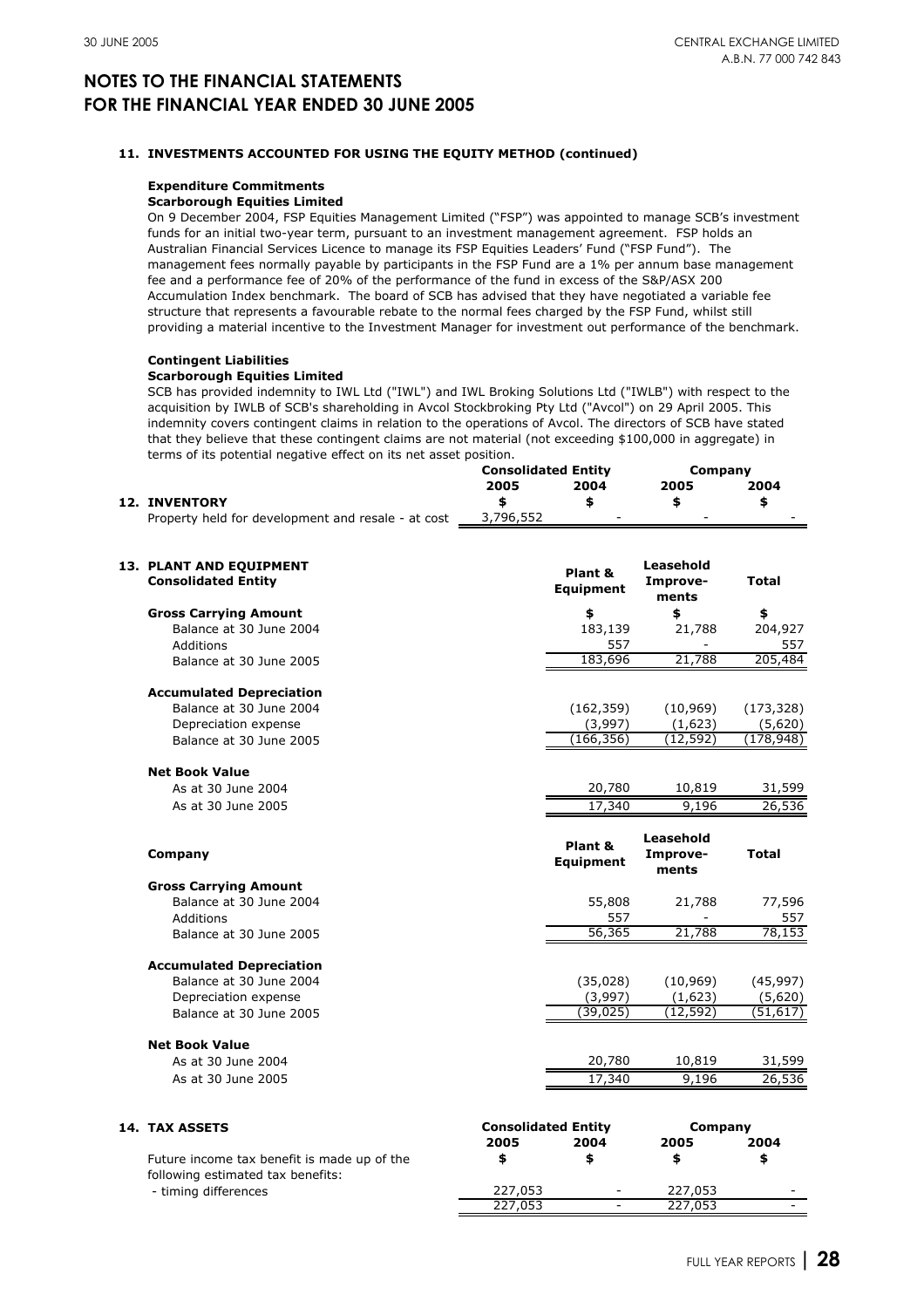# NOTES TO THE FINANCIAL STATEMENTS FOR THE FINANCIAL YEAR ENDED 30 JUNE 2005

## 11. INVESTMENTS ACCOUNTED FOR USING THE EQUITY METHOD (continued)

**Expenditure Commitments**

**Scarborough Equities Limited**

On 9 December 2004, FSP Equities Management Limited ("FSP") was appointed to manage SCB's investment funds for an initial two-year term, pursuant to an investment management agreement. FSP holds an Australian Financial Services Licence to manage its FSP Equities Leaders' Fund ("FSP Fund"). The management fees normally payable by participants in the FSP Fund are a 1% per annum base management fee and a performance fee of 20% of the performance of the fund in excess of the S&P/ASX 200 Accumulation Index benchmark. The board of SCB has advised that they have negotiated a variable fee structure that represents a favourable rebate to the normal fees charged by the FSP Fund, whilst still providing a material incentive to the Investment Manager for investment out performance of the benchmark.

**Contingent Liabilities**

**Scarborough Equities Limited**

SCB has provided indemnity to IWL Ltd ("IWL") and IWL Broking Solutions Ltd ("IWLB") with respect to the acquisition by IWLB of SCB's shareholding in Avcol Stockbroking Pty Ltd ("Avcol") on 29 April 2005. This indemnity covers contingent claims in relation to the operations of Avcol. The directors of SCB have stated that they believe that these contingent claims are not material (not exceeding $100,000 in aggregate) in terms of its potential negative effect on its net asset position.

| | Consolidated Entity | | Company | |
|---|---|---|---|---|
| | 2005 | 2004 | 2005 | 2004 |
| **12. INVENTORY** | $ | $ | $ | $ |
| Property held for development and resale - at cost | 3,796,552 | - | - | - |

## 13. PLANT AND EQUIPMENT

**Consolidated Entity**

| | Plant & Equipment | Leasehold Improve-ments | Total |
|---|---|---|---|
| **Gross Carrying Amount** | $ | $ | $ |
| Balance at 30 June 2004 | 183,139 | 21,788 | 204,927 |
| Additions | 557 | - | 557 |
| Balance at 30 June 2005 | 183,696 | 21,788 | 205,484 |
| **Accumulated Depreciation** | | | |
| Balance at 30 June 2004 | (162,359) | (10,969) | (173,328) |
| Depreciation expense | (3,997) | (1,623) | (5,620) |
| Balance at 30 June 2005 | (166,356) | (12,592) | (178,948) |
| **Net Book Value** | | | |
| As at 30 June 2004 | 20,780 | 10,819 | 31,599 |
| As at 30 June 2005 | 17,340 | 9,196 | 26,536 |

**Company**

| | Plant & Equipment | Leasehold Improve-ments | Total |
|---|---|---|---|
| **Gross Carrying Amount** | | | |
| Balance at 30 June 2004 | 55,808 | 21,788 | 77,596 |
| Additions | 557 | - | 557 |
| Balance at 30 June 2005 | 56,365 | 21,788 | 78,153 |
| **Accumulated Depreciation** | | | |
| Balance at 30 June 2004 | (35,028) | (10,969) | (45,997) |
| Depreciation expense | (3,997) | (1,623) | (5,620) |
| Balance at 30 June 2005 | (39,025) | (12,592) | (51,617) |
| **Net Book Value** | | | |
| As at 30 June 2004 | 20,780 | 10,819 | 31,599 |
| As at 30 June 2005 | 17,340 | 9,196 | 26,536 |

## 14. TAX ASSETS

| | Consolidated Entity | | Company | |
|---|---|---|---|---|
| | 2005 | 2004 | 2005 | 2004 |
| Future income tax benefit is made up of the following estimated tax benefits: | $ | $ | $ | $ |
| - timing differences | 227,053 | - | 227,053 | - |
| | 227,053 | - | 227,053 | - |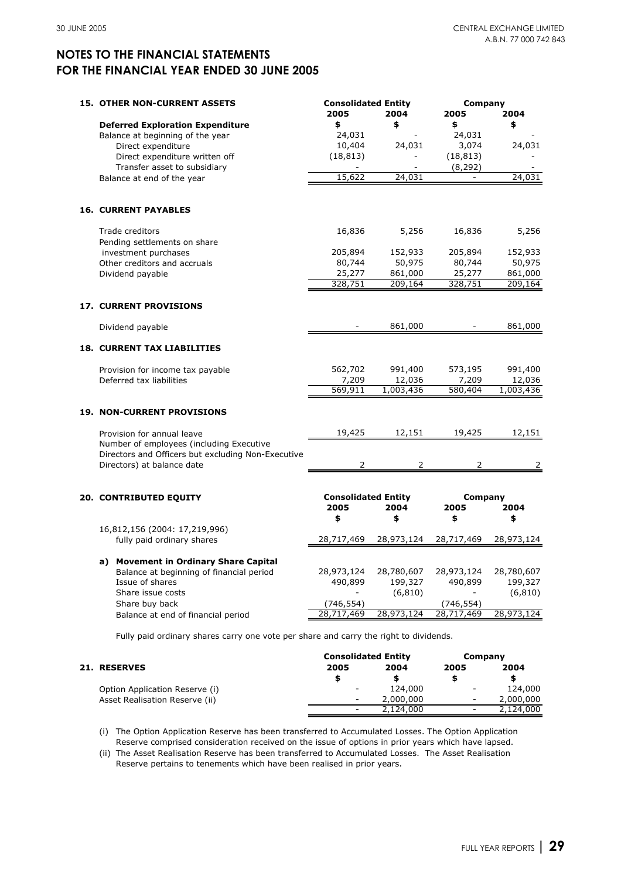# NOTES TO THE FINANCIAL STATEMENTS
# FOR THE FINANCIAL YEAR ENDED 30 JUNE 2005

## 15. OTHER NON-CURRENT ASSETS

| | Consolidated Entity | | Company | |
|---|---|---|---|---|
| | 2005 | 2004 | 2005 | 2004 |
| **Deferred Exploration Expenditure** | $ | $ | $ | $ |
| Balance at beginning of the year | 24,031 | - | 24,031 | - |
| Direct expenditure | 10,404 | 24,031 | 3,074 | 24,031 |
| Direct expenditure written off | (18,813) | - | (18,813) | - |
| Transfer asset to subsidiary | - | - | (8,292) | - |
| Balance at end of the year | 15,622 | 24,031 | - | 24,031 |

## 16. CURRENT PAYABLES

| | Consolidated 2005 | Consolidated 2004 | Company 2005 | Company 2004 |
|---|---|---|---|---|
| Trade creditors | 16,836 | 5,256 | 16,836 | 5,256 |
| Pending settlements on share investment purchases | 205,894 | 152,933 | 205,894 | 152,933 |
| Other creditors and accruals | 80,744 | 50,975 | 80,744 | 50,975 |
| Dividend payable | 25,277 | 861,000 | 25,277 | 861,000 |
| | 328,751 | 209,164 | 328,751 | 209,164 |

## 17. CURRENT PROVISIONS

| | Consolidated 2005 | Consolidated 2004 | Company 2005 | Company 2004 |
|---|---|---|---|---|
| Dividend payable | - | 861,000 | - | 861,000 |

## 18. CURRENT TAX LIABILITIES

| | Consolidated 2005 | Consolidated 2004 | Company 2005 | Company 2004 |
|---|---|---|---|---|
| Provision for income tax payable | 562,702 | 991,400 | 573,195 | 991,400 |
| Deferred tax liabilities | 7,209 | 12,036 | 7,209 | 12,036 |
| | 569,911 | 1,003,436 | 580,404 | 1,003,436 |

## 19. NON-CURRENT PROVISIONS

| | Consolidated 2005 | Consolidated 2004 | Company 2005 | Company 2004 |
|---|---|---|---|---|
| Provision for annual leave | 19,425 | 12,151 | 19,425 | 12,151 |
| Number of employees (including Executive Directors and Officers but excluding Non-Executive Directors) at balance date | 2 | 2 | 2 | 2 |

## 20. CONTRIBUTED EQUITY

| | Consolidated Entity | | Company | |
|---|---|---|---|---|
| | 2005 | 2004 | 2005 | 2004 |
| | $ | $ | $ | $ |
| 16,812,156 (2004: 17,219,996) fully paid ordinary shares | 28,717,469 | 28,973,124 | 28,717,469 | 28,973,124 |
| **a) Movement in Ordinary Share Capital** | | | | |
| Balance at beginning of financial period | 28,973,124 | 28,780,607 | 28,973,124 | 28,780,607 |
| Issue of shares | 490,899 | 199,327 | 490,899 | 199,327 |
| Share issue costs | - | (6,810) | - | (6,810) |
| Share buy back | (746,554) | | (746,554) | |
| Balance at end of financial period | 28,717,469 | 28,973,124 | 28,717,469 | 28,973,124 |

Fully paid ordinary shares carry one vote per share and carry the right to dividends.

## 21. RESERVES

| | Consolidated Entity | | Company | |
|---|---|---|---|---|
| | 2005 | 2004 | 2005 | 2004 |
| | $ | $ | $ | $ |
| Option Application Reserve (i) | - | 124,000 | - | 124,000 |
| Asset Realisation Reserve (ii) | - | 2,000,000 | - | 2,000,000 |
| | - | 2,124,000 | - | 2,124,000 |

(i) The Option Application Reserve has been transferred to Accumulated Losses. The Option Application Reserve comprised consideration received on the issue of options in prior years which have lapsed.

(ii) The Asset Realisation Reserve has been transferred to Accumulated Losses. The Asset Realisation Reserve pertains to tenements which have been realised in prior years.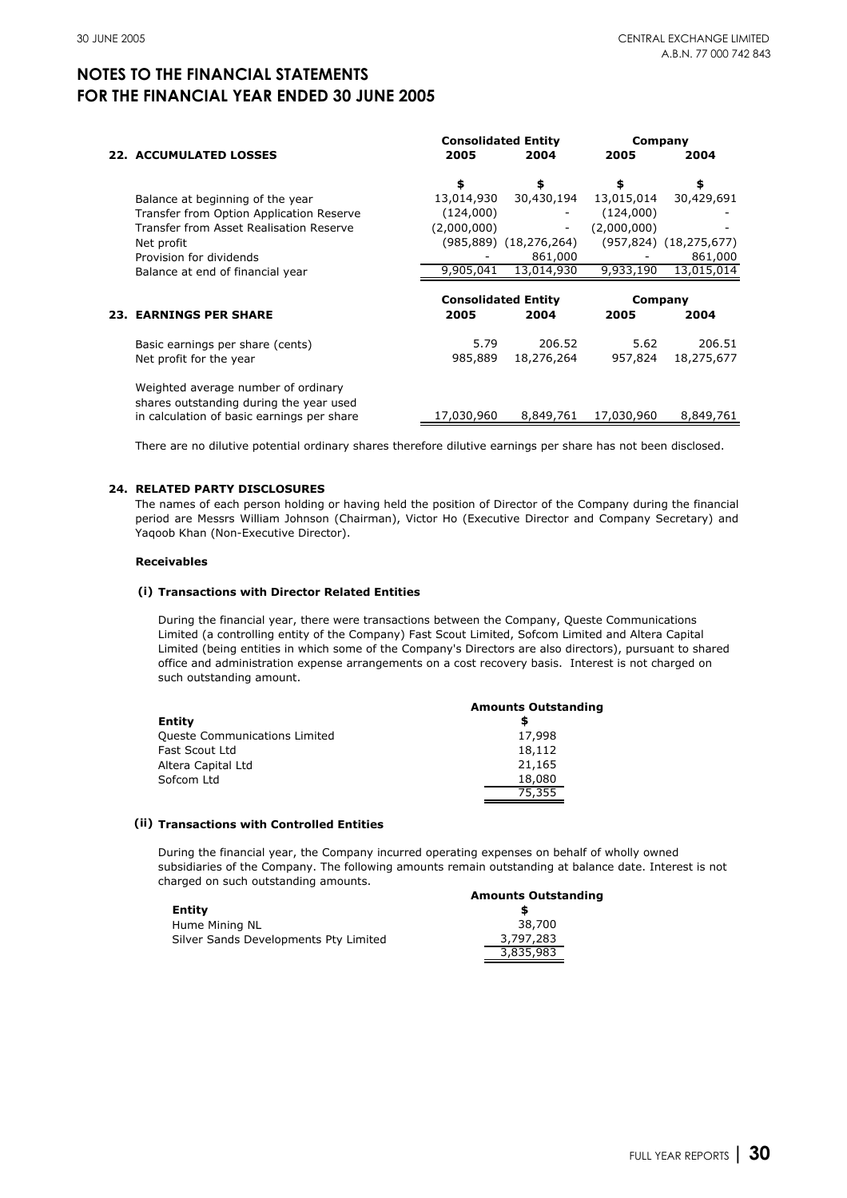# NOTES TO THE FINANCIAL STATEMENTS FOR THE FINANCIAL YEAR ENDED 30 JUNE 2005

| **22. ACCUMULATED LOSSES** | **Consolidated Entity 2005** | **Consolidated Entity 2004** | **Company 2005** | **Company 2004** |
|---|---|---|---|---|
| | **$** | **$** | **$** | **$** |
| Balance at beginning of the year | 13,014,930 | 30,430,194 | 13,015,014 | 30,429,691 |
| Transfer from Option Application Reserve | (124,000) | - | (124,000) | - |
| Transfer from Asset Realisation Reserve | (2,000,000) | - | (2,000,000) | - |
| Net profit | (985,889) | (18,276,264) | (957,824) | (18,275,677) |
| Provision for dividends | - | 861,000 | - | 861,000 |
| Balance at end of financial year | 9,905,041 | 13,014,930 | 9,933,190 | 13,015,014 |

| **23. EARNINGS PER SHARE** | **Consolidated Entity 2005** | **Consolidated Entity 2004** | **Company 2005** | **Company 2004** |
|---|---|---|---|---|
| Basic earnings per share (cents) | 5.79 | 206.52 | 5.62 | 206.51 |
| Net profit for the year | 985,889 | 18,276,264 | 957,824 | 18,275,677 |
| Weighted average number of ordinary shares outstanding during the year used in calculation of basic earnings per share | 17,030,960 | 8,849,761 | 17,030,960 | 8,849,761 |

There are no dilutive potential ordinary shares therefore dilutive earnings per share has not been disclosed.

## 24. RELATED PARTY DISCLOSURES

The names of each person holding or having held the position of Director of the Company during the financial period are Messrs William Johnson (Chairman), Victor Ho (Executive Director and Company Secretary) and Yaqoob Khan (Non-Executive Director).

**Receivables**

**(i) Transactions with Director Related Entities**

During the financial year, there were transactions between the Company, Queste Communications Limited (a controlling entity of the Company) Fast Scout Limited, Sofcom Limited and Altera Capital Limited (being entities in which some of the Company's Directors are also directors), pursuant to shared office and administration expense arrangements on a cost recovery basis. Interest is not charged on such outstanding amount.

| **Entity** | **Amounts Outstanding $** |
|---|---|
| Queste Communications Limited | 17,998 |
| Fast Scout Ltd | 18,112 |
| Altera Capital Ltd | 21,165 |
| Sofcom Ltd | 18,080 |
| | 75,355 |

**(ii) Transactions with Controlled Entities**

During the financial year, the Company incurred operating expenses on behalf of wholly owned subsidiaries of the Company. The following amounts remain outstanding at balance date. Interest is not charged on such outstanding amounts.

| **Entity** | **Amounts Outstanding $** |
|---|---|
| Hume Mining NL | 38,700 |
| Silver Sands Developments Pty Limited | 3,797,283 |
| | 3,835,983 |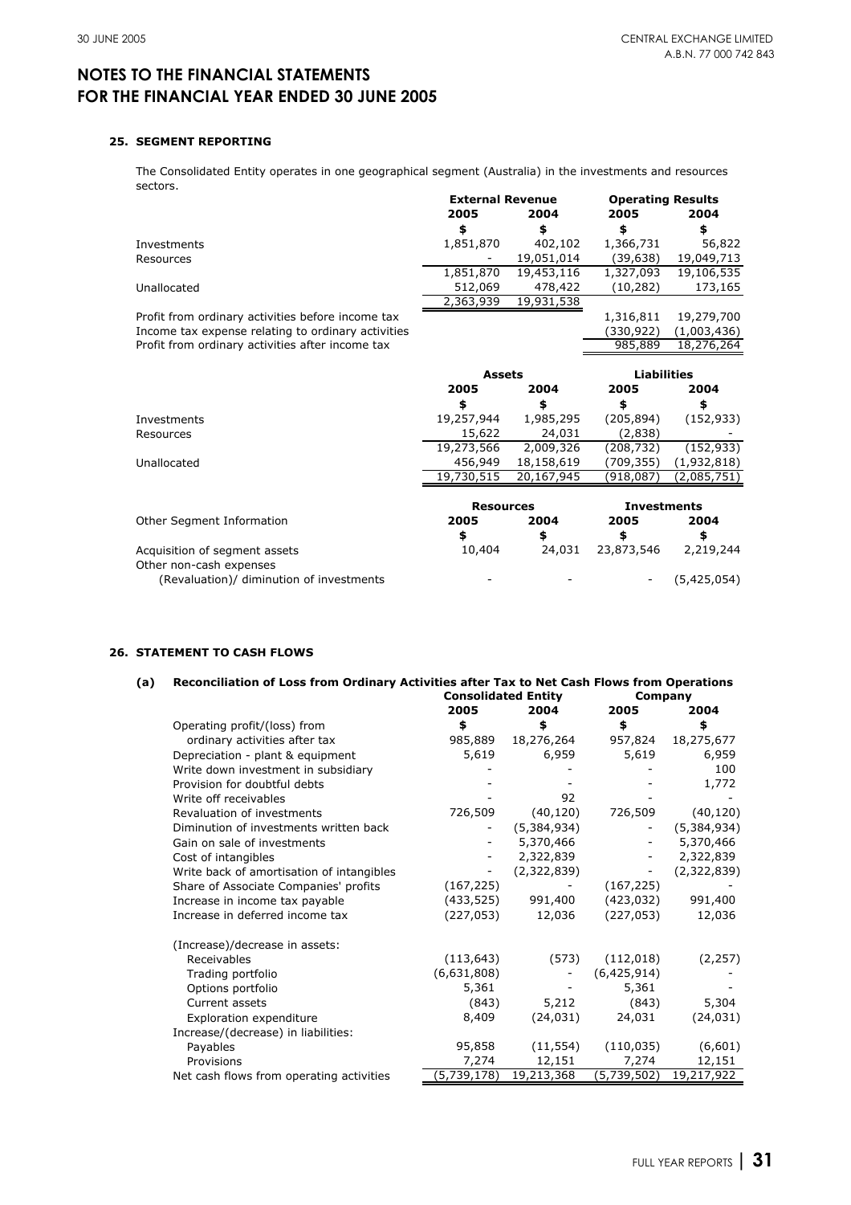# NOTES TO THE FINANCIAL STATEMENTS FOR THE FINANCIAL YEAR ENDED 30 JUNE 2005

### 25. SEGMENT REPORTING

The Consolidated Entity operates in one geographical segment (Australia) in the investments and resources sectors.

| | External Revenue | | Operating Results | |
|---|---|---|---|---|
| | 2005 | 2004 | 2005 | 2004 |
| | $ | $ | $ | $ |
| Investments | 1,851,870 | 402,102 | 1,366,731 | 56,822 |
| Resources | - | 19,051,014 | (39,638) | 19,049,713 |
| | 1,851,870 | 19,453,116 | 1,327,093 | 19,106,535 |
| Unallocated | 512,069 | 478,422 | (10,282) | 173,165 |
| | 2,363,939 | 19,931,538 | | |
| Profit from ordinary activities before income tax | | | 1,316,811 | 19,279,700 |
| Income tax expense relating to ordinary activities | | | (330,922) | (1,003,436) |
| Profit from ordinary activities after income tax | | | 985,889 | 18,276,264 |

| | Assets | | Liabilities | |
|---|---|---|---|---|
| | 2005 | 2004 | 2005 | 2004 |
| | $ | $ | $ | $ |
| Investments | 19,257,944 | 1,985,295 | (205,894) | (152,933) |
| Resources | 15,622 | 24,031 | (2,838) | - |
| | 19,273,566 | 2,009,326 | (208,732) | (152,933) |
| Unallocated | 456,949 | 18,158,619 | (709,355) | (1,932,818) |
| | 19,730,515 | 20,167,945 | (918,087) | (2,085,751) |

| Other Segment Information | Resources | | Investments | |
|---|---|---|---|---|
| | 2005 | 2004 | 2005 | 2004 |
| | $ | $ | $ | $ |
| Acquisition of segment assets | 10,404 | 24,031 | 23,873,546 | 2,219,244 |
| Other non-cash expenses | | | | |
| (Revaluation)/ diminution of investments | - | - | - | (5,425,054) |

### 26. STATEMENT TO CASH FLOWS

**(a) Reconciliation of Loss from Ordinary Activities after Tax to Net Cash Flows from Operations**

| | Consolidated Entity | | Company | |
|---|---|---|---|---|
| | 2005 | 2004 | 2005 | 2004 |
| | $ | $ | $ | $ |
| Operating profit/(loss) from ordinary activities after tax | 985,889 | 18,276,264 | 957,824 | 18,275,677 |
| Depreciation - plant & equipment | 5,619 | 6,959 | 5,619 | 6,959 |
| Write down investment in subsidiary | - | - | - | 100 |
| Provision for doubtful debts | - | - | - | 1,772 |
| Write off receivables | - | 92 | - | - |
| Revaluation of investments | 726,509 | (40,120) | 726,509 | (40,120) |
| Diminution of investments written back | - | (5,384,934) | - | (5,384,934) |
| Gain on sale of investments | - | 5,370,466 | - | 5,370,466 |
| Cost of intangibles | - | 2,322,839 | - | 2,322,839 |
| Write back of amortisation of intangibles | - | (2,322,839) | - | (2,322,839) |
| Share of Associate Companies' profits | (167,225) | - | (167,225) | - |
| Increase in income tax payable | (433,525) | 991,400 | (423,032) | 991,400 |
| Increase in deferred income tax | (227,053) | 12,036 | (227,053) | 12,036 |
| (Increase)/decrease in assets: | | | | |
| Receivables | (113,643) | (573) | (112,018) | (2,257) |
| Trading portfolio | (6,631,808) | - | (6,425,914) | - |
| Options portfolio | 5,361 | - | 5,361 | - |
| Current assets | (843) | 5,212 | (843) | 5,304 |
| Exploration expenditure | 8,409 | (24,031) | 24,031 | (24,031) |
| Increase/(decrease) in liabilities: | | | | |
| Payables | 95,858 | (11,554) | (110,035) | (6,601) |
| Provisions | 7,274 | 12,151 | 7,274 | 12,151 |
| Net cash flows from operating activities | (5,739,178) | 19,213,368 | (5,739,502) | 19,217,922 |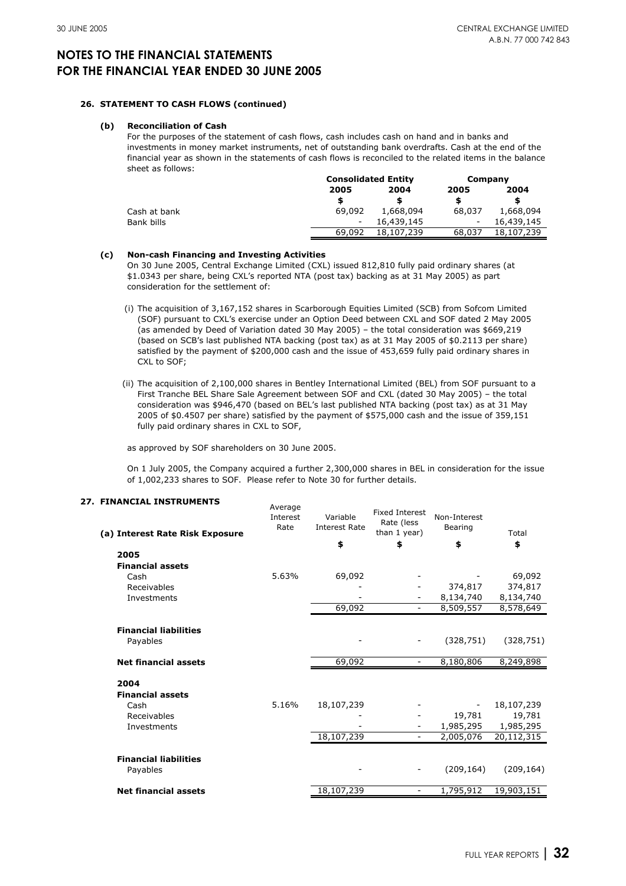# NOTES TO THE FINANCIAL STATEMENTS FOR THE FINANCIAL YEAR ENDED 30 JUNE 2005

**26. STATEMENT TO CASH FLOWS (continued)**

**(b) Reconciliation of Cash**

For the purposes of the statement of cash flows, cash includes cash on hand and in banks and investments in money market instruments, net of outstanding bank overdrafts. Cash at the end of the financial year as shown in the statements of cash flows is reconciled to the related items in the balance sheet as follows:

| | Consolidated Entity | | Company | |
|---|---|---|---|---|
| | 2005 | 2004 | 2005 | 2004 |
| | $ | $ | $ | $ |
| Cash at bank | 69,092 | 1,668,094 | 68,037 | 1,668,094 |
| Bank bills | - | 16,439,145 | - | 16,439,145 |
| | 69,092 | 18,107,239 | 68,037 | 18,107,239 |

**(c) Non-cash Financing and Investing Activities**

On 30 June 2005, Central Exchange Limited (CXL) issued 812,810 fully paid ordinary shares (at $1.0343 per share, being CXL's reported NTA (post tax) backing as at 31 May 2005) as part consideration for the settlement of:

(i) The acquisition of 3,167,152 shares in Scarborough Equities Limited (SCB) from Sofcom Limited (SOF) pursuant to CXL's exercise under an Option Deed between CXL and SOF dated 2 May 2005 (as amended by Deed of Variation dated 30 May 2005) – the total consideration was $669,219 (based on SCB's last published NTA backing (post tax) as at 31 May 2005 of $0.2113 per share) satisfied by the payment of $200,000 cash and the issue of 453,659 fully paid ordinary shares in CXL to SOF;

(ii) The acquisition of 2,100,000 shares in Bentley International Limited (BEL) from SOF pursuant to a First Tranche BEL Share Sale Agreement between SOF and CXL (dated 30 May 2005) – the total consideration was $946,470 (based on BEL's last published NTA backing (post tax) as at 31 May 2005 of $0.4507 per share) satisfied by the payment of $575,000 cash and the issue of 359,151 fully paid ordinary shares in CXL to SOF,

as approved by SOF shareholders on 30 June 2005.

On 1 July 2005, the Company acquired a further 2,300,000 shares in BEL in consideration for the issue of 1,002,233 shares to SOF. Please refer to Note 30 for further details.

**27. FINANCIAL INSTRUMENTS**

| (a) Interest Rate Risk Exposure | Average Interest Rate | Variable Interest Rate | Fixed Interest Rate (less than 1 year) | Non-Interest Bearing | Total |
|---|---|---|---|---|---|
| | | $ | $ | $ | $ |
| **2005** | | | | | |
| **Financial assets** | | | | | |
| Cash | 5.63% | 69,092 | - | - | 69,092 |
| Receivables | | - | - | 374,817 | 374,817 |
| Investments | | - | - | 8,134,740 | 8,134,740 |
| | | 69,092 | - | 8,509,557 | 8,578,649 |
| **Financial liabilities** | | | | | |
| Payables | | - | - | (328,751) | (328,751) |
| **Net financial assets** | | 69,092 | - | 8,180,806 | 8,249,898 |
| **2004** | | | | | |
| **Financial assets** | | | | | |
| Cash | 5.16% | 18,107,239 | - | - | 18,107,239 |
| Receivables | | - | - | 19,781 | 19,781 |
| Investments | | - | - | 1,985,295 | 1,985,295 |
| | | 18,107,239 | - | 2,005,076 | 20,112,315 |
| **Financial liabilities** | | | | | |
| Payables | | - | - | (209,164) | (209,164) |
| **Net financial assets** | | 18,107,239 | - | 1,795,912 | 19,903,151 |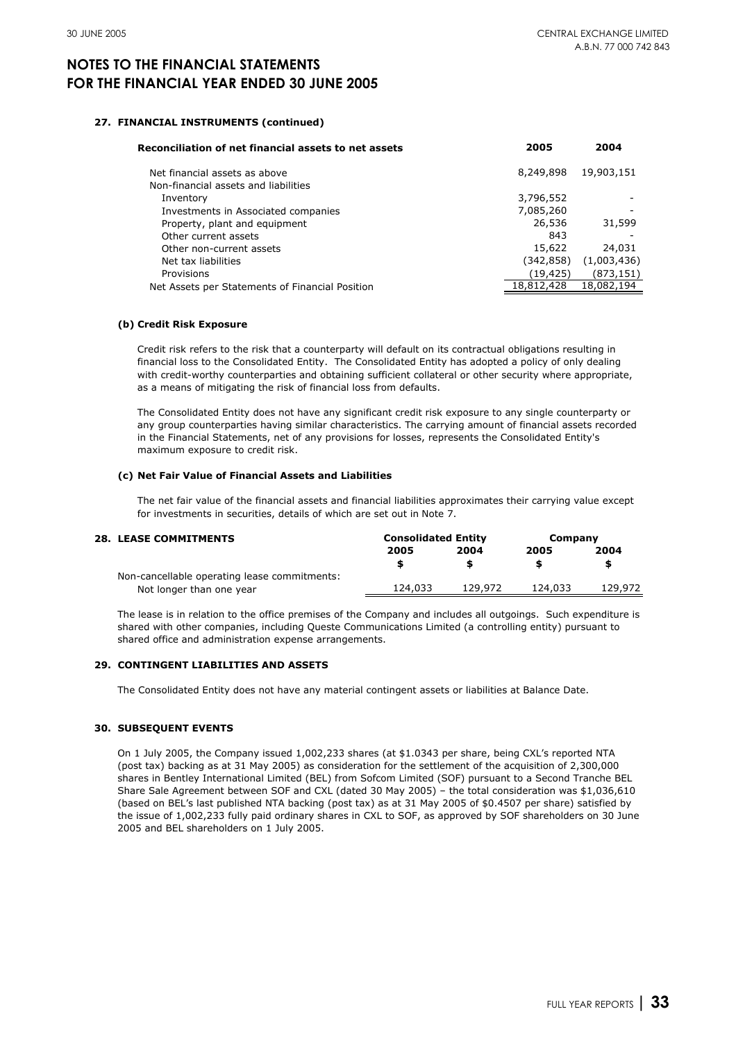# NOTES TO THE FINANCIAL STATEMENTS FOR THE FINANCIAL YEAR ENDED 30 JUNE 2005

### 27. FINANCIAL INSTRUMENTS (continued)

| Reconciliation of net financial assets to net assets | 2005 | 2004 |
|---|---|---|
| Net financial assets as above | 8,249,898 | 19,903,151 |
| Non-financial assets and liabilities | | |
| Inventory | 3,796,552 | - |
| Investments in Associated companies | 7,085,260 | - |
| Property, plant and equipment | 26,536 | 31,599 |
| Other current assets | 843 | - |
| Other non-current assets | 15,622 | 24,031 |
| Net tax liabilities | (342,858) | (1,003,436) |
| Provisions | (19,425) | (873,151) |
| Net Assets per Statements of Financial Position | 18,812,428 | 18,082,194 |

#### (b) Credit Risk Exposure

Credit risk refers to the risk that a counterparty will default on its contractual obligations resulting in financial loss to the Consolidated Entity. The Consolidated Entity has adopted a policy of only dealing with credit-worthy counterparties and obtaining sufficient collateral or other security where appropriate, as a means of mitigating the risk of financial loss from defaults.

The Consolidated Entity does not have any significant credit risk exposure to any single counterparty or any group counterparties having similar characteristics. The carrying amount of financial assets recorded in the Financial Statements, net of any provisions for losses, represents the Consolidated Entity's maximum exposure to credit risk.

#### (c) Net Fair Value of Financial Assets and Liabilities

The net fair value of the financial assets and financial liabilities approximates their carrying value except for investments in securities, details of which are set out in Note 7.

### 28. LEASE COMMITMENTS

| | Consolidated Entity | | Company | |
|---|---|---|---|---|
| | 2005 | 2004 | 2005 | 2004 |
| | $ | $ | $ | $ |
| Non-cancellable operating lease commitments: | | | | |
| Not longer than one year | 124,033 | 129,972 | 124,033 | 129,972 |

The lease is in relation to the office premises of the Company and includes all outgoings. Such expenditure is shared with other companies, including Queste Communications Limited (a controlling entity) pursuant to shared office and administration expense arrangements.

### 29. CONTINGENT LIABILITIES AND ASSETS

The Consolidated Entity does not have any material contingent assets or liabilities at Balance Date.

### 30. SUBSEQUENT EVENTS

On 1 July 2005, the Company issued 1,002,233 shares (at $1.0343 per share, being CXL's reported NTA (post tax) backing as at 31 May 2005) as consideration for the settlement of the acquisition of 2,300,000 shares in Bentley International Limited (BEL) from Sofcom Limited (SOF) pursuant to a Second Tranche BEL Share Sale Agreement between SOF and CXL (dated 30 May 2005) – the total consideration was $1,036,610 (based on BEL's last published NTA backing (post tax) as at 31 May 2005 of $0.4507 per share) satisfied by the issue of 1,002,233 fully paid ordinary shares in CXL to SOF, as approved by SOF shareholders on 30 June 2005 and BEL shareholders on 1 July 2005.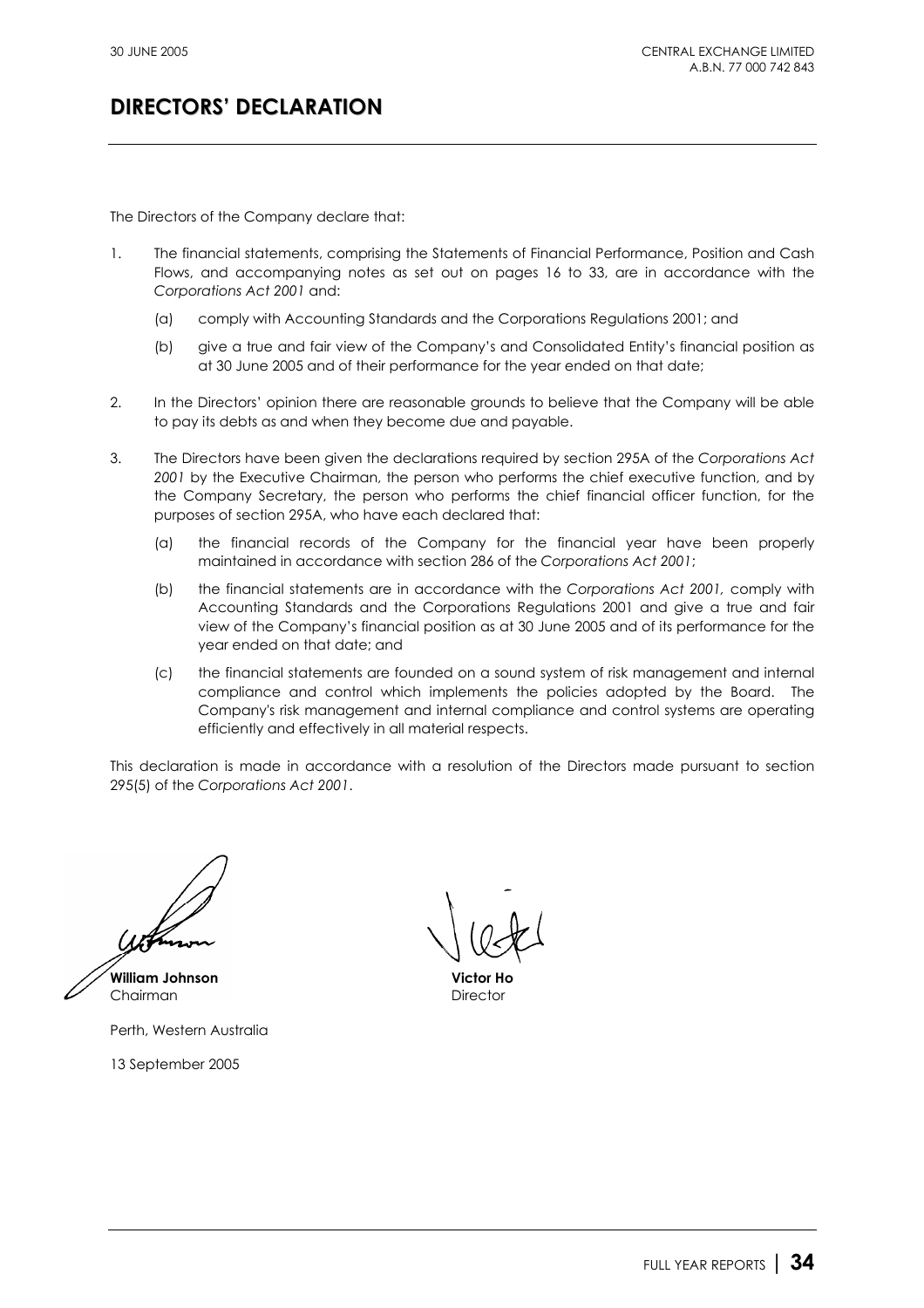# DIRECTORS' DECLARATION

The Directors of the Company declare that:

1. The financial statements, comprising the Statements of Financial Performance, Position and Cash Flows, and accompanying notes as set out on pages 16 to 33, are in accordance with the *Corporations Act 2001* and:

   (a) comply with Accounting Standards and the Corporations Regulations 2001; and

   (b) give a true and fair view of the Company's and Consolidated Entity's financial position as at 30 June 2005 and of their performance for the year ended on that date;

2. In the Directors' opinion there are reasonable grounds to believe that the Company will be able to pay its debts as and when they become due and payable.

3. The Directors have been given the declarations required by section 295A of the *Corporations Act 2001* by the Executive Chairman, the person who performs the chief executive function, and by the Company Secretary, the person who performs the chief financial officer function, for the purposes of section 295A, who have each declared that:

   (a) the financial records of the Company for the financial year have been properly maintained in accordance with section 286 of the *Corporations Act 2001*;

   (b) the financial statements are in accordance with the *Corporations Act 2001,* comply with Accounting Standards and the Corporations Regulations 2001 and give a true and fair view of the Company's financial position as at 30 June 2005 and of its performance for the year ended on that date; and

   (c) the financial statements are founded on a sound system of risk management and internal compliance and control which implements the policies adopted by the Board. The Company's risk management and internal compliance and control systems are operating efficiently and effectively in all material respects.

This declaration is made in accordance with a resolution of the Directors made pursuant to section 295(5) of the *Corporations Act 2001*.

**William Johnson**
Chairman

**Victor Ho**
Director

Perth, Western Australia

13 September 2005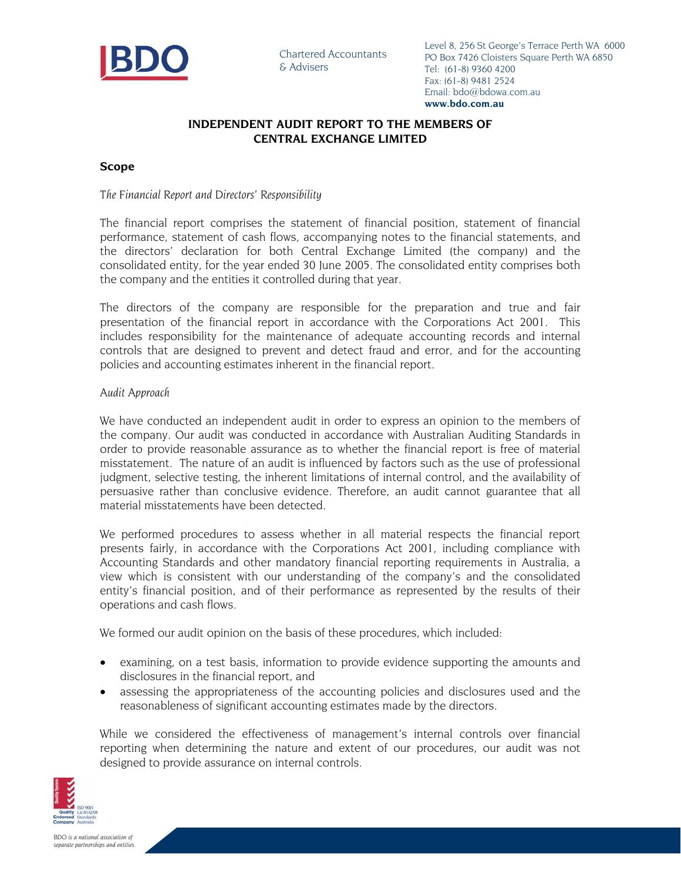BDO

Chartered Accountants
& Advisers

Level 8, 256 St George's Terrace Perth WA 6000
PO Box 7426 Cloisters Square Perth WA 6850
Tel: (61-8) 9360 4200
Fax: (61-8) 9481 2524
Email: bdo@bdowa.com.au
**www.bdo.com.au**

## INDEPENDENT AUDIT REPORT TO THE MEMBERS OF CENTRAL EXCHANGE LIMITED

### Scope

*The Financial Report and Directors' Responsibility*

The financial report comprises the statement of financial position, statement of financial performance, statement of cash flows, accompanying notes to the financial statements, and the directors' declaration for both Central Exchange Limited (the company) and the consolidated entity, for the year ended 30 June 2005. The consolidated entity comprises both the company and the entities it controlled during that year.

The directors of the company are responsible for the preparation and true and fair presentation of the financial report in accordance with the Corporations Act 2001. This includes responsibility for the maintenance of adequate accounting records and internal controls that are designed to prevent and detect fraud and error, and for the accounting policies and accounting estimates inherent in the financial report.

*Audit Approach*

We have conducted an independent audit in order to express an opinion to the members of the company. Our audit was conducted in accordance with Australian Auditing Standards in order to provide reasonable assurance as to whether the financial report is free of material misstatement. The nature of an audit is influenced by factors such as the use of professional judgment, selective testing, the inherent limitations of internal control, and the availability of persuasive rather than conclusive evidence. Therefore, an audit cannot guarantee that all material misstatements have been detected.

We performed procedures to assess whether in all material respects the financial report presents fairly, in accordance with the Corporations Act 2001, including compliance with Accounting Standards and other mandatory financial reporting requirements in Australia, a view which is consistent with our understanding of the company's and the consolidated entity's financial position, and of their performance as represented by the results of their operations and cash flows.

We formed our audit opinion on the basis of these procedures, which included:

- examining, on a test basis, information to provide evidence supporting the amounts and disclosures in the financial report, and
- assessing the appropriateness of the accounting policies and disclosures used and the reasonableness of significant accounting estimates made by the directors.

While we considered the effectiveness of management's internal controls over financial reporting when determining the nature and extent of our procedures, our audit was not designed to provide assurance on internal controls.

Quality Endorsed Company ISO 9001 Lic 8142/08 Standards Australia

*BDO is a national association of separate partnerships and entities.*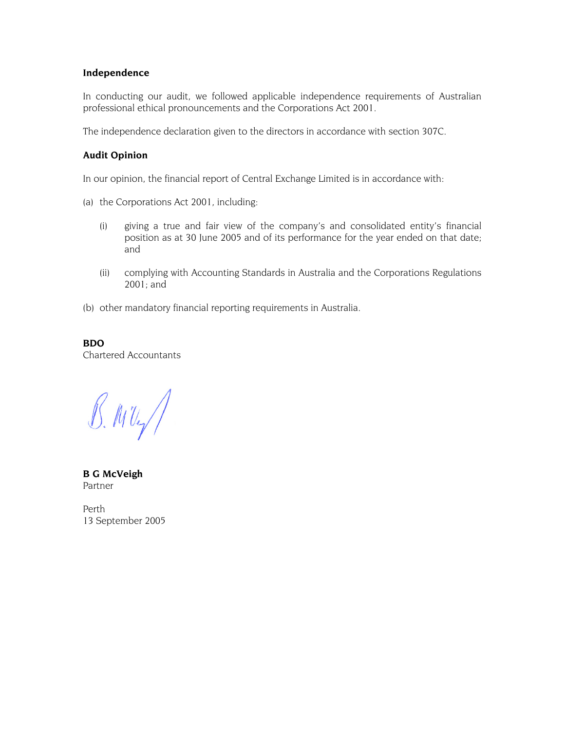**Independence**

In conducting our audit, we followed applicable independence requirements of Australian professional ethical pronouncements and the Corporations Act 2001.

The independence declaration given to the directors in accordance with section 307C.

**Audit Opinion**

In our opinion, the financial report of Central Exchange Limited is in accordance with:

(a) the Corporations Act 2001, including:

  (i) giving a true and fair view of the company's and consolidated entity's financial position as at 30 June 2005 and of its performance for the year ended on that date; and

  (ii) complying with Accounting Standards in Australia and the Corporations Regulations 2001; and

(b) other mandatory financial reporting requirements in Australia.

**BDO**
Chartered Accountants

**B G McVeigh**
Partner

Perth
13 September 2005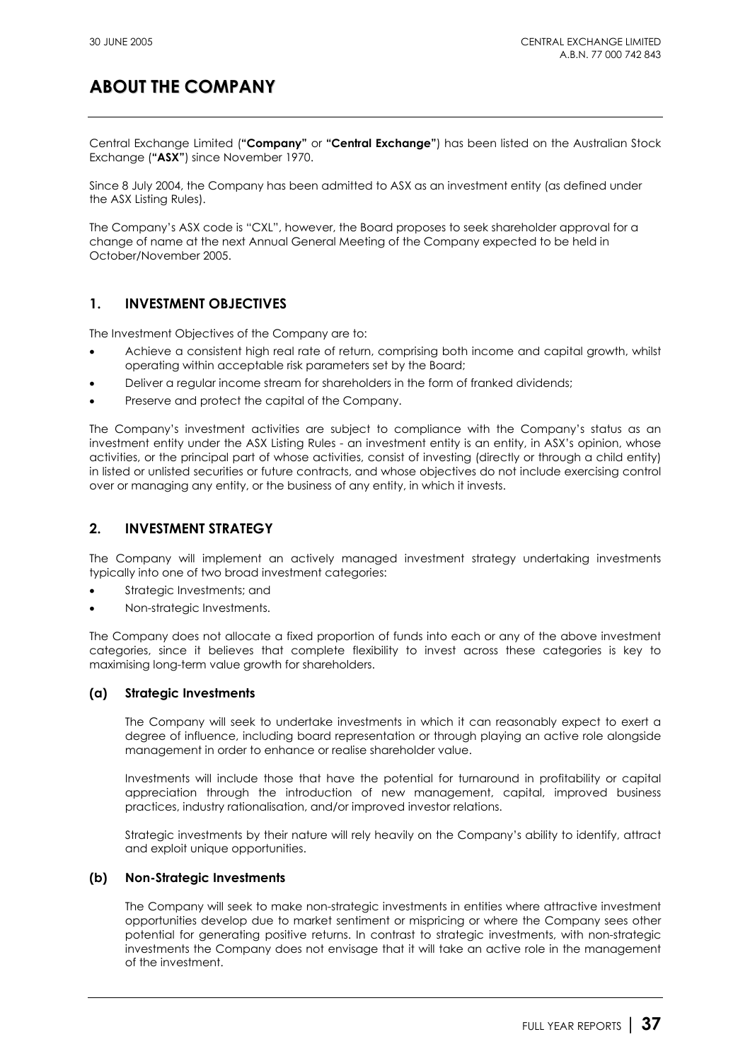# ABOUT THE COMPANY

Central Exchange Limited (**"Company"** or **"Central Exchange"**) has been listed on the Australian Stock Exchange (**"ASX"**) since November 1970.

Since 8 July 2004, the Company has been admitted to ASX as an investment entity (as defined under the ASX Listing Rules).

The Company's ASX code is "CXL", however, the Board proposes to seek shareholder approval for a change of name at the next Annual General Meeting of the Company expected to be held in October/November 2005.

## 1. INVESTMENT OBJECTIVES

The Investment Objectives of the Company are to:

- Achieve a consistent high real rate of return, comprising both income and capital growth, whilst operating within acceptable risk parameters set by the Board;
- Deliver a regular income stream for shareholders in the form of franked dividends;
- Preserve and protect the capital of the Company.

The Company's investment activities are subject to compliance with the Company's status as an investment entity under the ASX Listing Rules - an investment entity is an entity, in ASX's opinion, whose activities, or the principal part of whose activities, consist of investing (directly or through a child entity) in listed or unlisted securities or future contracts, and whose objectives do not include exercising control over or managing any entity, or the business of any entity, in which it invests.

## 2. INVESTMENT STRATEGY

The Company will implement an actively managed investment strategy undertaking investments typically into one of two broad investment categories:

- Strategic Investments; and
- Non-strategic Investments.

The Company does not allocate a fixed proportion of funds into each or any of the above investment categories, since it believes that complete flexibility to invest across these categories is key to maximising long-term value growth for shareholders.

### (a) Strategic Investments

The Company will seek to undertake investments in which it can reasonably expect to exert a degree of influence, including board representation or through playing an active role alongside management in order to enhance or realise shareholder value.

Investments will include those that have the potential for turnaround in profitability or capital appreciation through the introduction of new management, capital, improved business practices, industry rationalisation, and/or improved investor relations.

Strategic investments by their nature will rely heavily on the Company's ability to identify, attract and exploit unique opportunities.

### (b) Non-Strategic Investments

The Company will seek to make non-strategic investments in entities where attractive investment opportunities develop due to market sentiment or mispricing or where the Company sees other potential for generating positive returns. In contrast to strategic investments, with non-strategic investments the Company does not envisage that it will take an active role in the management of the investment.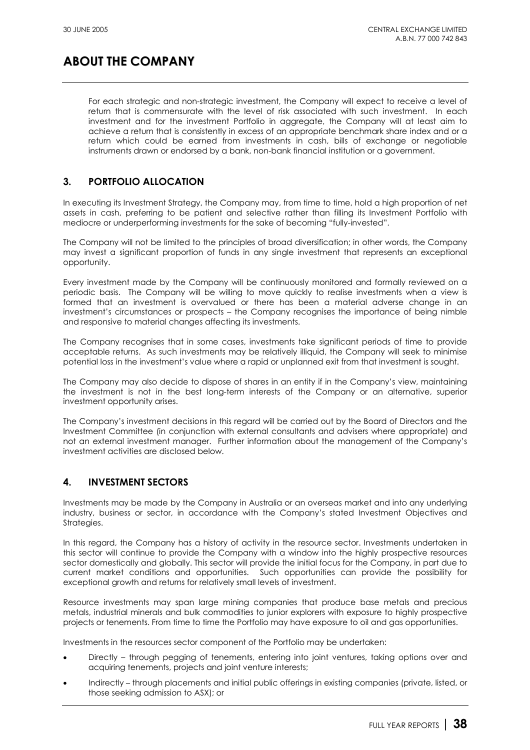# ABOUT THE COMPANY

For each strategic and non-strategic investment, the Company will expect to receive a level of return that is commensurate with the level of risk associated with such investment. In each investment and for the investment Portfolio in aggregate, the Company will at least aim to achieve a return that is consistently in excess of an appropriate benchmark share index and or a return which could be earned from investments in cash, bills of exchange or negotiable instruments drawn or endorsed by a bank, non-bank financial institution or a government.

## 3. PORTFOLIO ALLOCATION

In executing its Investment Strategy, the Company may, from time to time, hold a high proportion of net assets in cash, preferring to be patient and selective rather than filling its Investment Portfolio with mediocre or underperforming investments for the sake of becoming "fully-invested".

The Company will not be limited to the principles of broad diversification; in other words, the Company may invest a significant proportion of funds in any single investment that represents an exceptional opportunity.

Every investment made by the Company will be continuously monitored and formally reviewed on a periodic basis. The Company will be willing to move quickly to realise investments when a view is formed that an investment is overvalued or there has been a material adverse change in an investment's circumstances or prospects – the Company recognises the importance of being nimble and responsive to material changes affecting its investments.

The Company recognises that in some cases, investments take significant periods of time to provide acceptable returns. As such investments may be relatively illiquid, the Company will seek to minimise potential loss in the investment's value where a rapid or unplanned exit from that investment is sought.

The Company may also decide to dispose of shares in an entity if in the Company's view, maintaining the investment is not in the best long-term interests of the Company or an alternative, superior investment opportunity arises.

The Company's investment decisions in this regard will be carried out by the Board of Directors and the Investment Committee (in conjunction with external consultants and advisers where appropriate) and not an external investment manager. Further information about the management of the Company's investment activities are disclosed below.

## 4. INVESTMENT SECTORS

Investments may be made by the Company in Australia or an overseas market and into any underlying industry, business or sector, in accordance with the Company's stated Investment Objectives and Strategies.

In this regard, the Company has a history of activity in the resource sector. Investments undertaken in this sector will continue to provide the Company with a window into the highly prospective resources sector domestically and globally. This sector will provide the initial focus for the Company, in part due to current market conditions and opportunities. Such opportunities can provide the possibility for exceptional growth and returns for relatively small levels of investment.

Resource investments may span large mining companies that produce base metals and precious metals, industrial minerals and bulk commodities to junior explorers with exposure to highly prospective projects or tenements. From time to time the Portfolio may have exposure to oil and gas opportunities.

Investments in the resources sector component of the Portfolio may be undertaken:

- Directly – through pegging of tenements, entering into joint ventures, taking options over and acquiring tenements, projects and joint venture interests;
- Indirectly – through placements and initial public offerings in existing companies (private, listed, or those seeking admission to ASX); or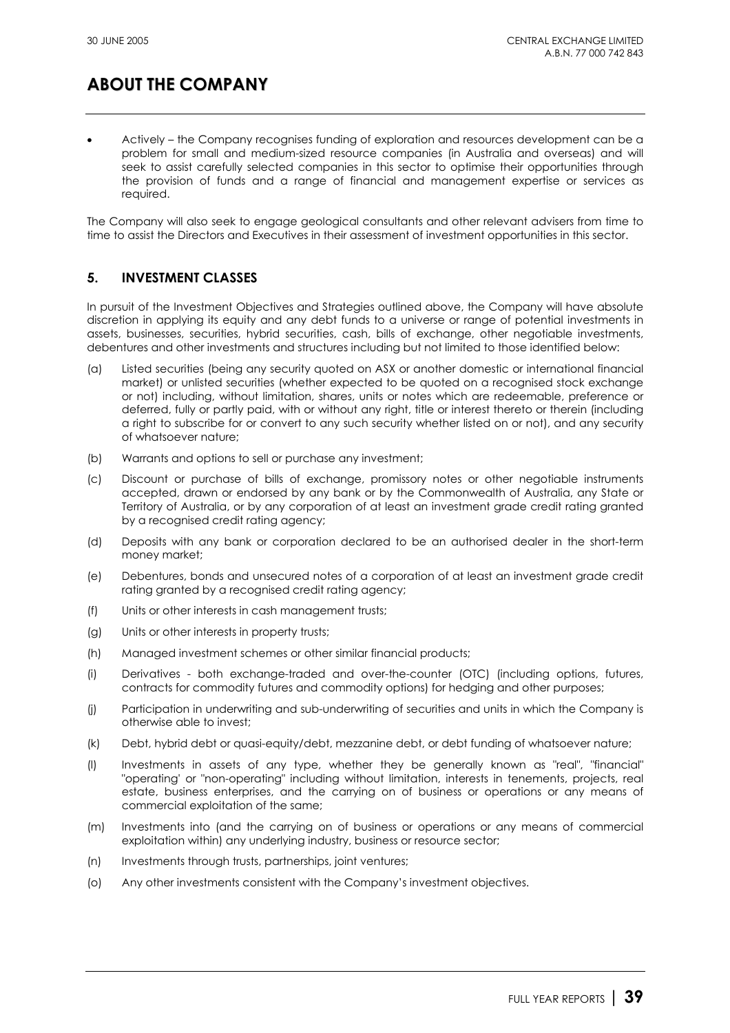# ABOUT THE COMPANY

- Actively – the Company recognises funding of exploration and resources development can be a problem for small and medium-sized resource companies (in Australia and overseas) and will seek to assist carefully selected companies in this sector to optimise their opportunities through the provision of funds and a range of financial and management expertise or services as required.

The Company will also seek to engage geological consultants and other relevant advisers from time to time to assist the Directors and Executives in their assessment of investment opportunities in this sector.

## 5. INVESTMENT CLASSES

In pursuit of the Investment Objectives and Strategies outlined above, the Company will have absolute discretion in applying its equity and any debt funds to a universe or range of potential investments in assets, businesses, securities, hybrid securities, cash, bills of exchange, other negotiable investments, debentures and other investments and structures including but not limited to those identified below:

(a) Listed securities (being any security quoted on ASX or another domestic or international financial market) or unlisted securities (whether expected to be quoted on a recognised stock exchange or not) including, without limitation, shares, units or notes which are redeemable, preference or deferred, fully or partly paid, with or without any right, title or interest thereto or therein (including a right to subscribe for or convert to any such security whether listed on or not), and any security of whatsoever nature;

(b) Warrants and options to sell or purchase any investment;

(c) Discount or purchase of bills of exchange, promissory notes or other negotiable instruments accepted, drawn or endorsed by any bank or by the Commonwealth of Australia, any State or Territory of Australia, or by any corporation of at least an investment grade credit rating granted by a recognised credit rating agency;

(d) Deposits with any bank or corporation declared to be an authorised dealer in the short-term money market;

(e) Debentures, bonds and unsecured notes of a corporation of at least an investment grade credit rating granted by a recognised credit rating agency;

(f) Units or other interests in cash management trusts;

(g) Units or other interests in property trusts;

(h) Managed investment schemes or other similar financial products;

(i) Derivatives - both exchange-traded and over-the-counter (OTC) (including options, futures, contracts for commodity futures and commodity options) for hedging and other purposes;

(j) Participation in underwriting and sub-underwriting of securities and units in which the Company is otherwise able to invest;

(k) Debt, hybrid debt or quasi-equity/debt, mezzanine debt, or debt funding of whatsoever nature;

(l) Investments in assets of any type, whether they be generally known as "real", "financial" "operating' or "non-operating" including without limitation, interests in tenements, projects, real estate, business enterprises, and the carrying on of business or operations or any means of commercial exploitation of the same;

(m) Investments into (and the carrying on of business or operations or any means of commercial exploitation within) any underlying industry, business or resource sector;

(n) Investments through trusts, partnerships, joint ventures;

(o) Any other investments consistent with the Company's investment objectives.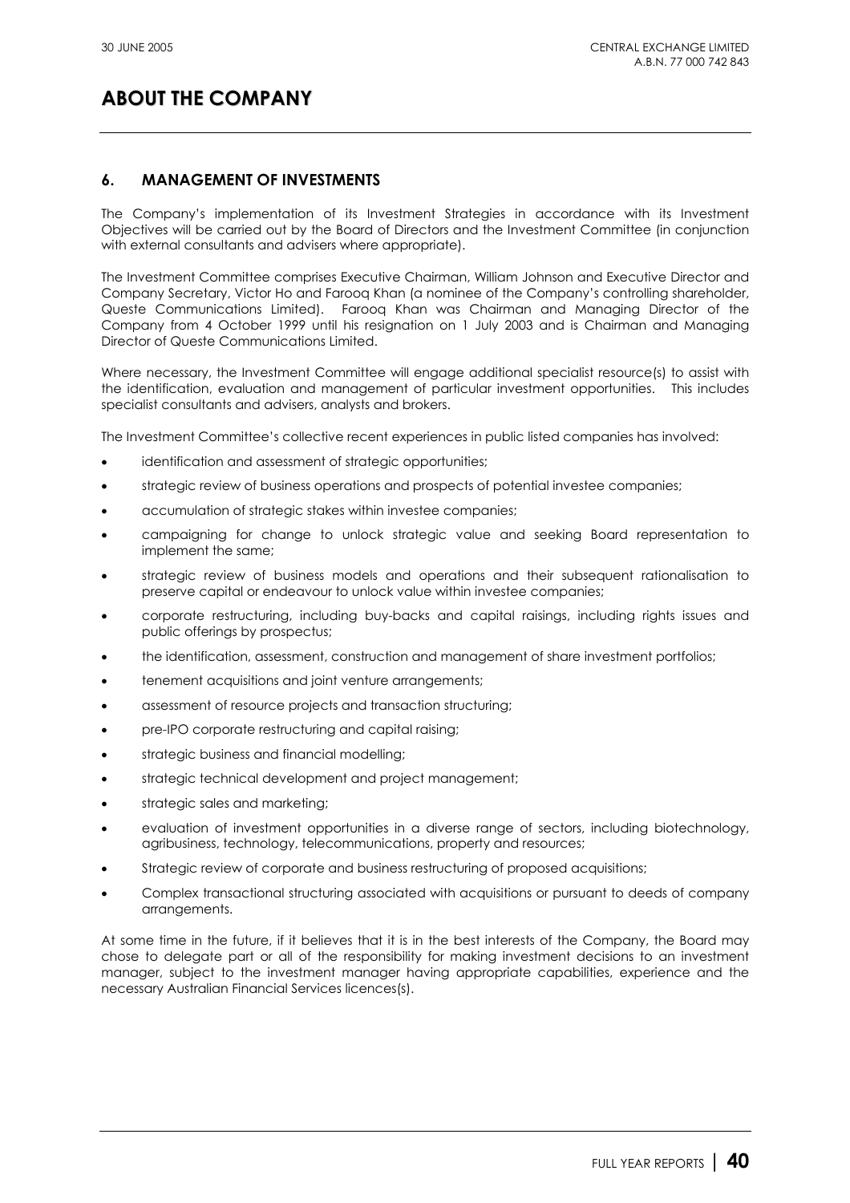# ABOUT THE COMPANY

## 6. MANAGEMENT OF INVESTMENTS

The Company's implementation of its Investment Strategies in accordance with its Investment Objectives will be carried out by the Board of Directors and the Investment Committee (in conjunction with external consultants and advisers where appropriate).

The Investment Committee comprises Executive Chairman, William Johnson and Executive Director and Company Secretary, Victor Ho and Farooq Khan (a nominee of the Company's controlling shareholder, Queste Communications Limited). Farooq Khan was Chairman and Managing Director of the Company from 4 October 1999 until his resignation on 1 July 2003 and is Chairman and Managing Director of Queste Communications Limited.

Where necessary, the Investment Committee will engage additional specialist resource(s) to assist with the identification, evaluation and management of particular investment opportunities. This includes specialist consultants and advisers, analysts and brokers.

The Investment Committee's collective recent experiences in public listed companies has involved:

- identification and assessment of strategic opportunities;
- strategic review of business operations and prospects of potential investee companies;
- accumulation of strategic stakes within investee companies;
- campaigning for change to unlock strategic value and seeking Board representation to implement the same;
- strategic review of business models and operations and their subsequent rationalisation to preserve capital or endeavour to unlock value within investee companies;
- corporate restructuring, including buy-backs and capital raisings, including rights issues and public offerings by prospectus;
- the identification, assessment, construction and management of share investment portfolios;
- tenement acquisitions and joint venture arrangements;
- assessment of resource projects and transaction structuring;
- pre-IPO corporate restructuring and capital raising;
- strategic business and financial modelling;
- strategic technical development and project management;
- strategic sales and marketing;
- evaluation of investment opportunities in a diverse range of sectors, including biotechnology, agribusiness, technology, telecommunications, property and resources;
- Strategic review of corporate and business restructuring of proposed acquisitions;
- Complex transactional structuring associated with acquisitions or pursuant to deeds of company arrangements.

At some time in the future, if it believes that it is in the best interests of the Company, the Board may chose to delegate part or all of the responsibility for making investment decisions to an investment manager, subject to the investment manager having appropriate capabilities, experience and the necessary Australian Financial Services licences(s).